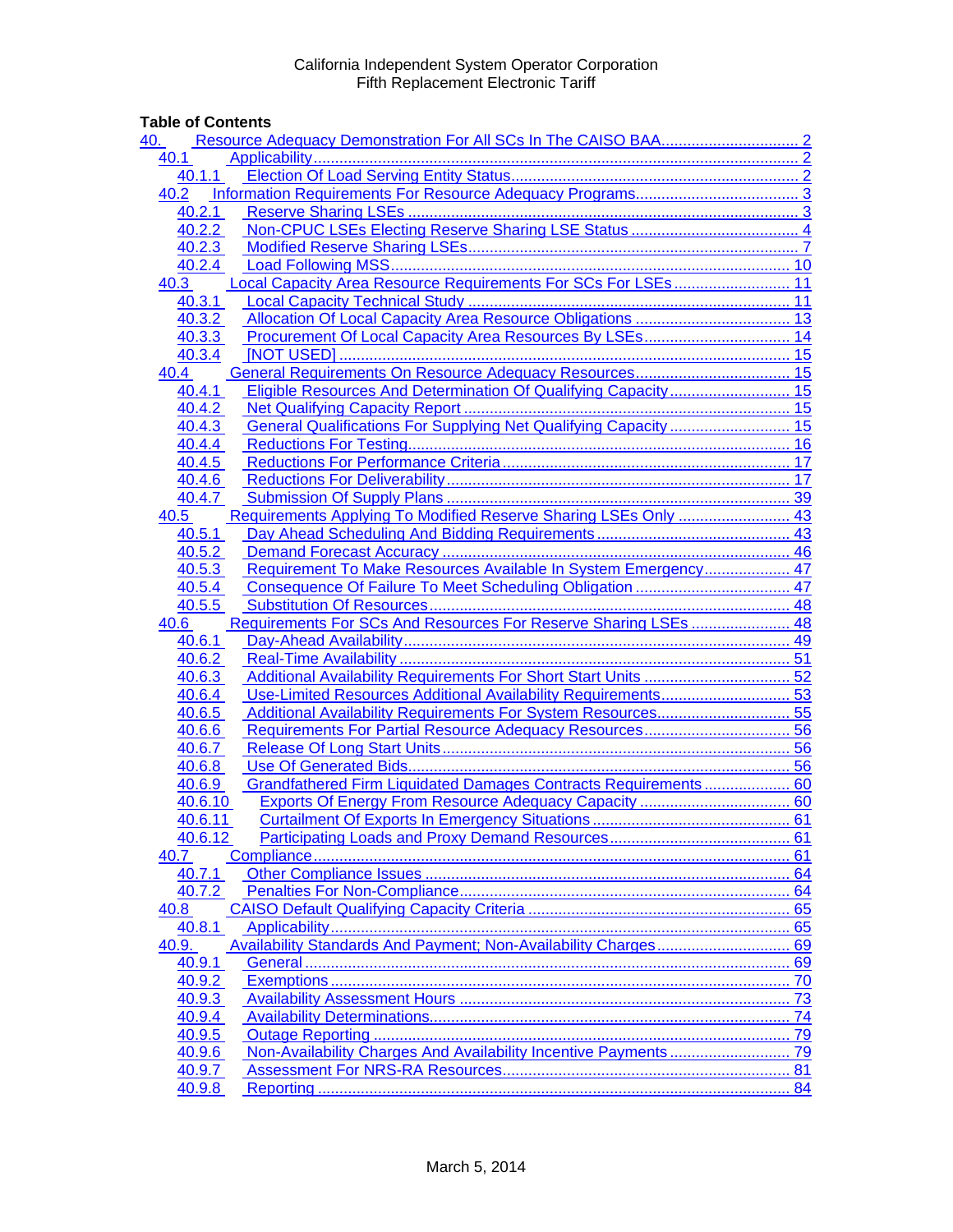California Independent System Operator Corporation
Fifth Replacement Electronic Tariff

**Table of Contents**

- 40. Resource Adequacy Demonstration For All SCs In The CAISO BAA ........ 2
  - 40.1 Applicability ........ 2
    - 40.1.1 Election Of Load Serving Entity Status ........ 2
  - 40.2 Information Requirements For Resource Adequacy Programs ........ 3
    - 40.2.1 Reserve Sharing LSEs ........ 3
    - 40.2.2 Non-CPUC LSEs Electing Reserve Sharing LSE Status ........ 4
    - 40.2.3 Modified Reserve Sharing LSEs ........ 7
    - 40.2.4 Load Following MSS ........ 10
  - 40.3 Local Capacity Area Resource Requirements For SCs For LSEs ........ 11
    - 40.3.1 Local Capacity Technical Study ........ 11
    - 40.3.2 Allocation Of Local Capacity Area Resource Obligations ........ 13
    - 40.3.3 Procurement Of Local Capacity Area Resources By LSEs ........ 14
    - 40.3.4 [NOT USED] ........ 15
  - 40.4 General Requirements On Resource Adequacy Resources ........ 15
    - 40.4.1 Eligible Resources And Determination Of Qualifying Capacity ........ 15
    - 40.4.2 Net Qualifying Capacity Report ........ 15
    - 40.4.3 General Qualifications For Supplying Net Qualifying Capacity ........ 15
    - 40.4.4 Reductions For Testing ........ 16
    - 40.4.5 Reductions For Performance Criteria ........ 17
    - 40.4.6 Reductions For Deliverability ........ 17
    - 40.4.7 Submission Of Supply Plans ........ 39
  - 40.5 Requirements Applying To Modified Reserve Sharing LSEs Only ........ 43
    - 40.5.1 Day Ahead Scheduling And Bidding Requirements ........ 43
    - 40.5.2 Demand Forecast Accuracy ........ 46
    - 40.5.3 Requirement To Make Resources Available In System Emergency ........ 47
    - 40.5.4 Consequence Of Failure To Meet Scheduling Obligation ........ 47
    - 40.5.5 Substitution Of Resources ........ 48
  - 40.6 Requirements For SCs And Resources For Reserve Sharing LSEs ........ 48
    - 40.6.1 Day-Ahead Availability ........ 49
    - 40.6.2 Real-Time Availability ........ 51
    - 40.6.3 Additional Availability Requirements For Short Start Units ........ 52
    - 40.6.4 Use-Limited Resources Additional Availability Requirements ........ 53
    - 40.6.5 Additional Availability Requirements For System Resources ........ 55
    - 40.6.6 Requirements For Partial Resource Adequacy Resources ........ 56
    - 40.6.7 Release Of Long Start Units ........ 56
    - 40.6.8 Use Of Generated Bids ........ 56
    - 40.6.9 Grandfathered Firm Liquidated Damages Contracts Requirements ........ 60
    - 40.6.10 Exports Of Energy From Resource Adequacy Capacity ........ 60
    - 40.6.11 Curtailment Of Exports In Emergency Situations ........ 61
    - 40.6.12 Participating Loads and Proxy Demand Resources ........ 61
  - 40.7 Compliance ........ 61
    - 40.7.1 Other Compliance Issues ........ 64
    - 40.7.2 Penalties For Non-Compliance ........ 64
  - 40.8 CAISO Default Qualifying Capacity Criteria ........ 65
    - 40.8.1 Applicability ........ 65
  - 40.9. Availability Standards And Payment; Non-Availability Charges ........ 69
    - 40.9.1 General ........ 69
    - 40.9.2 Exemptions ........ 70
    - 40.9.3 Availability Assessment Hours ........ 73
    - 40.9.4 Availability Determinations ........ 74
    - 40.9.5 Outage Reporting ........ 79
    - 40.9.6 Non-Availability Charges And Availability Incentive Payments ........ 79
    - 40.9.7 Assessment For NRS-RA Resources ........ 81
    - 40.9.8 Reporting ........ 84

March 5, 2014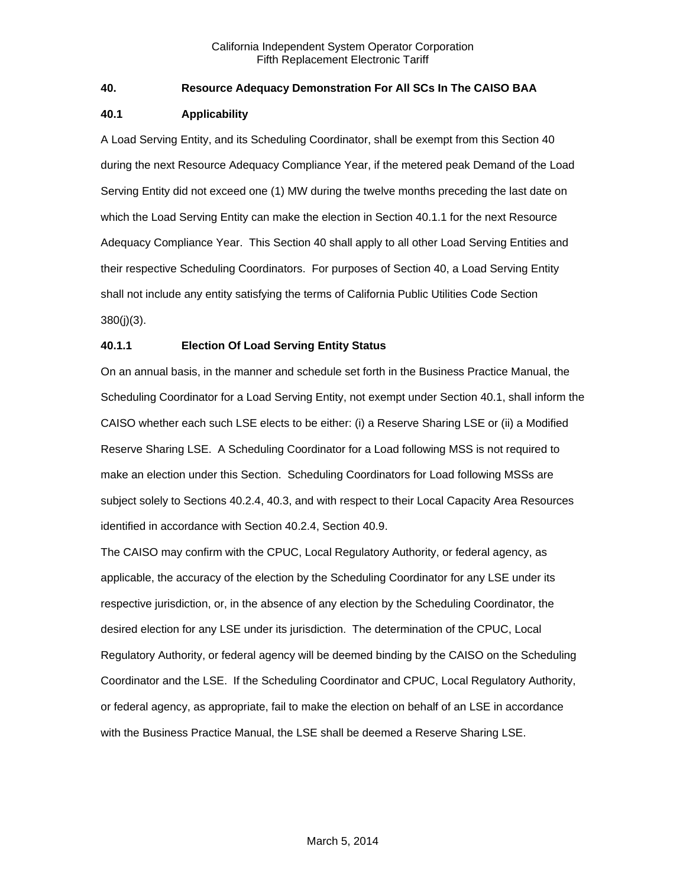## 40. Resource Adequacy Demonstration For All SCs In The CAISO BAA

### 40.1 Applicability

A Load Serving Entity, and its Scheduling Coordinator, shall be exempt from this Section 40 during the next Resource Adequacy Compliance Year, if the metered peak Demand of the Load Serving Entity did not exceed one (1) MW during the twelve months preceding the last date on which the Load Serving Entity can make the election in Section 40.1.1 for the next Resource Adequacy Compliance Year. This Section 40 shall apply to all other Load Serving Entities and their respective Scheduling Coordinators. For purposes of Section 40, a Load Serving Entity shall not include any entity satisfying the terms of California Public Utilities Code Section 380(j)(3).

#### 40.1.1 Election Of Load Serving Entity Status

On an annual basis, in the manner and schedule set forth in the Business Practice Manual, the Scheduling Coordinator for a Load Serving Entity, not exempt under Section 40.1, shall inform the CAISO whether each such LSE elects to be either: (i) a Reserve Sharing LSE or (ii) a Modified Reserve Sharing LSE. A Scheduling Coordinator for a Load following MSS is not required to make an election under this Section. Scheduling Coordinators for Load following MSSs are subject solely to Sections 40.2.4, 40.3, and with respect to their Local Capacity Area Resources identified in accordance with Section 40.2.4, Section 40.9.

The CAISO may confirm with the CPUC, Local Regulatory Authority, or federal agency, as applicable, the accuracy of the election by the Scheduling Coordinator for any LSE under its respective jurisdiction, or, in the absence of any election by the Scheduling Coordinator, the desired election for any LSE under its jurisdiction. The determination of the CPUC, Local Regulatory Authority, or federal agency will be deemed binding by the CAISO on the Scheduling Coordinator and the LSE. If the Scheduling Coordinator and CPUC, Local Regulatory Authority, or federal agency, as appropriate, fail to make the election on behalf of an LSE in accordance with the Business Practice Manual, the LSE shall be deemed a Reserve Sharing LSE.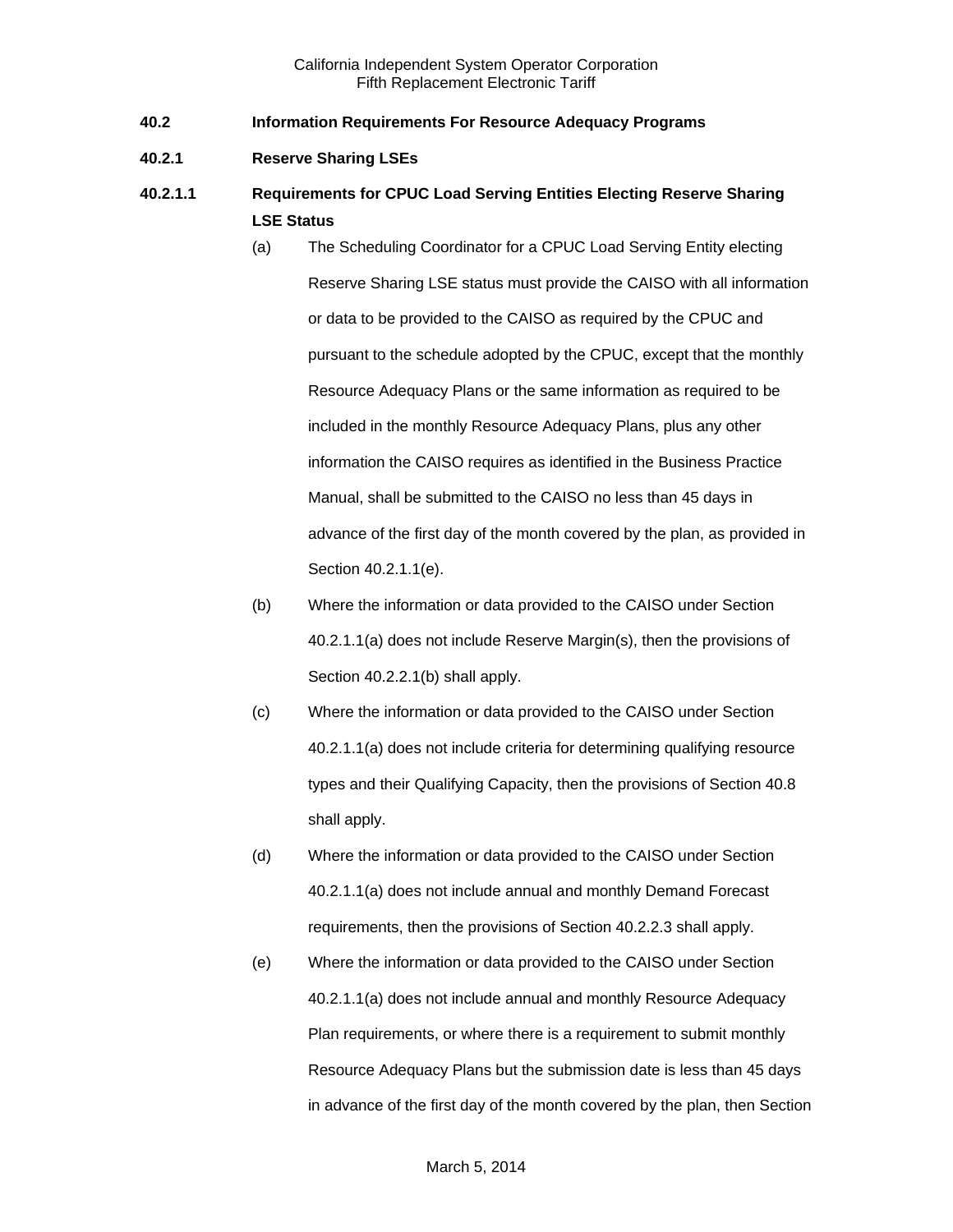**40.2 Information Requirements For Resource Adequacy Programs**

**40.2.1 Reserve Sharing LSEs**

**40.2.1.1 Requirements for CPUC Load Serving Entities Electing Reserve Sharing LSE Status**

(a) The Scheduling Coordinator for a CPUC Load Serving Entity electing Reserve Sharing LSE status must provide the CAISO with all information or data to be provided to the CAISO as required by the CPUC and pursuant to the schedule adopted by the CPUC, except that the monthly Resource Adequacy Plans or the same information as required to be included in the monthly Resource Adequacy Plans, plus any other information the CAISO requires as identified in the Business Practice Manual, shall be submitted to the CAISO no less than 45 days in advance of the first day of the month covered by the plan, as provided in Section 40.2.1.1(e).

(b) Where the information or data provided to the CAISO under Section 40.2.1.1(a) does not include Reserve Margin(s), then the provisions of Section 40.2.2.1(b) shall apply.

(c) Where the information or data provided to the CAISO under Section 40.2.1.1(a) does not include criteria for determining qualifying resource types and their Qualifying Capacity, then the provisions of Section 40.8 shall apply.

(d) Where the information or data provided to the CAISO under Section 40.2.1.1(a) does not include annual and monthly Demand Forecast requirements, then the provisions of Section 40.2.2.3 shall apply.

(e) Where the information or data provided to the CAISO under Section 40.2.1.1(a) does not include annual and monthly Resource Adequacy Plan requirements, or where there is a requirement to submit monthly Resource Adequacy Plans but the submission date is less than 45 days in advance of the first day of the month covered by the plan, then Section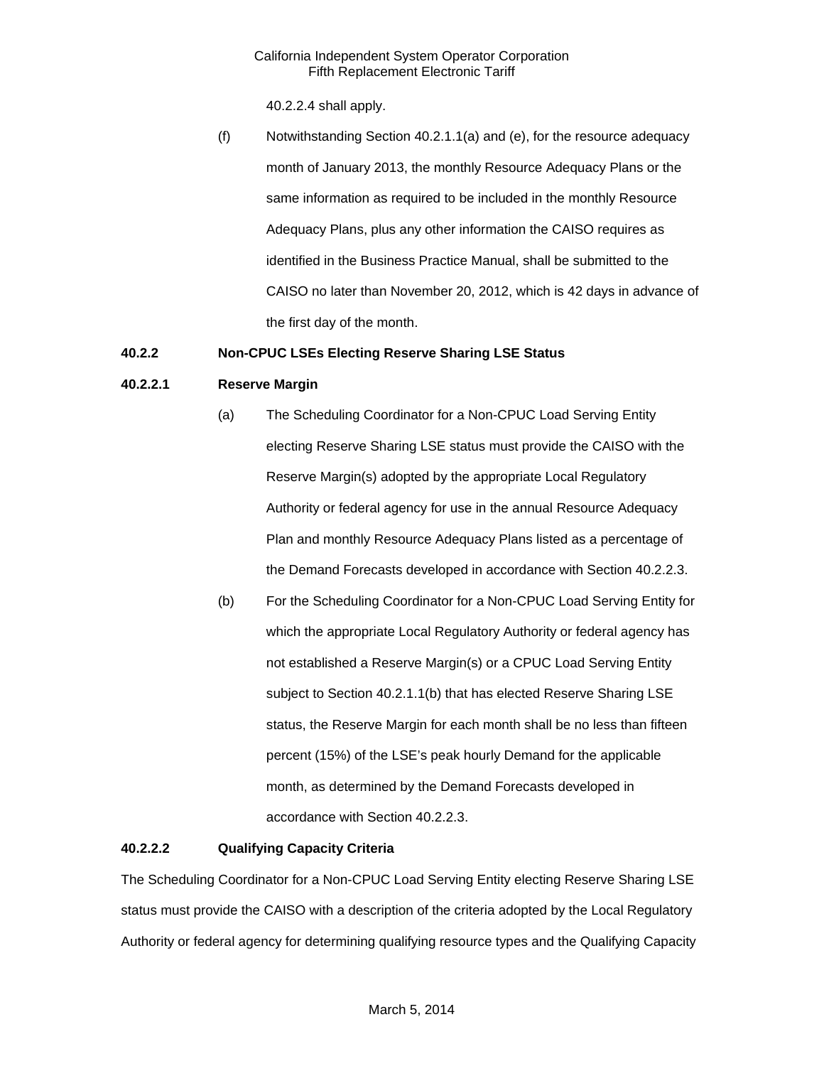40.2.2.4 shall apply.

(f) Notwithstanding Section 40.2.1.1(a) and (e), for the resource adequacy month of January 2013, the monthly Resource Adequacy Plans or the same information as required to be included in the monthly Resource Adequacy Plans, plus any other information the CAISO requires as identified in the Business Practice Manual, shall be submitted to the CAISO no later than November 20, 2012, which is 42 days in advance of the first day of the month.

**40.2.2 Non-CPUC LSEs Electing Reserve Sharing LSE Status**

**40.2.2.1 Reserve Margin**

(a) The Scheduling Coordinator for a Non-CPUC Load Serving Entity electing Reserve Sharing LSE status must provide the CAISO with the Reserve Margin(s) adopted by the appropriate Local Regulatory Authority or federal agency for use in the annual Resource Adequacy Plan and monthly Resource Adequacy Plans listed as a percentage of the Demand Forecasts developed in accordance with Section 40.2.2.3.

(b) For the Scheduling Coordinator for a Non-CPUC Load Serving Entity for which the appropriate Local Regulatory Authority or federal agency has not established a Reserve Margin(s) or a CPUC Load Serving Entity subject to Section 40.2.1.1(b) that has elected Reserve Sharing LSE status, the Reserve Margin for each month shall be no less than fifteen percent (15%) of the LSE's peak hourly Demand for the applicable month, as determined by the Demand Forecasts developed in accordance with Section 40.2.2.3.

**40.2.2.2 Qualifying Capacity Criteria**

The Scheduling Coordinator for a Non-CPUC Load Serving Entity electing Reserve Sharing LSE status must provide the CAISO with a description of the criteria adopted by the Local Regulatory Authority or federal agency for determining qualifying resource types and the Qualifying Capacity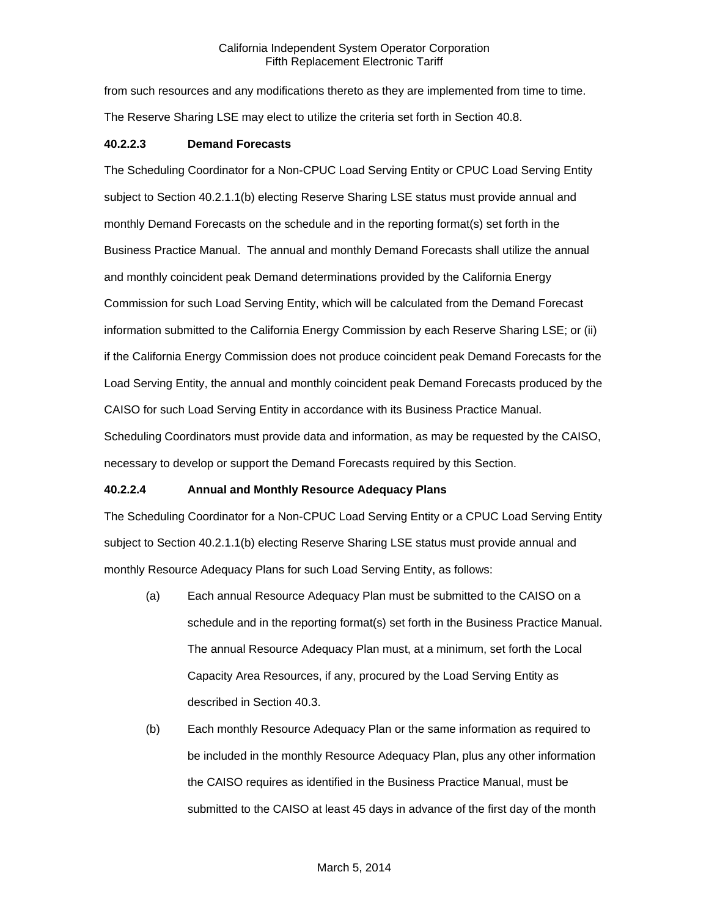from such resources and any modifications thereto as they are implemented from time to time. The Reserve Sharing LSE may elect to utilize the criteria set forth in Section 40.8.

**40.2.2.3 Demand Forecasts**

The Scheduling Coordinator for a Non-CPUC Load Serving Entity or CPUC Load Serving Entity subject to Section 40.2.1.1(b) electing Reserve Sharing LSE status must provide annual and monthly Demand Forecasts on the schedule and in the reporting format(s) set forth in the Business Practice Manual. The annual and monthly Demand Forecasts shall utilize the annual and monthly coincident peak Demand determinations provided by the California Energy Commission for such Load Serving Entity, which will be calculated from the Demand Forecast information submitted to the California Energy Commission by each Reserve Sharing LSE; or (ii) if the California Energy Commission does not produce coincident peak Demand Forecasts for the Load Serving Entity, the annual and monthly coincident peak Demand Forecasts produced by the CAISO for such Load Serving Entity in accordance with its Business Practice Manual. Scheduling Coordinators must provide data and information, as may be requested by the CAISO, necessary to develop or support the Demand Forecasts required by this Section.

**40.2.2.4 Annual and Monthly Resource Adequacy Plans**

The Scheduling Coordinator for a Non-CPUC Load Serving Entity or a CPUC Load Serving Entity subject to Section 40.2.1.1(b) electing Reserve Sharing LSE status must provide annual and monthly Resource Adequacy Plans for such Load Serving Entity, as follows:

(a) Each annual Resource Adequacy Plan must be submitted to the CAISO on a schedule and in the reporting format(s) set forth in the Business Practice Manual. The annual Resource Adequacy Plan must, at a minimum, set forth the Local Capacity Area Resources, if any, procured by the Load Serving Entity as described in Section 40.3.

(b) Each monthly Resource Adequacy Plan or the same information as required to be included in the monthly Resource Adequacy Plan, plus any other information the CAISO requires as identified in the Business Practice Manual, must be submitted to the CAISO at least 45 days in advance of the first day of the month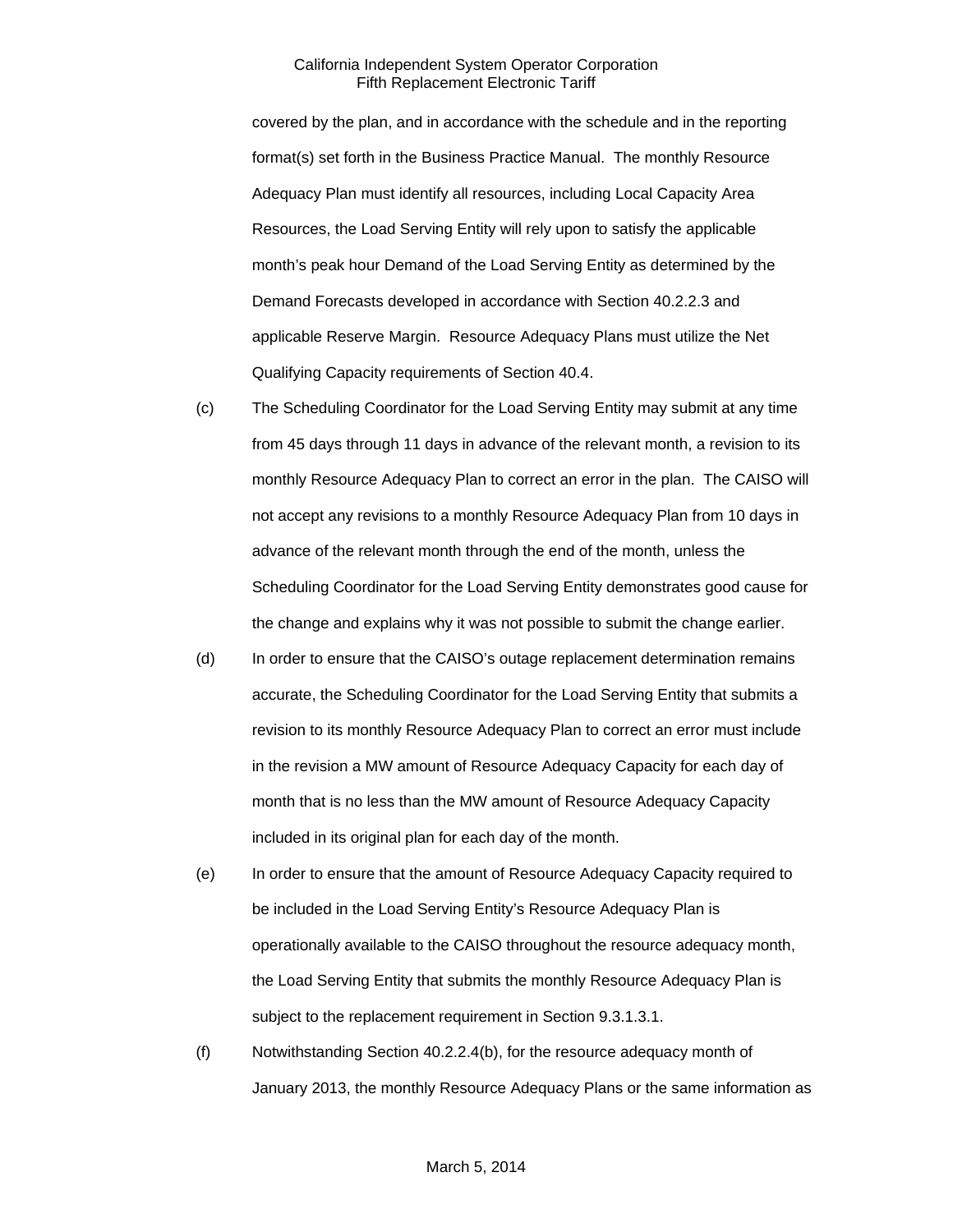covered by the plan, and in accordance with the schedule and in the reporting format(s) set forth in the Business Practice Manual. The monthly Resource Adequacy Plan must identify all resources, including Local Capacity Area Resources, the Load Serving Entity will rely upon to satisfy the applicable month's peak hour Demand of the Load Serving Entity as determined by the Demand Forecasts developed in accordance with Section 40.2.2.3 and applicable Reserve Margin. Resource Adequacy Plans must utilize the Net Qualifying Capacity requirements of Section 40.4.

(c) The Scheduling Coordinator for the Load Serving Entity may submit at any time from 45 days through 11 days in advance of the relevant month, a revision to its monthly Resource Adequacy Plan to correct an error in the plan. The CAISO will not accept any revisions to a monthly Resource Adequacy Plan from 10 days in advance of the relevant month through the end of the month, unless the Scheduling Coordinator for the Load Serving Entity demonstrates good cause for the change and explains why it was not possible to submit the change earlier.

(d) In order to ensure that the CAISO's outage replacement determination remains accurate, the Scheduling Coordinator for the Load Serving Entity that submits a revision to its monthly Resource Adequacy Plan to correct an error must include in the revision a MW amount of Resource Adequacy Capacity for each day of month that is no less than the MW amount of Resource Adequacy Capacity included in its original plan for each day of the month.

(e) In order to ensure that the amount of Resource Adequacy Capacity required to be included in the Load Serving Entity's Resource Adequacy Plan is operationally available to the CAISO throughout the resource adequacy month, the Load Serving Entity that submits the monthly Resource Adequacy Plan is subject to the replacement requirement in Section 9.3.1.3.1.

(f) Notwithstanding Section 40.2.2.4(b), for the resource adequacy month of January 2013, the monthly Resource Adequacy Plans or the same information as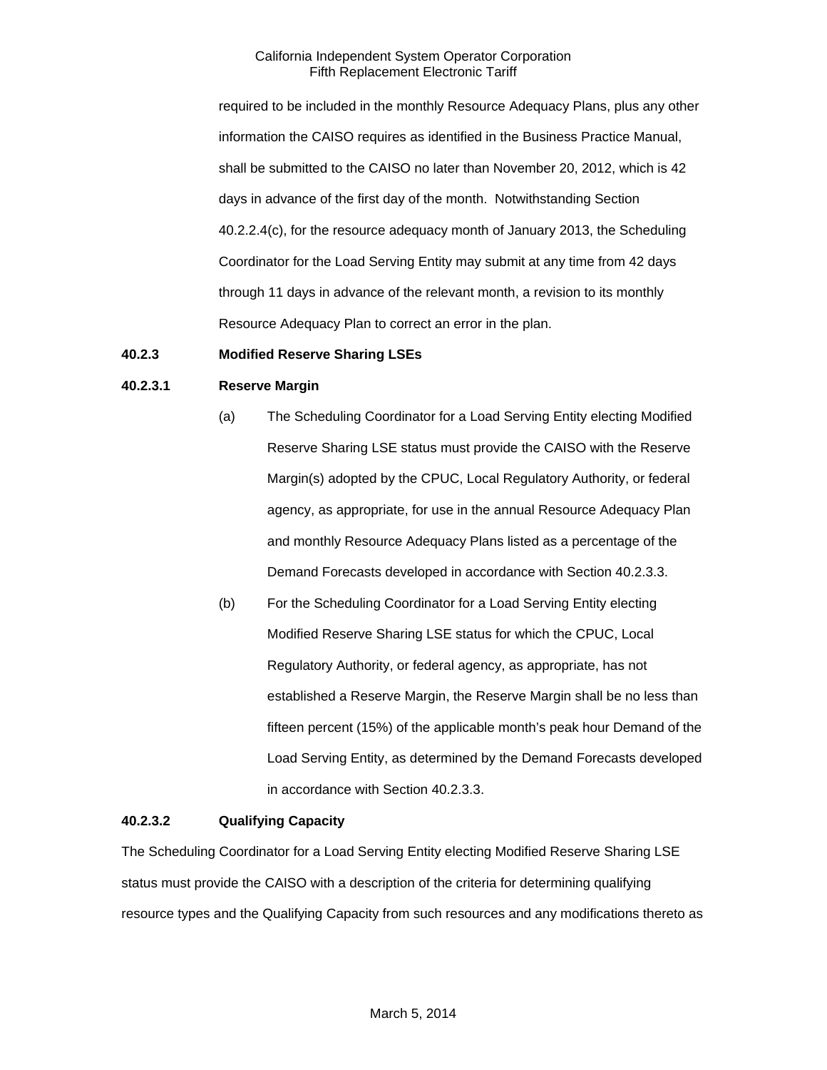required to be included in the monthly Resource Adequacy Plans, plus any other information the CAISO requires as identified in the Business Practice Manual, shall be submitted to the CAISO no later than November 20, 2012, which is 42 days in advance of the first day of the month. Notwithstanding Section 40.2.2.4(c), for the resource adequacy month of January 2013, the Scheduling Coordinator for the Load Serving Entity may submit at any time from 42 days through 11 days in advance of the relevant month, a revision to its monthly Resource Adequacy Plan to correct an error in the plan.

**40.2.3 Modified Reserve Sharing LSEs**

**40.2.3.1 Reserve Margin**

(a) The Scheduling Coordinator for a Load Serving Entity electing Modified Reserve Sharing LSE status must provide the CAISO with the Reserve Margin(s) adopted by the CPUC, Local Regulatory Authority, or federal agency, as appropriate, for use in the annual Resource Adequacy Plan and monthly Resource Adequacy Plans listed as a percentage of the Demand Forecasts developed in accordance with Section 40.2.3.3.

(b) For the Scheduling Coordinator for a Load Serving Entity electing Modified Reserve Sharing LSE status for which the CPUC, Local Regulatory Authority, or federal agency, as appropriate, has not established a Reserve Margin, the Reserve Margin shall be no less than fifteen percent (15%) of the applicable month's peak hour Demand of the Load Serving Entity, as determined by the Demand Forecasts developed in accordance with Section 40.2.3.3.

**40.2.3.2 Qualifying Capacity**

The Scheduling Coordinator for a Load Serving Entity electing Modified Reserve Sharing LSE status must provide the CAISO with a description of the criteria for determining qualifying resource types and the Qualifying Capacity from such resources and any modifications thereto as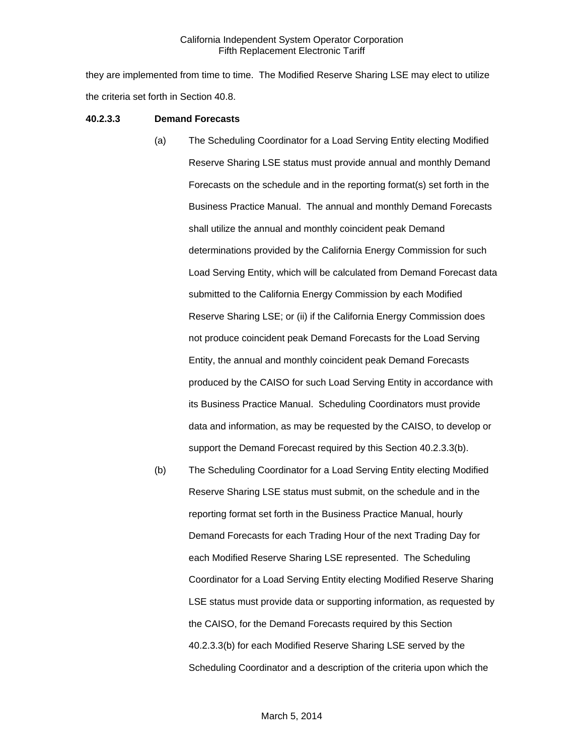they are implemented from time to time. The Modified Reserve Sharing LSE may elect to utilize the criteria set forth in Section 40.8.

**40.2.3.3 Demand Forecasts**

(a) The Scheduling Coordinator for a Load Serving Entity electing Modified Reserve Sharing LSE status must provide annual and monthly Demand Forecasts on the schedule and in the reporting format(s) set forth in the Business Practice Manual. The annual and monthly Demand Forecasts shall utilize the annual and monthly coincident peak Demand determinations provided by the California Energy Commission for such Load Serving Entity, which will be calculated from Demand Forecast data submitted to the California Energy Commission by each Modified Reserve Sharing LSE; or (ii) if the California Energy Commission does not produce coincident peak Demand Forecasts for the Load Serving Entity, the annual and monthly coincident peak Demand Forecasts produced by the CAISO for such Load Serving Entity in accordance with its Business Practice Manual. Scheduling Coordinators must provide data and information, as may be requested by the CAISO, to develop or support the Demand Forecast required by this Section 40.2.3.3(b).

(b) The Scheduling Coordinator for a Load Serving Entity electing Modified Reserve Sharing LSE status must submit, on the schedule and in the reporting format set forth in the Business Practice Manual, hourly Demand Forecasts for each Trading Hour of the next Trading Day for each Modified Reserve Sharing LSE represented. The Scheduling Coordinator for a Load Serving Entity electing Modified Reserve Sharing LSE status must provide data or supporting information, as requested by the CAISO, for the Demand Forecasts required by this Section 40.2.3.3(b) for each Modified Reserve Sharing LSE served by the Scheduling Coordinator and a description of the criteria upon which the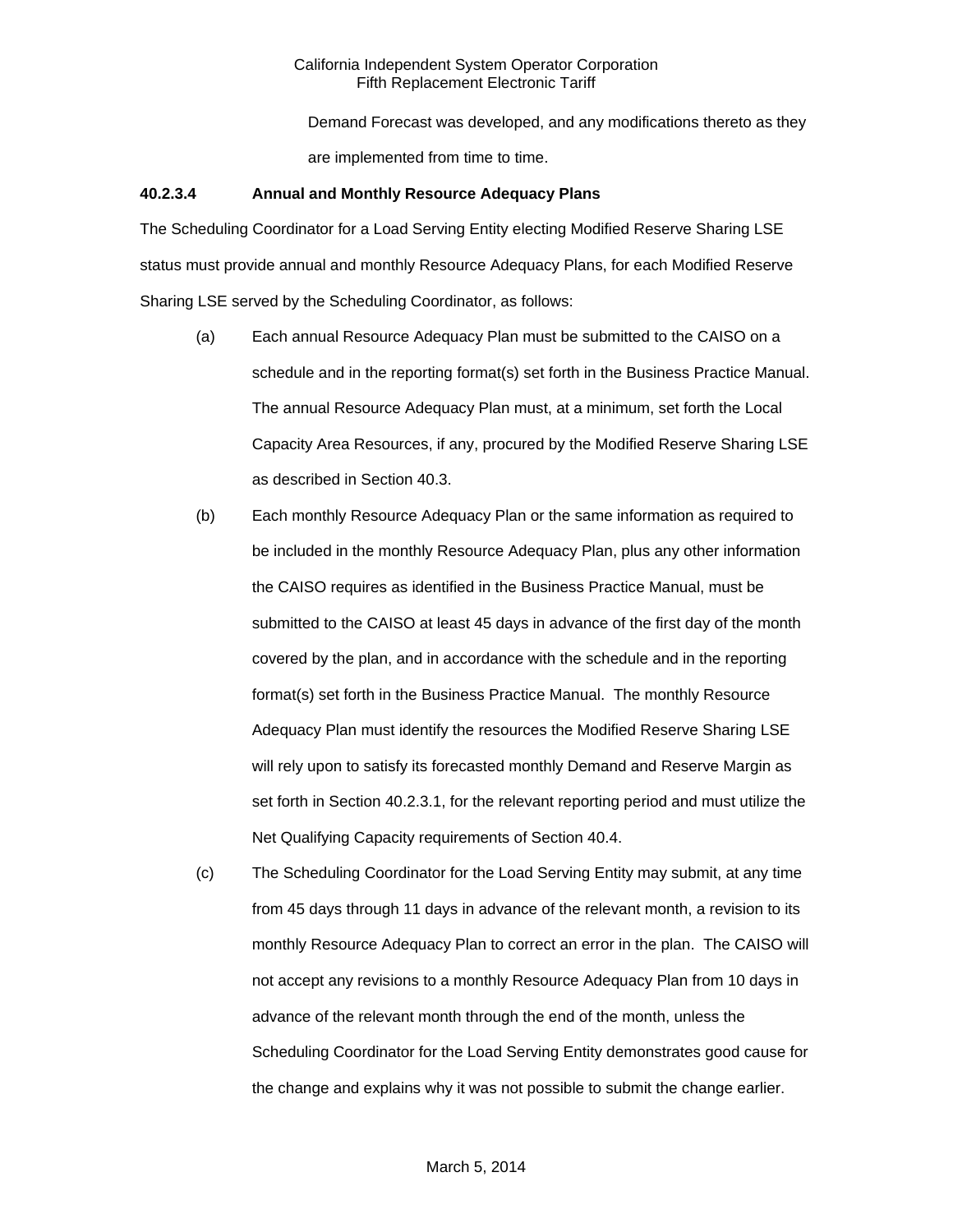Demand Forecast was developed, and any modifications thereto as they are implemented from time to time.

**40.2.3.4 Annual and Monthly Resource Adequacy Plans**

The Scheduling Coordinator for a Load Serving Entity electing Modified Reserve Sharing LSE status must provide annual and monthly Resource Adequacy Plans, for each Modified Reserve Sharing LSE served by the Scheduling Coordinator, as follows:

(a) Each annual Resource Adequacy Plan must be submitted to the CAISO on a schedule and in the reporting format(s) set forth in the Business Practice Manual. The annual Resource Adequacy Plan must, at a minimum, set forth the Local Capacity Area Resources, if any, procured by the Modified Reserve Sharing LSE as described in Section 40.3.

(b) Each monthly Resource Adequacy Plan or the same information as required to be included in the monthly Resource Adequacy Plan, plus any other information the CAISO requires as identified in the Business Practice Manual, must be submitted to the CAISO at least 45 days in advance of the first day of the month covered by the plan, and in accordance with the schedule and in the reporting format(s) set forth in the Business Practice Manual. The monthly Resource Adequacy Plan must identify the resources the Modified Reserve Sharing LSE will rely upon to satisfy its forecasted monthly Demand and Reserve Margin as set forth in Section 40.2.3.1, for the relevant reporting period and must utilize the Net Qualifying Capacity requirements of Section 40.4.

(c) The Scheduling Coordinator for the Load Serving Entity may submit, at any time from 45 days through 11 days in advance of the relevant month, a revision to its monthly Resource Adequacy Plan to correct an error in the plan. The CAISO will not accept any revisions to a monthly Resource Adequacy Plan from 10 days in advance of the relevant month through the end of the month, unless the Scheduling Coordinator for the Load Serving Entity demonstrates good cause for the change and explains why it was not possible to submit the change earlier.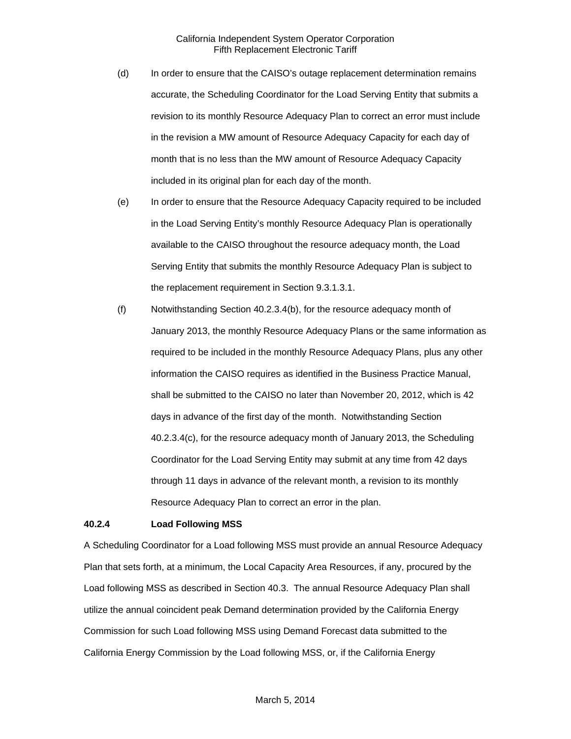(d) In order to ensure that the CAISO's outage replacement determination remains accurate, the Scheduling Coordinator for the Load Serving Entity that submits a revision to its monthly Resource Adequacy Plan to correct an error must include in the revision a MW amount of Resource Adequacy Capacity for each day of month that is no less than the MW amount of Resource Adequacy Capacity included in its original plan for each day of the month.

(e) In order to ensure that the Resource Adequacy Capacity required to be included in the Load Serving Entity's monthly Resource Adequacy Plan is operationally available to the CAISO throughout the resource adequacy month, the Load Serving Entity that submits the monthly Resource Adequacy Plan is subject to the replacement requirement in Section 9.3.1.3.1.

(f) Notwithstanding Section 40.2.3.4(b), for the resource adequacy month of January 2013, the monthly Resource Adequacy Plans or the same information as required to be included in the monthly Resource Adequacy Plans, plus any other information the CAISO requires as identified in the Business Practice Manual, shall be submitted to the CAISO no later than November 20, 2012, which is 42 days in advance of the first day of the month. Notwithstanding Section 40.2.3.4(c), for the resource adequacy month of January 2013, the Scheduling Coordinator for the Load Serving Entity may submit at any time from 42 days through 11 days in advance of the relevant month, a revision to its monthly Resource Adequacy Plan to correct an error in the plan.

**40.2.4 Load Following MSS**

A Scheduling Coordinator for a Load following MSS must provide an annual Resource Adequacy Plan that sets forth, at a minimum, the Local Capacity Area Resources, if any, procured by the Load following MSS as described in Section 40.3. The annual Resource Adequacy Plan shall utilize the annual coincident peak Demand determination provided by the California Energy Commission for such Load following MSS using Demand Forecast data submitted to the California Energy Commission by the Load following MSS, or, if the California Energy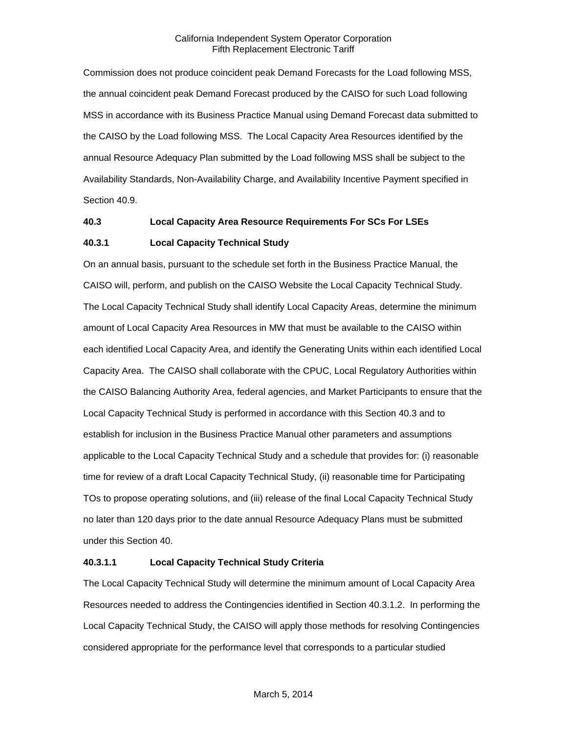Commission does not produce coincident peak Demand Forecasts for the Load following MSS, the annual coincident peak Demand Forecast produced by the CAISO for such Load following MSS in accordance with its Business Practice Manual using Demand Forecast data submitted to the CAISO by the Load following MSS. The Local Capacity Area Resources identified by the annual Resource Adequacy Plan submitted by the Load following MSS shall be subject to the Availability Standards, Non-Availability Charge, and Availability Incentive Payment specified in Section 40.9.

### 40.3 Local Capacity Area Resource Requirements For SCs For LSEs

### 40.3.1 Local Capacity Technical Study

On an annual basis, pursuant to the schedule set forth in the Business Practice Manual, the CAISO will, perform, and publish on the CAISO Website the Local Capacity Technical Study. The Local Capacity Technical Study shall identify Local Capacity Areas, determine the minimum amount of Local Capacity Area Resources in MW that must be available to the CAISO within each identified Local Capacity Area, and identify the Generating Units within each identified Local Capacity Area. The CAISO shall collaborate with the CPUC, Local Regulatory Authorities within the CAISO Balancing Authority Area, federal agencies, and Market Participants to ensure that the Local Capacity Technical Study is performed in accordance with this Section 40.3 and to establish for inclusion in the Business Practice Manual other parameters and assumptions applicable to the Local Capacity Technical Study and a schedule that provides for: (i) reasonable time for review of a draft Local Capacity Technical Study, (ii) reasonable time for Participating TOs to propose operating solutions, and (iii) release of the final Local Capacity Technical Study no later than 120 days prior to the date annual Resource Adequacy Plans must be submitted under this Section 40.

#### 40.3.1.1 Local Capacity Technical Study Criteria

The Local Capacity Technical Study will determine the minimum amount of Local Capacity Area Resources needed to address the Contingencies identified in Section 40.3.1.2. In performing the Local Capacity Technical Study, the CAISO will apply those methods for resolving Contingencies considered appropriate for the performance level that corresponds to a particular studied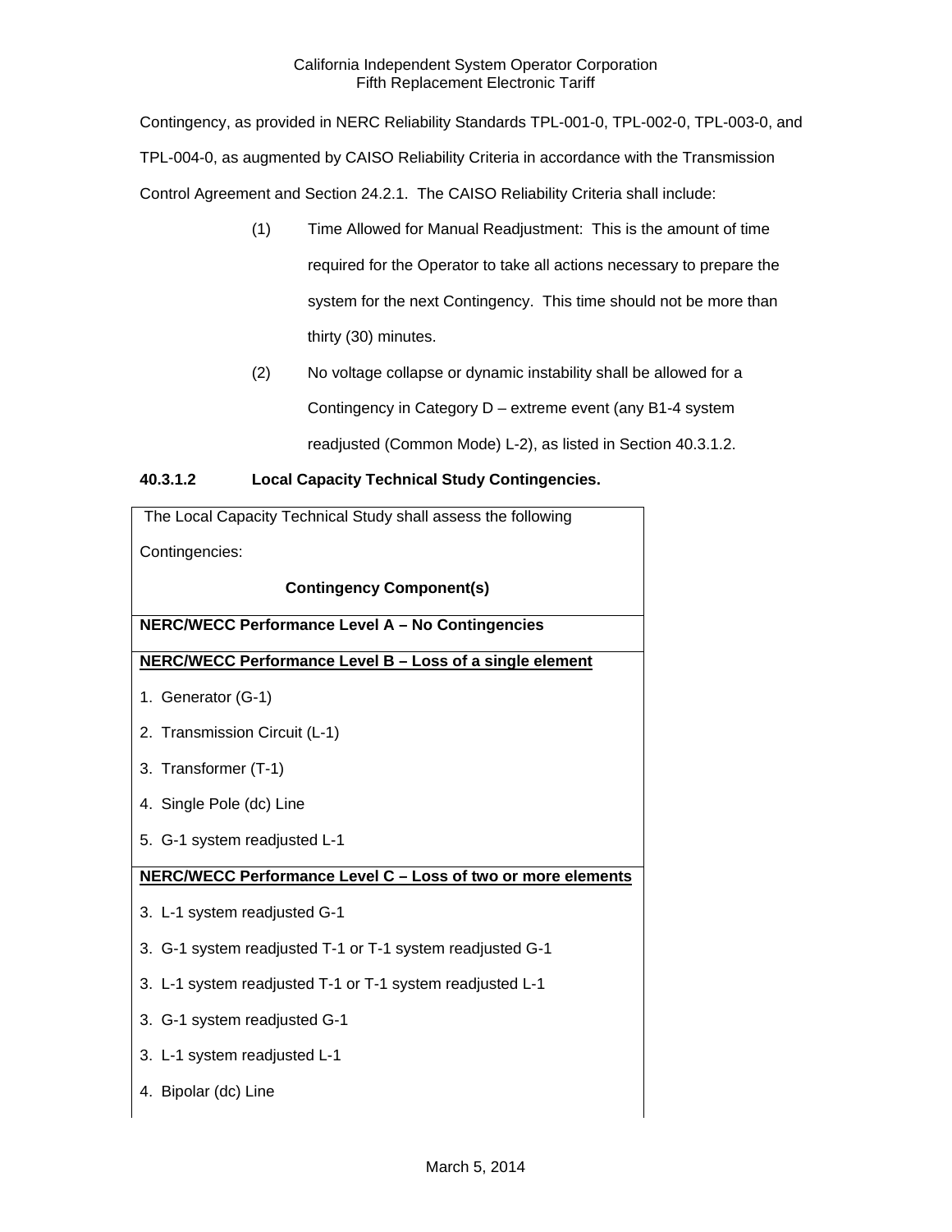Contingency, as provided in NERC Reliability Standards TPL-001-0, TPL-002-0, TPL-003-0, and TPL-004-0, as augmented by CAISO Reliability Criteria in accordance with the Transmission Control Agreement and Section 24.2.1. The CAISO Reliability Criteria shall include:

(1) Time Allowed for Manual Readjustment: This is the amount of time required for the Operator to take all actions necessary to prepare the system for the next Contingency. This time should not be more than thirty (30) minutes.

(2) No voltage collapse or dynamic instability shall be allowed for a Contingency in Category D – extreme event (any B1-4 system readjusted (Common Mode) L-2), as listed in Section 40.3.1.2.

**40.3.1.2 Local Capacity Technical Study Contingencies.**

| The Local Capacity Technical Study shall assess the following Contingencies:<br><br>**Contingency Component(s)** |
|---|
| **NERC/WECC Performance Level A – No Contingencies** |
| **NERC/WECC Performance Level B – Loss of a single element**<br>1. Generator (G-1)<br>2. Transmission Circuit (L-1)<br>3. Transformer (T-1)<br>4. Single Pole (dc) Line<br>5. G-1 system readjusted L-1 |
| **NERC/WECC Performance Level C – Loss of two or more elements**<br>3. L-1 system readjusted G-1<br>3. G-1 system readjusted T-1 or T-1 system readjusted G-1<br>3. L-1 system readjusted T-1 or T-1 system readjusted L-1<br>3. G-1 system readjusted G-1<br>3. L-1 system readjusted L-1<br>4. Bipolar (dc) Line |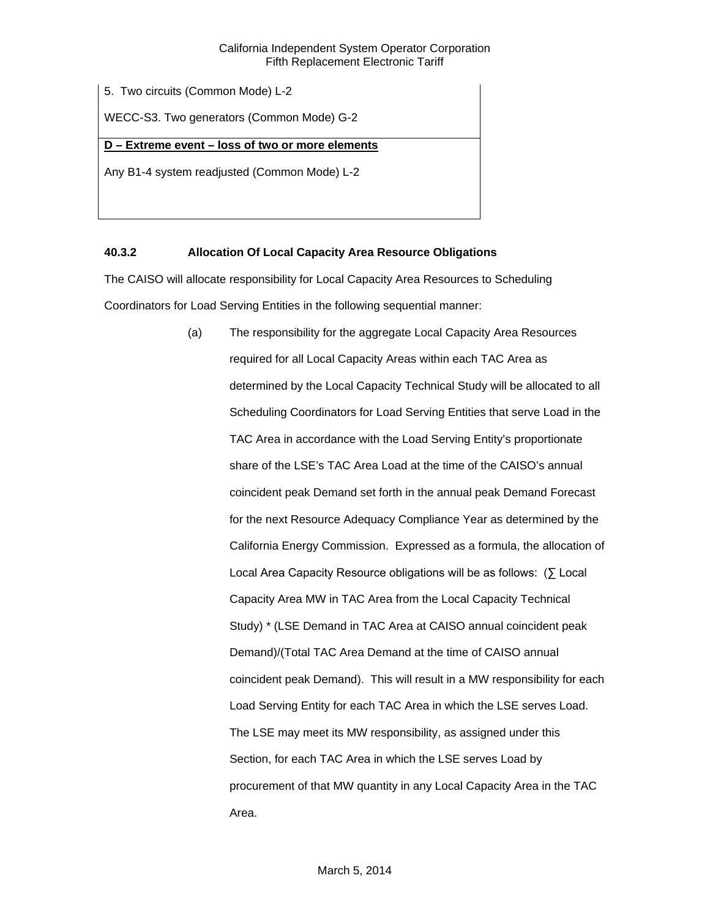| 5. Two circuits (Common Mode) L-2 |
| --- |
| WECC-S3. Two generators (Common Mode) G-2 |
| **D – Extreme event – loss of two or more elements** |
| Any B1-4 system readjusted (Common Mode) L-2 |

### 40.3.2 Allocation Of Local Capacity Area Resource Obligations

The CAISO will allocate responsibility for Local Capacity Area Resources to Scheduling Coordinators for Load Serving Entities in the following sequential manner:

(a) The responsibility for the aggregate Local Capacity Area Resources required for all Local Capacity Areas within each TAC Area as determined by the Local Capacity Technical Study will be allocated to all Scheduling Coordinators for Load Serving Entities that serve Load in the TAC Area in accordance with the Load Serving Entity's proportionate share of the LSE's TAC Area Load at the time of the CAISO's annual coincident peak Demand set forth in the annual peak Demand Forecast for the next Resource Adequacy Compliance Year as determined by the California Energy Commission. Expressed as a formula, the allocation of Local Area Capacity Resource obligations will be as follows: (∑ Local Capacity Area MW in TAC Area from the Local Capacity Technical Study) * (LSE Demand in TAC Area at CAISO annual coincident peak Demand)/(Total TAC Area Demand at the time of CAISO annual coincident peak Demand). This will result in a MW responsibility for each Load Serving Entity for each TAC Area in which the LSE serves Load. The LSE may meet its MW responsibility, as assigned under this Section, for each TAC Area in which the LSE serves Load by procurement of that MW quantity in any Local Capacity Area in the TAC Area.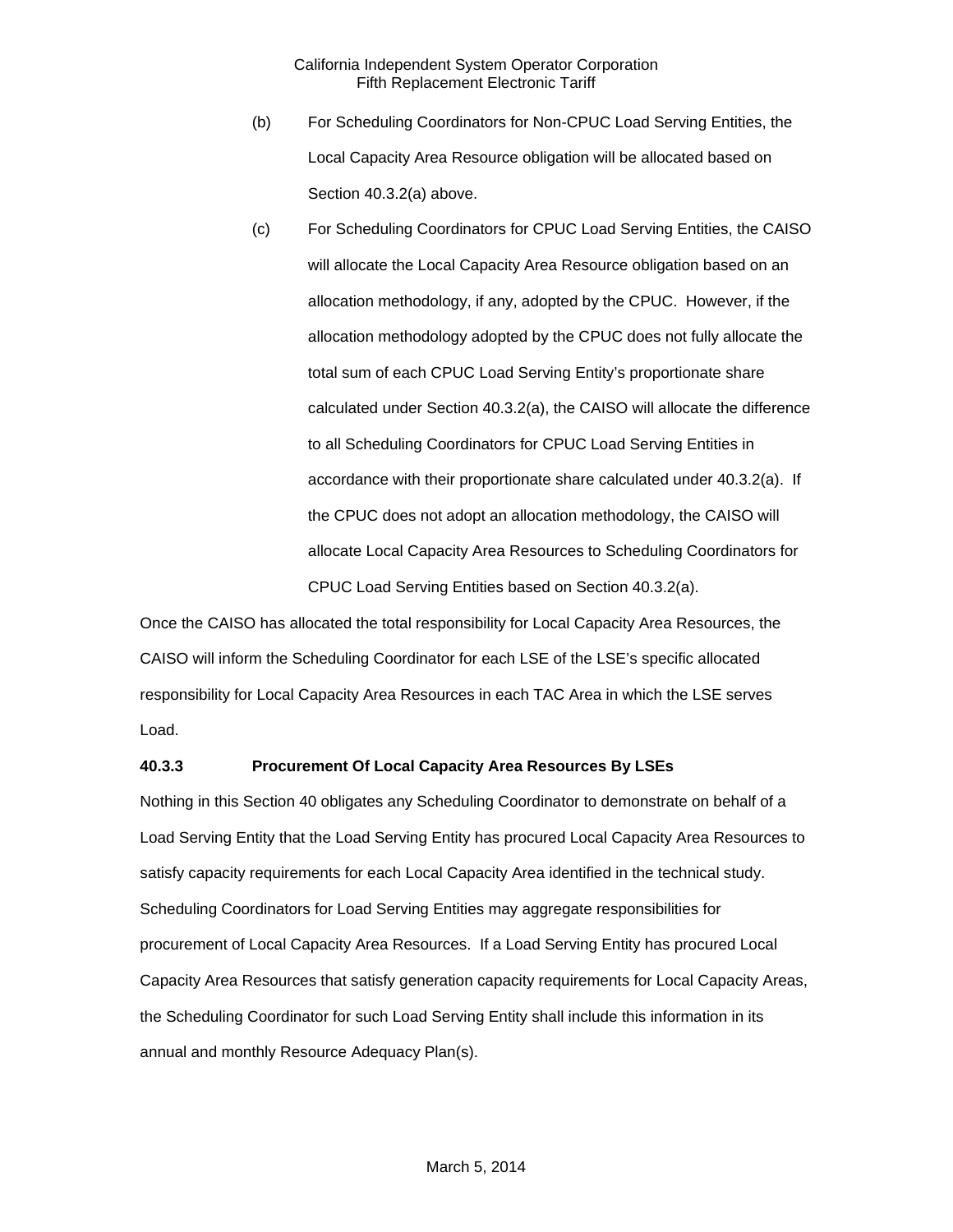(b) For Scheduling Coordinators for Non-CPUC Load Serving Entities, the Local Capacity Area Resource obligation will be allocated based on Section 40.3.2(a) above.

(c) For Scheduling Coordinators for CPUC Load Serving Entities, the CAISO will allocate the Local Capacity Area Resource obligation based on an allocation methodology, if any, adopted by the CPUC. However, if the allocation methodology adopted by the CPUC does not fully allocate the total sum of each CPUC Load Serving Entity's proportionate share calculated under Section 40.3.2(a), the CAISO will allocate the difference to all Scheduling Coordinators for CPUC Load Serving Entities in accordance with their proportionate share calculated under 40.3.2(a). If the CPUC does not adopt an allocation methodology, the CAISO will allocate Local Capacity Area Resources to Scheduling Coordinators for CPUC Load Serving Entities based on Section 40.3.2(a).

Once the CAISO has allocated the total responsibility for Local Capacity Area Resources, the CAISO will inform the Scheduling Coordinator for each LSE of the LSE's specific allocated responsibility for Local Capacity Area Resources in each TAC Area in which the LSE serves Load.

**40.3.3 Procurement Of Local Capacity Area Resources By LSEs**

Nothing in this Section 40 obligates any Scheduling Coordinator to demonstrate on behalf of a Load Serving Entity that the Load Serving Entity has procured Local Capacity Area Resources to satisfy capacity requirements for each Local Capacity Area identified in the technical study. Scheduling Coordinators for Load Serving Entities may aggregate responsibilities for procurement of Local Capacity Area Resources. If a Load Serving Entity has procured Local Capacity Area Resources that satisfy generation capacity requirements for Local Capacity Areas, the Scheduling Coordinator for such Load Serving Entity shall include this information in its annual and monthly Resource Adequacy Plan(s).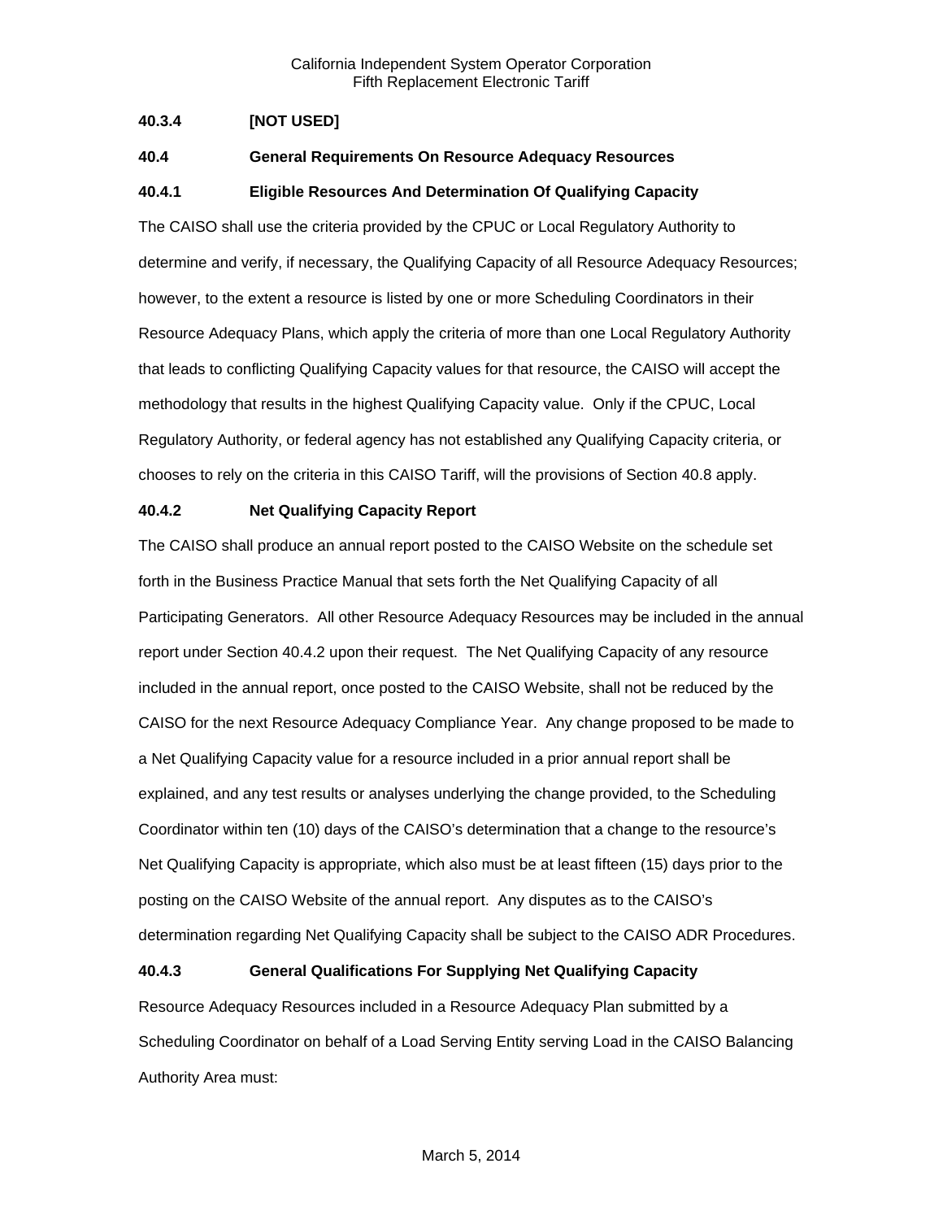### 40.3.4 [NOT USED]

### 40.4 General Requirements On Resource Adequacy Resources

### 40.4.1 Eligible Resources And Determination Of Qualifying Capacity

The CAISO shall use the criteria provided by the CPUC or Local Regulatory Authority to determine and verify, if necessary, the Qualifying Capacity of all Resource Adequacy Resources; however, to the extent a resource is listed by one or more Scheduling Coordinators in their Resource Adequacy Plans, which apply the criteria of more than one Local Regulatory Authority that leads to conflicting Qualifying Capacity values for that resource, the CAISO will accept the methodology that results in the highest Qualifying Capacity value. Only if the CPUC, Local Regulatory Authority, or federal agency has not established any Qualifying Capacity criteria, or chooses to rely on the criteria in this CAISO Tariff, will the provisions of Section 40.8 apply.

### 40.4.2 Net Qualifying Capacity Report

The CAISO shall produce an annual report posted to the CAISO Website on the schedule set forth in the Business Practice Manual that sets forth the Net Qualifying Capacity of all Participating Generators. All other Resource Adequacy Resources may be included in the annual report under Section 40.4.2 upon their request. The Net Qualifying Capacity of any resource included in the annual report, once posted to the CAISO Website, shall not be reduced by the CAISO for the next Resource Adequacy Compliance Year. Any change proposed to be made to a Net Qualifying Capacity value for a resource included in a prior annual report shall be explained, and any test results or analyses underlying the change provided, to the Scheduling Coordinator within ten (10) days of the CAISO's determination that a change to the resource's Net Qualifying Capacity is appropriate, which also must be at least fifteen (15) days prior to the posting on the CAISO Website of the annual report. Any disputes as to the CAISO's determination regarding Net Qualifying Capacity shall be subject to the CAISO ADR Procedures.

### 40.4.3 General Qualifications For Supplying Net Qualifying Capacity

Resource Adequacy Resources included in a Resource Adequacy Plan submitted by a Scheduling Coordinator on behalf of a Load Serving Entity serving Load in the CAISO Balancing Authority Area must: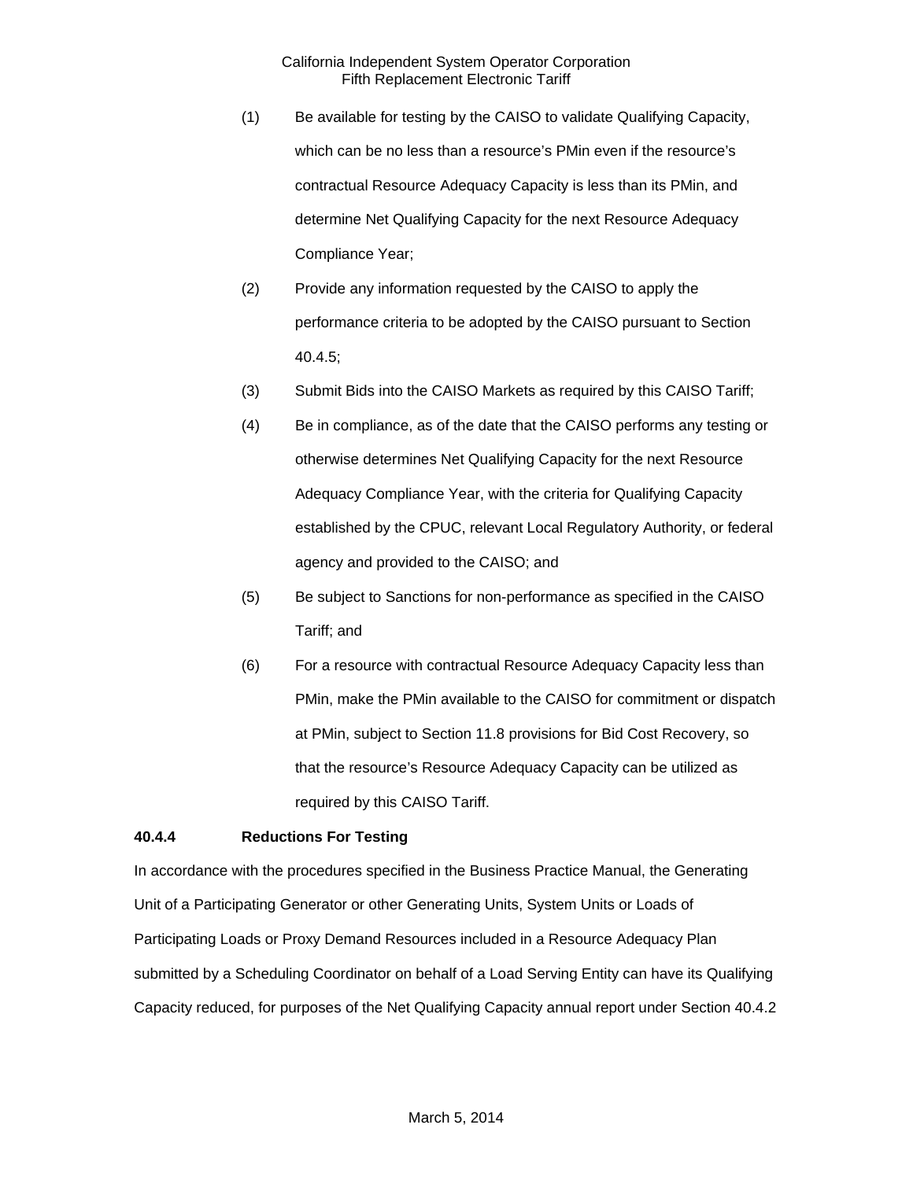(1) Be available for testing by the CAISO to validate Qualifying Capacity, which can be no less than a resource's PMin even if the resource's contractual Resource Adequacy Capacity is less than its PMin, and determine Net Qualifying Capacity for the next Resource Adequacy Compliance Year;

(2) Provide any information requested by the CAISO to apply the performance criteria to be adopted by the CAISO pursuant to Section 40.4.5;

(3) Submit Bids into the CAISO Markets as required by this CAISO Tariff;

(4) Be in compliance, as of the date that the CAISO performs any testing or otherwise determines Net Qualifying Capacity for the next Resource Adequacy Compliance Year, with the criteria for Qualifying Capacity established by the CPUC, relevant Local Regulatory Authority, or federal agency and provided to the CAISO; and

(5) Be subject to Sanctions for non-performance as specified in the CAISO Tariff; and

(6) For a resource with contractual Resource Adequacy Capacity less than PMin, make the PMin available to the CAISO for commitment or dispatch at PMin, subject to Section 11.8 provisions for Bid Cost Recovery, so that the resource's Resource Adequacy Capacity can be utilized as required by this CAISO Tariff.

**40.4.4 Reductions For Testing**

In accordance with the procedures specified in the Business Practice Manual, the Generating Unit of a Participating Generator or other Generating Units, System Units or Loads of Participating Loads or Proxy Demand Resources included in a Resource Adequacy Plan submitted by a Scheduling Coordinator on behalf of a Load Serving Entity can have its Qualifying Capacity reduced, for purposes of the Net Qualifying Capacity annual report under Section 40.4.2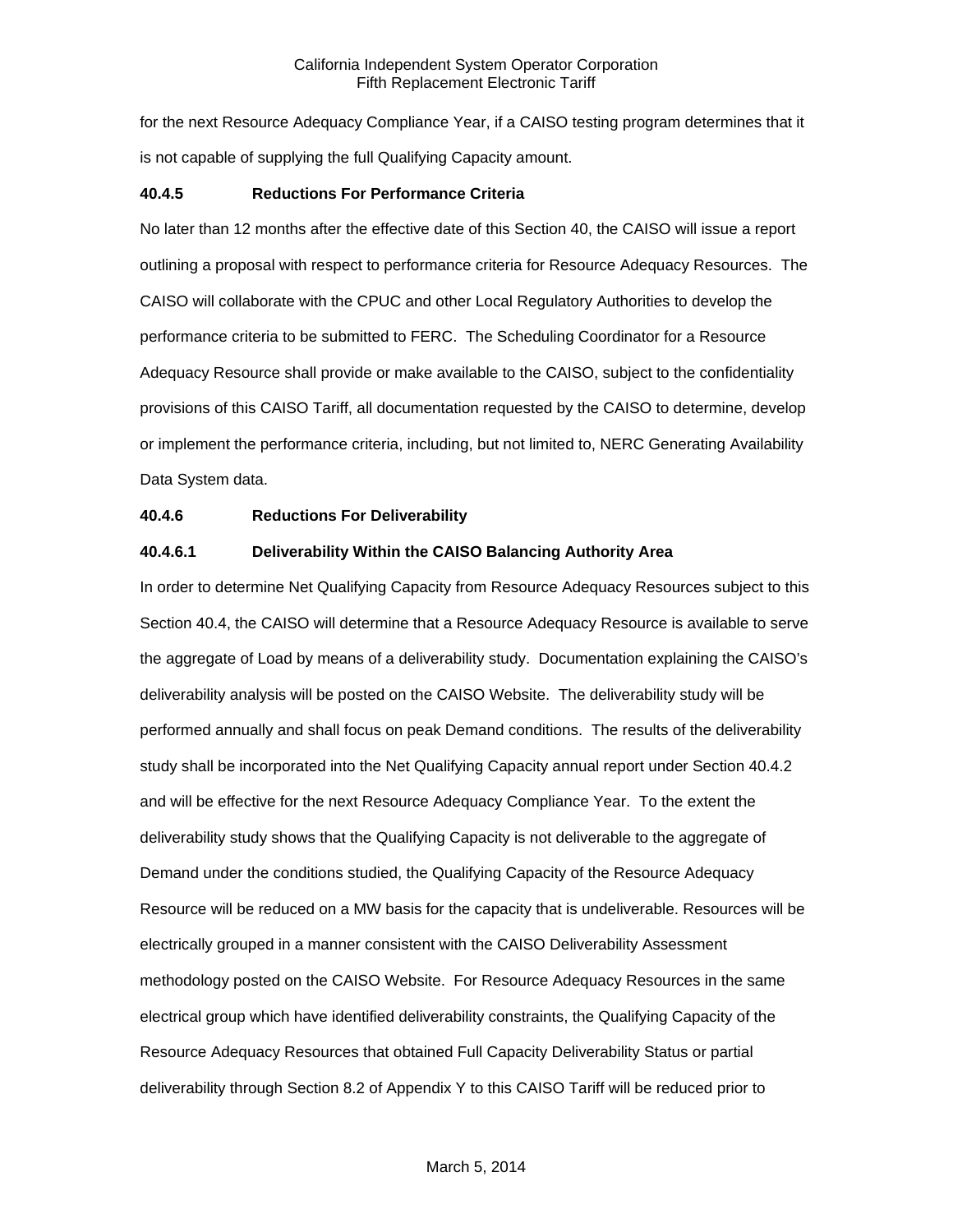for the next Resource Adequacy Compliance Year, if a CAISO testing program determines that it is not capable of supplying the full Qualifying Capacity amount.

**40.4.5 Reductions For Performance Criteria**

No later than 12 months after the effective date of this Section 40, the CAISO will issue a report outlining a proposal with respect to performance criteria for Resource Adequacy Resources. The CAISO will collaborate with the CPUC and other Local Regulatory Authorities to develop the performance criteria to be submitted to FERC. The Scheduling Coordinator for a Resource Adequacy Resource shall provide or make available to the CAISO, subject to the confidentiality provisions of this CAISO Tariff, all documentation requested by the CAISO to determine, develop or implement the performance criteria, including, but not limited to, NERC Generating Availability Data System data.

**40.4.6 Reductions For Deliverability**

**40.4.6.1 Deliverability Within the CAISO Balancing Authority Area**

In order to determine Net Qualifying Capacity from Resource Adequacy Resources subject to this Section 40.4, the CAISO will determine that a Resource Adequacy Resource is available to serve the aggregate of Load by means of a deliverability study. Documentation explaining the CAISO's deliverability analysis will be posted on the CAISO Website. The deliverability study will be performed annually and shall focus on peak Demand conditions. The results of the deliverability study shall be incorporated into the Net Qualifying Capacity annual report under Section 40.4.2 and will be effective for the next Resource Adequacy Compliance Year. To the extent the deliverability study shows that the Qualifying Capacity is not deliverable to the aggregate of Demand under the conditions studied, the Qualifying Capacity of the Resource Adequacy Resource will be reduced on a MW basis for the capacity that is undeliverable. Resources will be electrically grouped in a manner consistent with the CAISO Deliverability Assessment methodology posted on the CAISO Website. For Resource Adequacy Resources in the same electrical group which have identified deliverability constraints, the Qualifying Capacity of the Resource Adequacy Resources that obtained Full Capacity Deliverability Status or partial deliverability through Section 8.2 of Appendix Y to this CAISO Tariff will be reduced prior to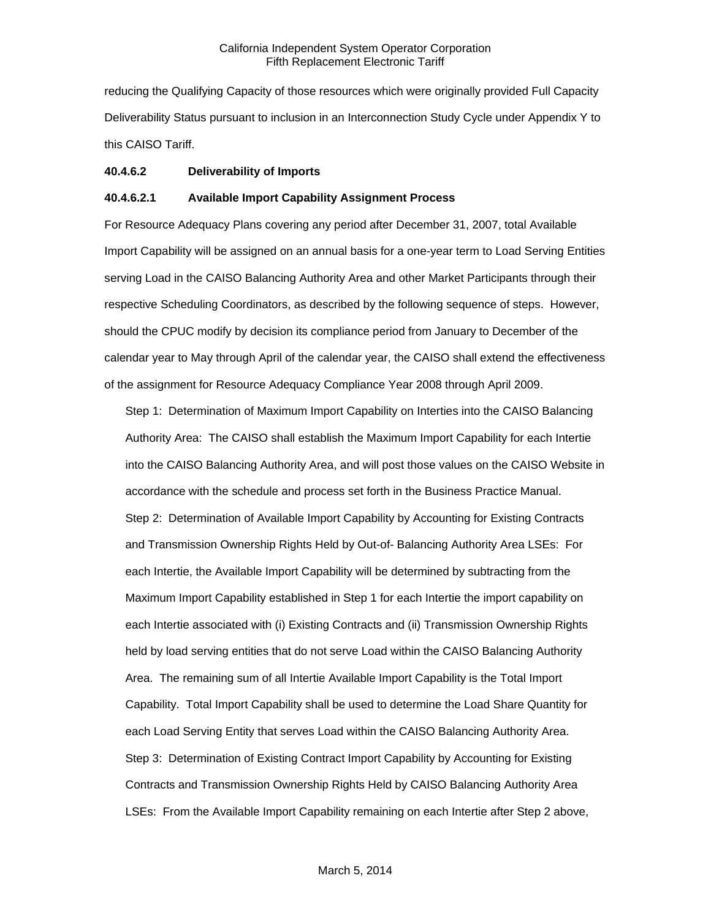reducing the Qualifying Capacity of those resources which were originally provided Full Capacity Deliverability Status pursuant to inclusion in an Interconnection Study Cycle under Appendix Y to this CAISO Tariff.

**40.4.6.2 Deliverability of Imports**

**40.4.6.2.1 Available Import Capability Assignment Process**

For Resource Adequacy Plans covering any period after December 31, 2007, total Available Import Capability will be assigned on an annual basis for a one-year term to Load Serving Entities serving Load in the CAISO Balancing Authority Area and other Market Participants through their respective Scheduling Coordinators, as described by the following sequence of steps. However, should the CPUC modify by decision its compliance period from January to December of the calendar year to May through April of the calendar year, the CAISO shall extend the effectiveness of the assignment for Resource Adequacy Compliance Year 2008 through April 2009.

Step 1: Determination of Maximum Import Capability on Interties into the CAISO Balancing Authority Area: The CAISO shall establish the Maximum Import Capability for each Intertie into the CAISO Balancing Authority Area, and will post those values on the CAISO Website in accordance with the schedule and process set forth in the Business Practice Manual.

Step 2: Determination of Available Import Capability by Accounting for Existing Contracts and Transmission Ownership Rights Held by Out-of- Balancing Authority Area LSEs: For each Intertie, the Available Import Capability will be determined by subtracting from the Maximum Import Capability established in Step 1 for each Intertie the import capability on each Intertie associated with (i) Existing Contracts and (ii) Transmission Ownership Rights held by load serving entities that do not serve Load within the CAISO Balancing Authority Area. The remaining sum of all Intertie Available Import Capability is the Total Import Capability. Total Import Capability shall be used to determine the Load Share Quantity for each Load Serving Entity that serves Load within the CAISO Balancing Authority Area.

Step 3: Determination of Existing Contract Import Capability by Accounting for Existing Contracts and Transmission Ownership Rights Held by CAISO Balancing Authority Area LSEs: From the Available Import Capability remaining on each Intertie after Step 2 above,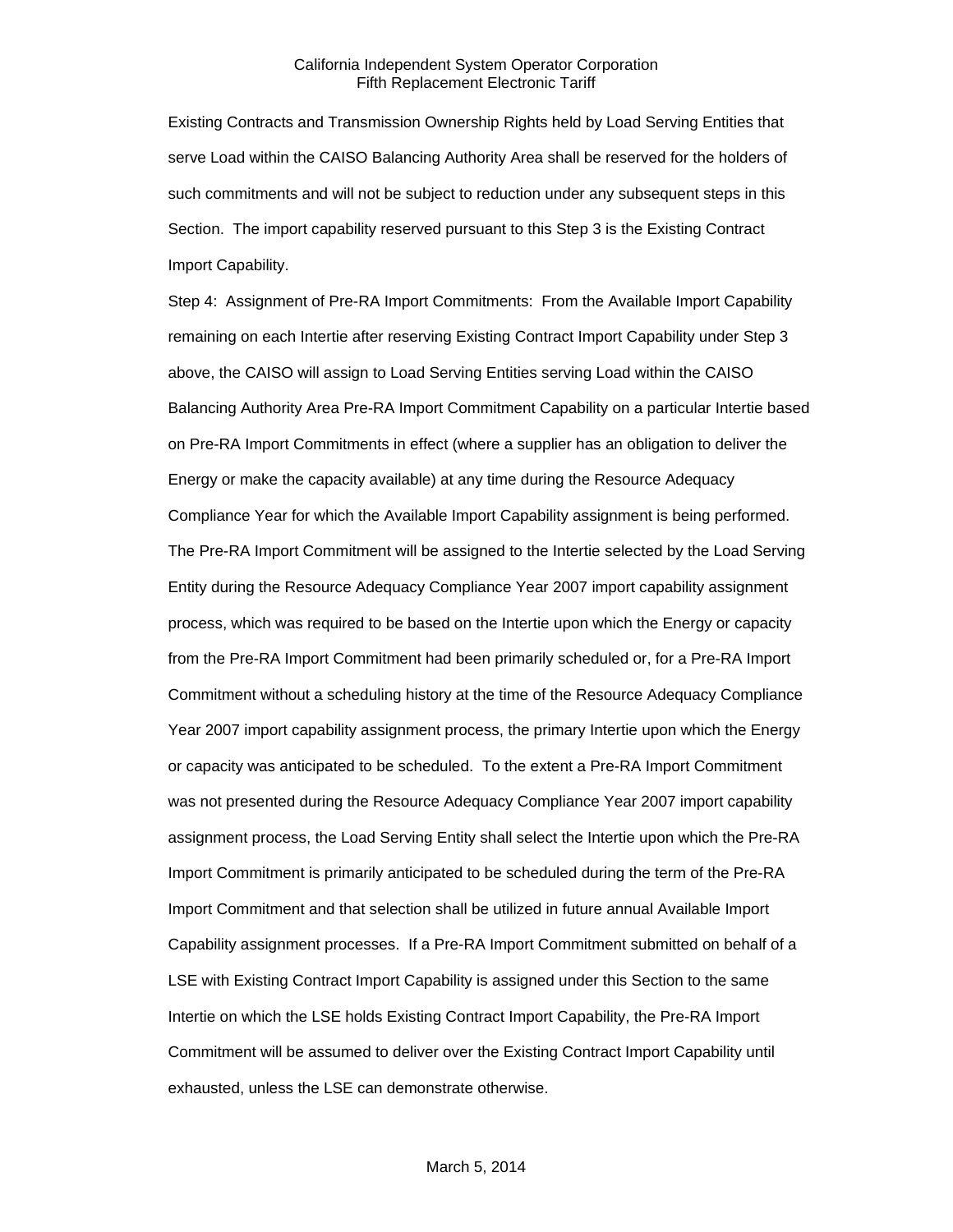Existing Contracts and Transmission Ownership Rights held by Load Serving Entities that serve Load within the CAISO Balancing Authority Area shall be reserved for the holders of such commitments and will not be subject to reduction under any subsequent steps in this Section. The import capability reserved pursuant to this Step 3 is the Existing Contract Import Capability.

Step 4: Assignment of Pre-RA Import Commitments: From the Available Import Capability remaining on each Intertie after reserving Existing Contract Import Capability under Step 3 above, the CAISO will assign to Load Serving Entities serving Load within the CAISO Balancing Authority Area Pre-RA Import Commitment Capability on a particular Intertie based on Pre-RA Import Commitments in effect (where a supplier has an obligation to deliver the Energy or make the capacity available) at any time during the Resource Adequacy Compliance Year for which the Available Import Capability assignment is being performed. The Pre-RA Import Commitment will be assigned to the Intertie selected by the Load Serving Entity during the Resource Adequacy Compliance Year 2007 import capability assignment process, which was required to be based on the Intertie upon which the Energy or capacity from the Pre-RA Import Commitment had been primarily scheduled or, for a Pre-RA Import Commitment without a scheduling history at the time of the Resource Adequacy Compliance Year 2007 import capability assignment process, the primary Intertie upon which the Energy or capacity was anticipated to be scheduled. To the extent a Pre-RA Import Commitment was not presented during the Resource Adequacy Compliance Year 2007 import capability assignment process, the Load Serving Entity shall select the Intertie upon which the Pre-RA Import Commitment is primarily anticipated to be scheduled during the term of the Pre-RA Import Commitment and that selection shall be utilized in future annual Available Import Capability assignment processes. If a Pre-RA Import Commitment submitted on behalf of a LSE with Existing Contract Import Capability is assigned under this Section to the same Intertie on which the LSE holds Existing Contract Import Capability, the Pre-RA Import Commitment will be assumed to deliver over the Existing Contract Import Capability until exhausted, unless the LSE can demonstrate otherwise.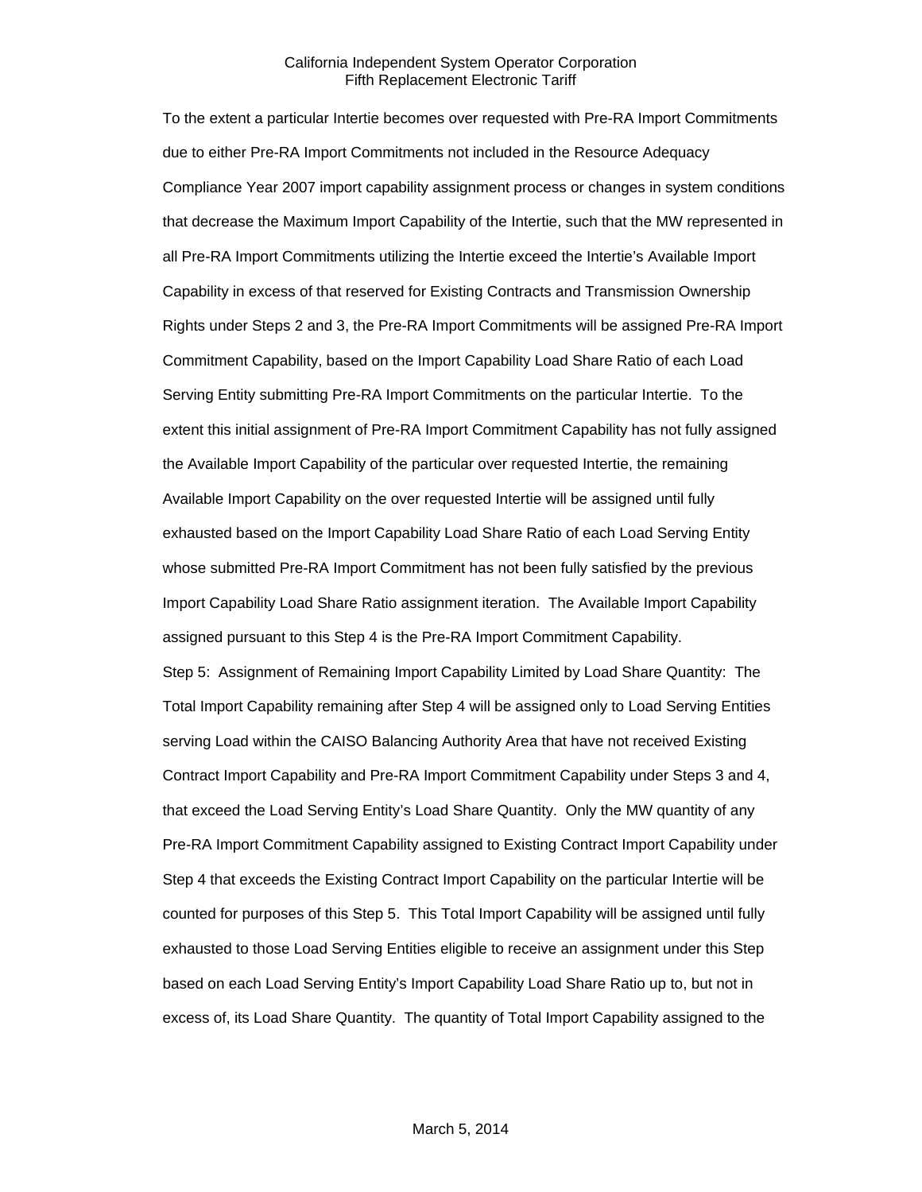To the extent a particular Intertie becomes over requested with Pre-RA Import Commitments due to either Pre-RA Import Commitments not included in the Resource Adequacy Compliance Year 2007 import capability assignment process or changes in system conditions that decrease the Maximum Import Capability of the Intertie, such that the MW represented in all Pre-RA Import Commitments utilizing the Intertie exceed the Intertie's Available Import Capability in excess of that reserved for Existing Contracts and Transmission Ownership Rights under Steps 2 and 3, the Pre-RA Import Commitments will be assigned Pre-RA Import Commitment Capability, based on the Import Capability Load Share Ratio of each Load Serving Entity submitting Pre-RA Import Commitments on the particular Intertie. To the extent this initial assignment of Pre-RA Import Commitment Capability has not fully assigned the Available Import Capability of the particular over requested Intertie, the remaining Available Import Capability on the over requested Intertie will be assigned until fully exhausted based on the Import Capability Load Share Ratio of each Load Serving Entity whose submitted Pre-RA Import Commitment has not been fully satisfied by the previous Import Capability Load Share Ratio assignment iteration. The Available Import Capability assigned pursuant to this Step 4 is the Pre-RA Import Commitment Capability.

Step 5: Assignment of Remaining Import Capability Limited by Load Share Quantity: The Total Import Capability remaining after Step 4 will be assigned only to Load Serving Entities serving Load within the CAISO Balancing Authority Area that have not received Existing Contract Import Capability and Pre-RA Import Commitment Capability under Steps 3 and 4, that exceed the Load Serving Entity's Load Share Quantity. Only the MW quantity of any Pre-RA Import Commitment Capability assigned to Existing Contract Import Capability under Step 4 that exceeds the Existing Contract Import Capability on the particular Intertie will be counted for purposes of this Step 5. This Total Import Capability will be assigned until fully exhausted to those Load Serving Entities eligible to receive an assignment under this Step based on each Load Serving Entity's Import Capability Load Share Ratio up to, but not in excess of, its Load Share Quantity. The quantity of Total Import Capability assigned to the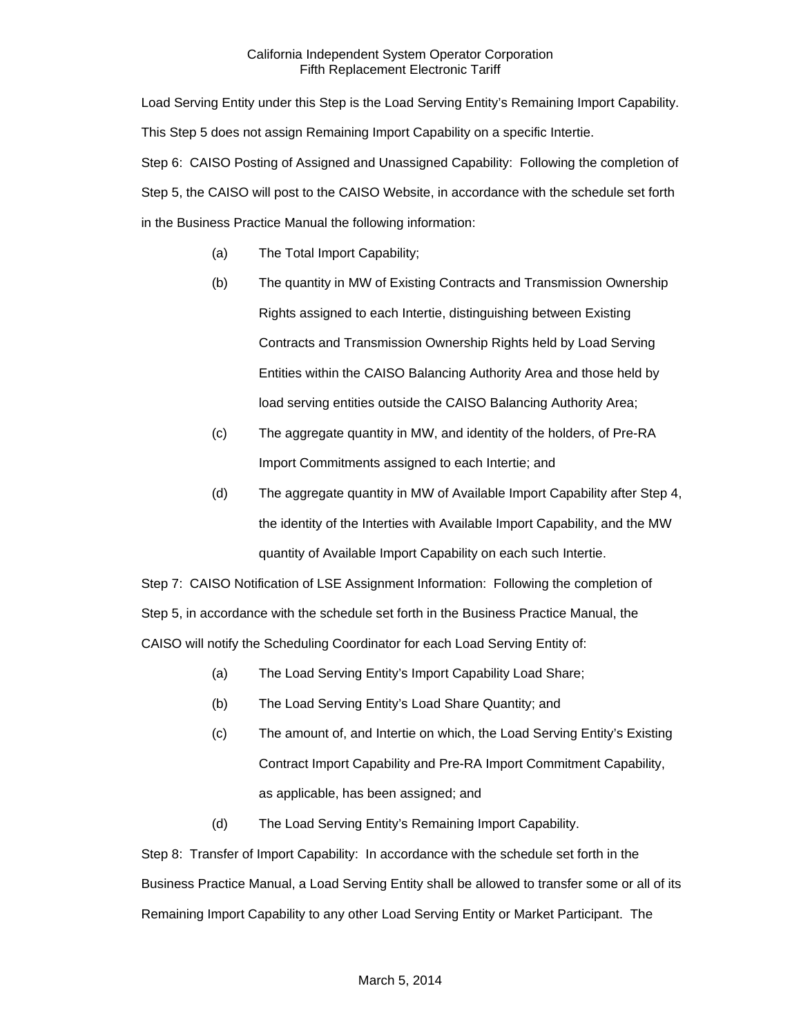Load Serving Entity under this Step is the Load Serving Entity's Remaining Import Capability. This Step 5 does not assign Remaining Import Capability on a specific Intertie.

Step 6: CAISO Posting of Assigned and Unassigned Capability: Following the completion of Step 5, the CAISO will post to the CAISO Website, in accordance with the schedule set forth in the Business Practice Manual the following information:

(a) The Total Import Capability;

(b) The quantity in MW of Existing Contracts and Transmission Ownership Rights assigned to each Intertie, distinguishing between Existing Contracts and Transmission Ownership Rights held by Load Serving Entities within the CAISO Balancing Authority Area and those held by load serving entities outside the CAISO Balancing Authority Area;

(c) The aggregate quantity in MW, and identity of the holders, of Pre-RA Import Commitments assigned to each Intertie; and

(d) The aggregate quantity in MW of Available Import Capability after Step 4, the identity of the Interties with Available Import Capability, and the MW quantity of Available Import Capability on each such Intertie.

Step 7: CAISO Notification of LSE Assignment Information: Following the completion of Step 5, in accordance with the schedule set forth in the Business Practice Manual, the CAISO will notify the Scheduling Coordinator for each Load Serving Entity of:

(a) The Load Serving Entity's Import Capability Load Share;

(b) The Load Serving Entity's Load Share Quantity; and

(c) The amount of, and Intertie on which, the Load Serving Entity's Existing Contract Import Capability and Pre-RA Import Commitment Capability, as applicable, has been assigned; and

(d) The Load Serving Entity's Remaining Import Capability.

Step 8: Transfer of Import Capability: In accordance with the schedule set forth in the Business Practice Manual, a Load Serving Entity shall be allowed to transfer some or all of its Remaining Import Capability to any other Load Serving Entity or Market Participant. The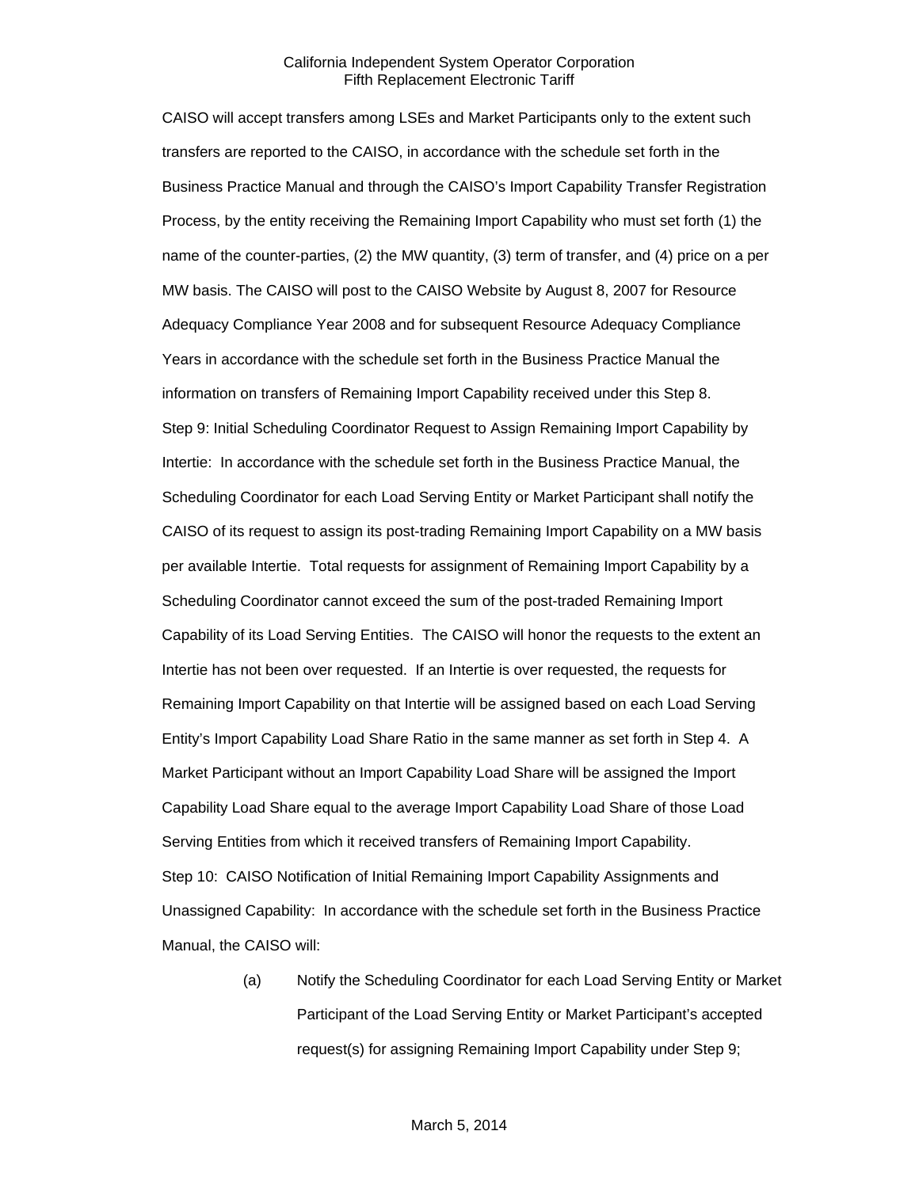CAISO will accept transfers among LSEs and Market Participants only to the extent such transfers are reported to the CAISO, in accordance with the schedule set forth in the Business Practice Manual and through the CAISO's Import Capability Transfer Registration Process, by the entity receiving the Remaining Import Capability who must set forth (1) the name of the counter-parties, (2) the MW quantity, (3) term of transfer, and (4) price on a per MW basis. The CAISO will post to the CAISO Website by August 8, 2007 for Resource Adequacy Compliance Year 2008 and for subsequent Resource Adequacy Compliance Years in accordance with the schedule set forth in the Business Practice Manual the information on transfers of Remaining Import Capability received under this Step 8.

Step 9: Initial Scheduling Coordinator Request to Assign Remaining Import Capability by Intertie: In accordance with the schedule set forth in the Business Practice Manual, the Scheduling Coordinator for each Load Serving Entity or Market Participant shall notify the CAISO of its request to assign its post-trading Remaining Import Capability on a MW basis per available Intertie. Total requests for assignment of Remaining Import Capability by a Scheduling Coordinator cannot exceed the sum of the post-traded Remaining Import Capability of its Load Serving Entities. The CAISO will honor the requests to the extent an Intertie has not been over requested. If an Intertie is over requested, the requests for Remaining Import Capability on that Intertie will be assigned based on each Load Serving Entity's Import Capability Load Share Ratio in the same manner as set forth in Step 4. A Market Participant without an Import Capability Load Share will be assigned the Import Capability Load Share equal to the average Import Capability Load Share of those Load Serving Entities from which it received transfers of Remaining Import Capability.

Step 10: CAISO Notification of Initial Remaining Import Capability Assignments and Unassigned Capability: In accordance with the schedule set forth in the Business Practice Manual, the CAISO will:

(a) Notify the Scheduling Coordinator for each Load Serving Entity or Market Participant of the Load Serving Entity or Market Participant's accepted request(s) for assigning Remaining Import Capability under Step 9;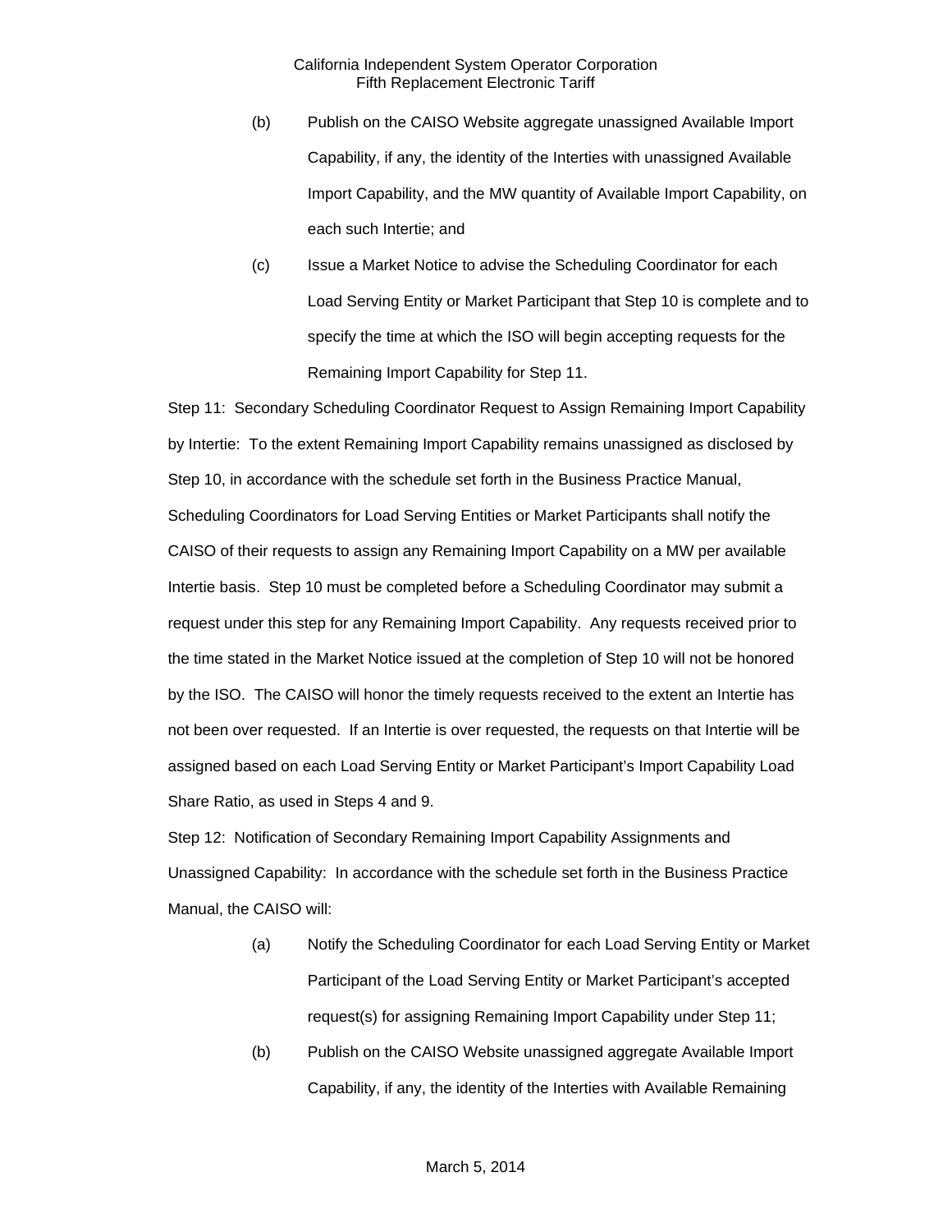(b) Publish on the CAISO Website aggregate unassigned Available Import Capability, if any, the identity of the Interties with unassigned Available Import Capability, and the MW quantity of Available Import Capability, on each such Intertie; and

(c) Issue a Market Notice to advise the Scheduling Coordinator for each Load Serving Entity or Market Participant that Step 10 is complete and to specify the time at which the ISO will begin accepting requests for the Remaining Import Capability for Step 11.

Step 11: Secondary Scheduling Coordinator Request to Assign Remaining Import Capability by Intertie: To the extent Remaining Import Capability remains unassigned as disclosed by Step 10, in accordance with the schedule set forth in the Business Practice Manual, Scheduling Coordinators for Load Serving Entities or Market Participants shall notify the CAISO of their requests to assign any Remaining Import Capability on a MW per available Intertie basis. Step 10 must be completed before a Scheduling Coordinator may submit a request under this step for any Remaining Import Capability. Any requests received prior to the time stated in the Market Notice issued at the completion of Step 10 will not be honored by the ISO. The CAISO will honor the timely requests received to the extent an Intertie has not been over requested. If an Intertie is over requested, the requests on that Intertie will be assigned based on each Load Serving Entity or Market Participant's Import Capability Load Share Ratio, as used in Steps 4 and 9.

Step 12: Notification of Secondary Remaining Import Capability Assignments and Unassigned Capability: In accordance with the schedule set forth in the Business Practice Manual, the CAISO will:

(a) Notify the Scheduling Coordinator for each Load Serving Entity or Market Participant of the Load Serving Entity or Market Participant's accepted request(s) for assigning Remaining Import Capability under Step 11;

(b) Publish on the CAISO Website unassigned aggregate Available Import Capability, if any, the identity of the Interties with Available Remaining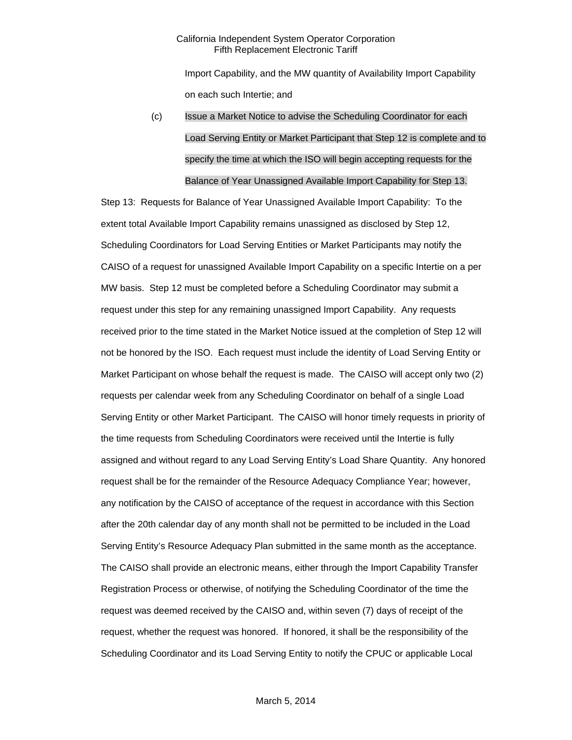Import Capability, and the MW quantity of Availability Import Capability on each such Intertie; and

(c) Issue a Market Notice to advise the Scheduling Coordinator for each Load Serving Entity or Market Participant that Step 12 is complete and to specify the time at which the ISO will begin accepting requests for the Balance of Year Unassigned Available Import Capability for Step 13.

Step 13: Requests for Balance of Year Unassigned Available Import Capability: To the extent total Available Import Capability remains unassigned as disclosed by Step 12, Scheduling Coordinators for Load Serving Entities or Market Participants may notify the CAISO of a request for unassigned Available Import Capability on a specific Intertie on a per MW basis. Step 12 must be completed before a Scheduling Coordinator may submit a request under this step for any remaining unassigned Import Capability. Any requests received prior to the time stated in the Market Notice issued at the completion of Step 12 will not be honored by the ISO. Each request must include the identity of Load Serving Entity or Market Participant on whose behalf the request is made. The CAISO will accept only two (2) requests per calendar week from any Scheduling Coordinator on behalf of a single Load Serving Entity or other Market Participant. The CAISO will honor timely requests in priority of the time requests from Scheduling Coordinators were received until the Intertie is fully assigned and without regard to any Load Serving Entity's Load Share Quantity. Any honored request shall be for the remainder of the Resource Adequacy Compliance Year; however, any notification by the CAISO of acceptance of the request in accordance with this Section after the 20th calendar day of any month shall not be permitted to be included in the Load Serving Entity's Resource Adequacy Plan submitted in the same month as the acceptance. The CAISO shall provide an electronic means, either through the Import Capability Transfer Registration Process or otherwise, of notifying the Scheduling Coordinator of the time the request was deemed received by the CAISO and, within seven (7) days of receipt of the request, whether the request was honored. If honored, it shall be the responsibility of the Scheduling Coordinator and its Load Serving Entity to notify the CPUC or applicable Local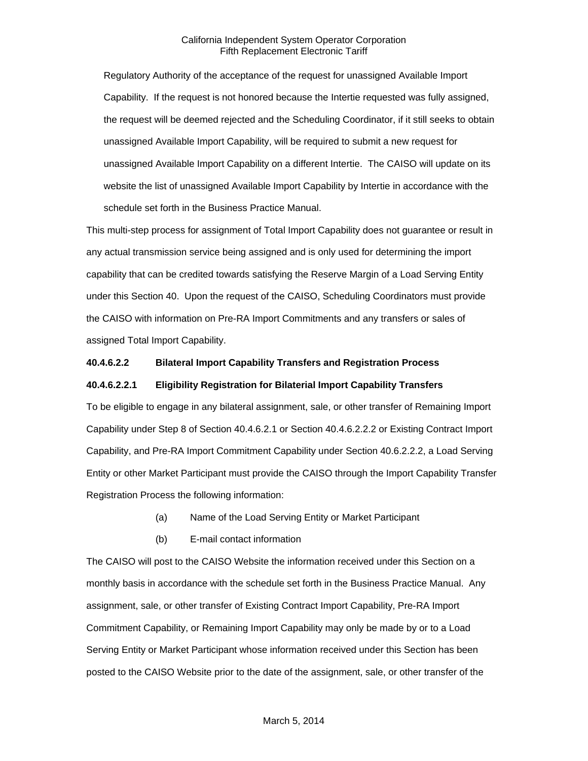Regulatory Authority of the acceptance of the request for unassigned Available Import Capability. If the request is not honored because the Intertie requested was fully assigned, the request will be deemed rejected and the Scheduling Coordinator, if it still seeks to obtain unassigned Available Import Capability, will be required to submit a new request for unassigned Available Import Capability on a different Intertie. The CAISO will update on its website the list of unassigned Available Import Capability by Intertie in accordance with the schedule set forth in the Business Practice Manual.

This multi-step process for assignment of Total Import Capability does not guarantee or result in any actual transmission service being assigned and is only used for determining the import capability that can be credited towards satisfying the Reserve Margin of a Load Serving Entity under this Section 40. Upon the request of the CAISO, Scheduling Coordinators must provide the CAISO with information on Pre-RA Import Commitments and any transfers or sales of assigned Total Import Capability.

**40.4.6.2.2 Bilateral Import Capability Transfers and Registration Process**

**40.4.6.2.2.1 Eligibility Registration for Bilaterial Import Capability Transfers**

To be eligible to engage in any bilateral assignment, sale, or other transfer of Remaining Import Capability under Step 8 of Section 40.4.6.2.1 or Section 40.4.6.2.2.2 or Existing Contract Import Capability, and Pre-RA Import Commitment Capability under Section 40.6.2.2.2, a Load Serving Entity or other Market Participant must provide the CAISO through the Import Capability Transfer Registration Process the following information:

(a) Name of the Load Serving Entity or Market Participant

(b) E-mail contact information

The CAISO will post to the CAISO Website the information received under this Section on a monthly basis in accordance with the schedule set forth in the Business Practice Manual. Any assignment, sale, or other transfer of Existing Contract Import Capability, Pre-RA Import Commitment Capability, or Remaining Import Capability may only be made by or to a Load Serving Entity or Market Participant whose information received under this Section has been posted to the CAISO Website prior to the date of the assignment, sale, or other transfer of the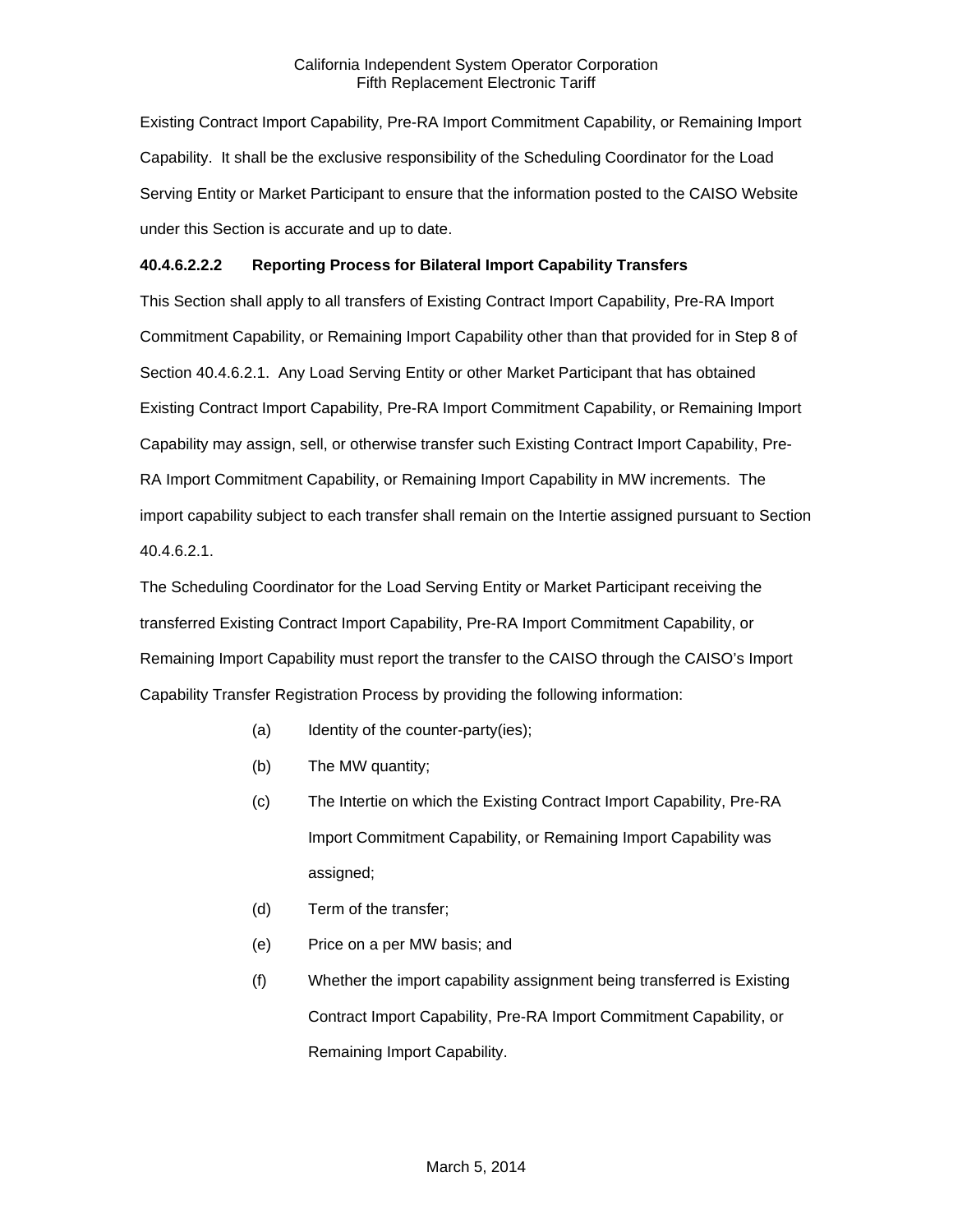Existing Contract Import Capability, Pre-RA Import Commitment Capability, or Remaining Import Capability. It shall be the exclusive responsibility of the Scheduling Coordinator for the Load Serving Entity or Market Participant to ensure that the information posted to the CAISO Website under this Section is accurate and up to date.

**40.4.6.2.2.2 Reporting Process for Bilateral Import Capability Transfers**

This Section shall apply to all transfers of Existing Contract Import Capability, Pre-RA Import Commitment Capability, or Remaining Import Capability other than that provided for in Step 8 of Section 40.4.6.2.1. Any Load Serving Entity or other Market Participant that has obtained Existing Contract Import Capability, Pre-RA Import Commitment Capability, or Remaining Import Capability may assign, sell, or otherwise transfer such Existing Contract Import Capability, Pre-RA Import Commitment Capability, or Remaining Import Capability in MW increments. The import capability subject to each transfer shall remain on the Intertie assigned pursuant to Section 40.4.6.2.1.

The Scheduling Coordinator for the Load Serving Entity or Market Participant receiving the transferred Existing Contract Import Capability, Pre-RA Import Commitment Capability, or Remaining Import Capability must report the transfer to the CAISO through the CAISO's Import Capability Transfer Registration Process by providing the following information:

(a) Identity of the counter-party(ies);

(b) The MW quantity;

(c) The Intertie on which the Existing Contract Import Capability, Pre-RA Import Commitment Capability, or Remaining Import Capability was assigned;

(d) Term of the transfer;

(e) Price on a per MW basis; and

(f) Whether the import capability assignment being transferred is Existing Contract Import Capability, Pre-RA Import Commitment Capability, or Remaining Import Capability.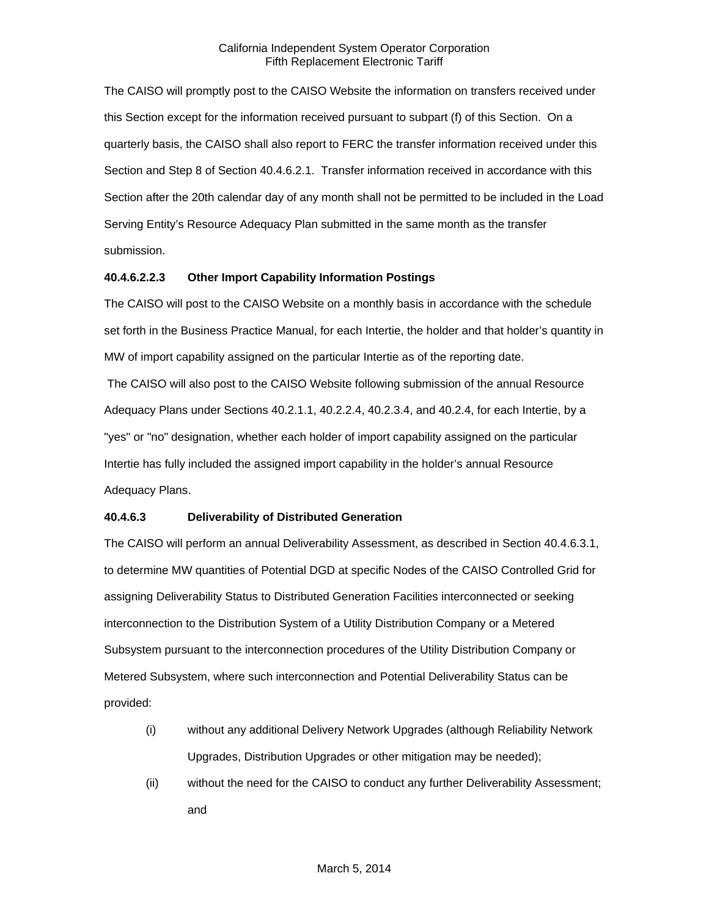The CAISO will promptly post to the CAISO Website the information on transfers received under this Section except for the information received pursuant to subpart (f) of this Section. On a quarterly basis, the CAISO shall also report to FERC the transfer information received under this Section and Step 8 of Section 40.4.6.2.1. Transfer information received in accordance with this Section after the 20th calendar day of any month shall not be permitted to be included in the Load Serving Entity's Resource Adequacy Plan submitted in the same month as the transfer submission.

**40.4.6.2.2.3 Other Import Capability Information Postings**

The CAISO will post to the CAISO Website on a monthly basis in accordance with the schedule set forth in the Business Practice Manual, for each Intertie, the holder and that holder's quantity in MW of import capability assigned on the particular Intertie as of the reporting date.

The CAISO will also post to the CAISO Website following submission of the annual Resource Adequacy Plans under Sections 40.2.1.1, 40.2.2.4, 40.2.3.4, and 40.2.4, for each Intertie, by a "yes" or "no" designation, whether each holder of import capability assigned on the particular Intertie has fully included the assigned import capability in the holder's annual Resource Adequacy Plans.

**40.4.6.3 Deliverability of Distributed Generation**

The CAISO will perform an annual Deliverability Assessment, as described in Section 40.4.6.3.1, to determine MW quantities of Potential DGD at specific Nodes of the CAISO Controlled Grid for assigning Deliverability Status to Distributed Generation Facilities interconnected or seeking interconnection to the Distribution System of a Utility Distribution Company or a Metered Subsystem pursuant to the interconnection procedures of the Utility Distribution Company or Metered Subsystem, where such interconnection and Potential Deliverability Status can be provided:

(i) without any additional Delivery Network Upgrades (although Reliability Network Upgrades, Distribution Upgrades or other mitigation may be needed);

(ii) without the need for the CAISO to conduct any further Deliverability Assessment; and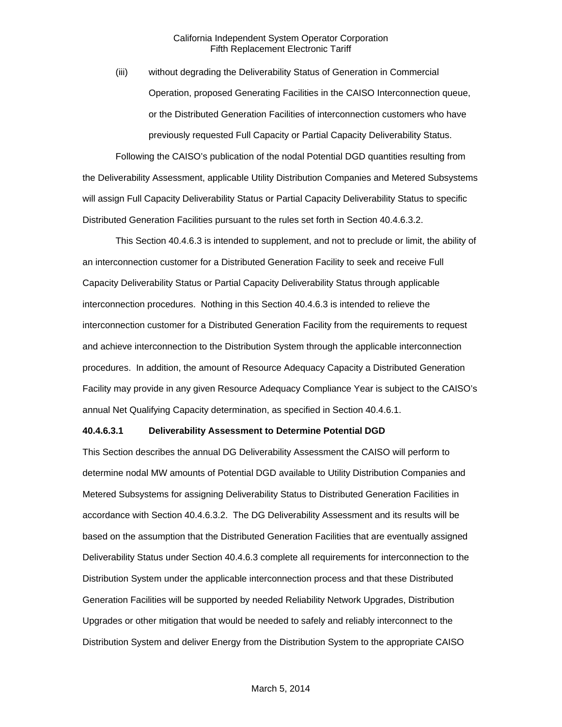(iii) without degrading the Deliverability Status of Generation in Commercial Operation, proposed Generating Facilities in the CAISO Interconnection queue, or the Distributed Generation Facilities of interconnection customers who have previously requested Full Capacity or Partial Capacity Deliverability Status.

Following the CAISO's publication of the nodal Potential DGD quantities resulting from the Deliverability Assessment, applicable Utility Distribution Companies and Metered Subsystems will assign Full Capacity Deliverability Status or Partial Capacity Deliverability Status to specific Distributed Generation Facilities pursuant to the rules set forth in Section 40.4.6.3.2.

This Section 40.4.6.3 is intended to supplement, and not to preclude or limit, the ability of an interconnection customer for a Distributed Generation Facility to seek and receive Full Capacity Deliverability Status or Partial Capacity Deliverability Status through applicable interconnection procedures. Nothing in this Section 40.4.6.3 is intended to relieve the interconnection customer for a Distributed Generation Facility from the requirements to request and achieve interconnection to the Distribution System through the applicable interconnection procedures. In addition, the amount of Resource Adequacy Capacity a Distributed Generation Facility may provide in any given Resource Adequacy Compliance Year is subject to the CAISO's annual Net Qualifying Capacity determination, as specified in Section 40.4.6.1.

**40.4.6.3.1 Deliverability Assessment to Determine Potential DGD**

This Section describes the annual DG Deliverability Assessment the CAISO will perform to determine nodal MW amounts of Potential DGD available to Utility Distribution Companies and Metered Subsystems for assigning Deliverability Status to Distributed Generation Facilities in accordance with Section 40.4.6.3.2. The DG Deliverability Assessment and its results will be based on the assumption that the Distributed Generation Facilities that are eventually assigned Deliverability Status under Section 40.4.6.3 complete all requirements for interconnection to the Distribution System under the applicable interconnection process and that these Distributed Generation Facilities will be supported by needed Reliability Network Upgrades, Distribution Upgrades or other mitigation that would be needed to safely and reliably interconnect to the Distribution System and deliver Energy from the Distribution System to the appropriate CAISO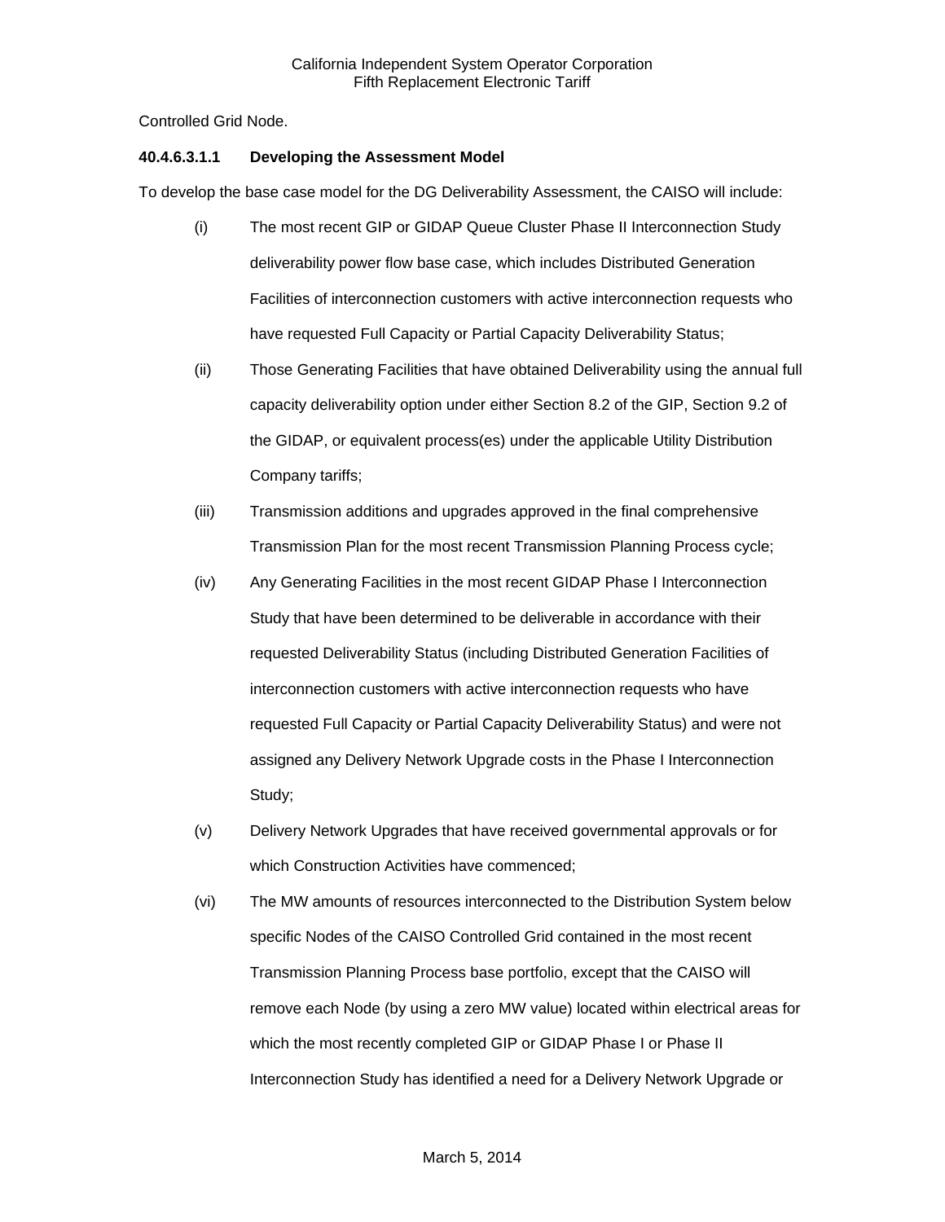Controlled Grid Node.

**40.4.6.3.1.1 Developing the Assessment Model**

To develop the base case model for the DG Deliverability Assessment, the CAISO will include:

(i) The most recent GIP or GIDAP Queue Cluster Phase II Interconnection Study deliverability power flow base case, which includes Distributed Generation Facilities of interconnection customers with active interconnection requests who have requested Full Capacity or Partial Capacity Deliverability Status;

(ii) Those Generating Facilities that have obtained Deliverability using the annual full capacity deliverability option under either Section 8.2 of the GIP, Section 9.2 of the GIDAP, or equivalent process(es) under the applicable Utility Distribution Company tariffs;

(iii) Transmission additions and upgrades approved in the final comprehensive Transmission Plan for the most recent Transmission Planning Process cycle;

(iv) Any Generating Facilities in the most recent GIDAP Phase I Interconnection Study that have been determined to be deliverable in accordance with their requested Deliverability Status (including Distributed Generation Facilities of interconnection customers with active interconnection requests who have requested Full Capacity or Partial Capacity Deliverability Status) and were not assigned any Delivery Network Upgrade costs in the Phase I Interconnection Study;

(v) Delivery Network Upgrades that have received governmental approvals or for which Construction Activities have commenced;

(vi) The MW amounts of resources interconnected to the Distribution System below specific Nodes of the CAISO Controlled Grid contained in the most recent Transmission Planning Process base portfolio, except that the CAISO will remove each Node (by using a zero MW value) located within electrical areas for which the most recently completed GIP or GIDAP Phase I or Phase II Interconnection Study has identified a need for a Delivery Network Upgrade or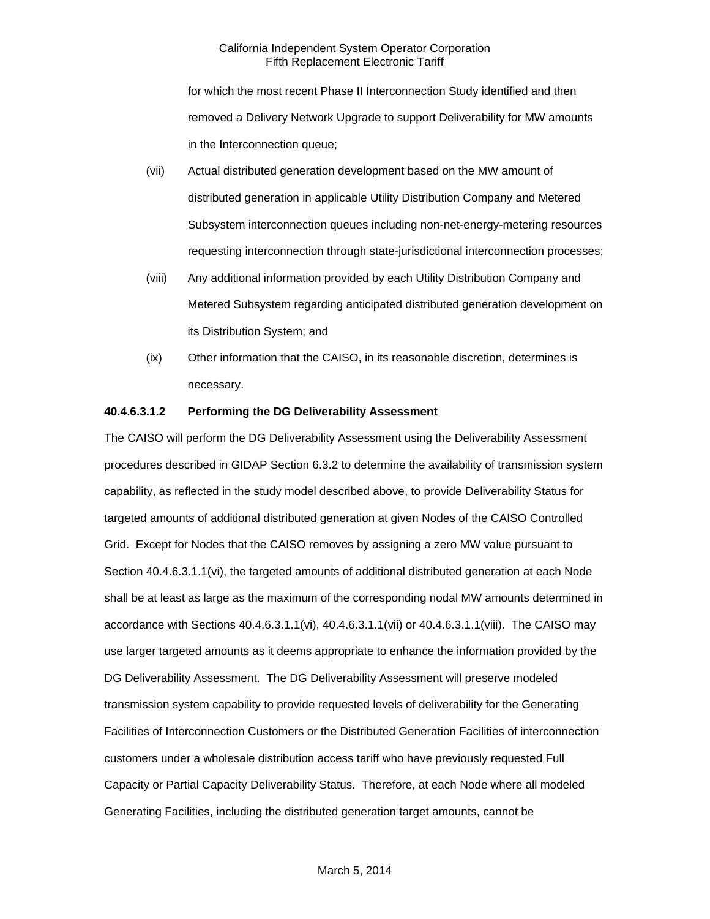for which the most recent Phase II Interconnection Study identified and then removed a Delivery Network Upgrade to support Deliverability for MW amounts in the Interconnection queue;

(vii) Actual distributed generation development based on the MW amount of distributed generation in applicable Utility Distribution Company and Metered Subsystem interconnection queues including non-net-energy-metering resources requesting interconnection through state-jurisdictional interconnection processes;

(viii) Any additional information provided by each Utility Distribution Company and Metered Subsystem regarding anticipated distributed generation development on its Distribution System; and

(ix) Other information that the CAISO, in its reasonable discretion, determines is necessary.

**40.4.6.3.1.2 Performing the DG Deliverability Assessment**

The CAISO will perform the DG Deliverability Assessment using the Deliverability Assessment procedures described in GIDAP Section 6.3.2 to determine the availability of transmission system capability, as reflected in the study model described above, to provide Deliverability Status for targeted amounts of additional distributed generation at given Nodes of the CAISO Controlled Grid. Except for Nodes that the CAISO removes by assigning a zero MW value pursuant to Section 40.4.6.3.1.1(vi), the targeted amounts of additional distributed generation at each Node shall be at least as large as the maximum of the corresponding nodal MW amounts determined in accordance with Sections 40.4.6.3.1.1(vi), 40.4.6.3.1.1(vii) or 40.4.6.3.1.1(viii). The CAISO may use larger targeted amounts as it deems appropriate to enhance the information provided by the DG Deliverability Assessment. The DG Deliverability Assessment will preserve modeled transmission system capability to provide requested levels of deliverability for the Generating Facilities of Interconnection Customers or the Distributed Generation Facilities of interconnection customers under a wholesale distribution access tariff who have previously requested Full Capacity or Partial Capacity Deliverability Status. Therefore, at each Node where all modeled Generating Facilities, including the distributed generation target amounts, cannot be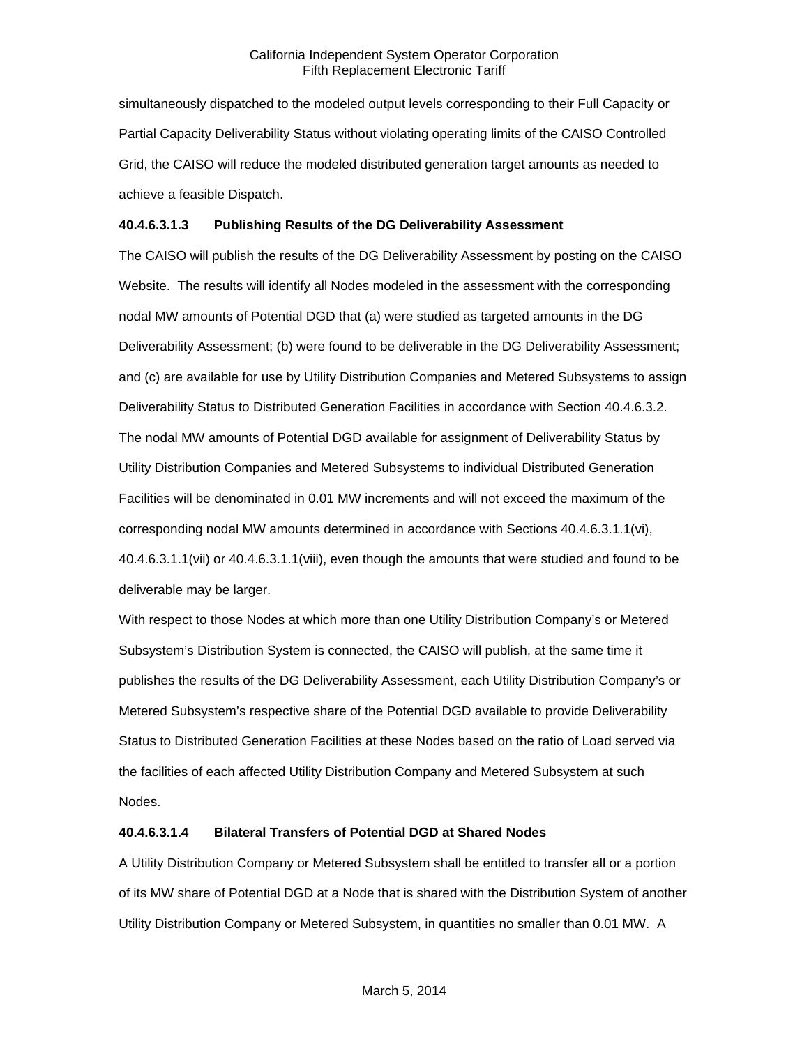simultaneously dispatched to the modeled output levels corresponding to their Full Capacity or Partial Capacity Deliverability Status without violating operating limits of the CAISO Controlled Grid, the CAISO will reduce the modeled distributed generation target amounts as needed to achieve a feasible Dispatch.

**40.4.6.3.1.3 Publishing Results of the DG Deliverability Assessment**

The CAISO will publish the results of the DG Deliverability Assessment by posting on the CAISO Website. The results will identify all Nodes modeled in the assessment with the corresponding nodal MW amounts of Potential DGD that (a) were studied as targeted amounts in the DG Deliverability Assessment; (b) were found to be deliverable in the DG Deliverability Assessment; and (c) are available for use by Utility Distribution Companies and Metered Subsystems to assign Deliverability Status to Distributed Generation Facilities in accordance with Section 40.4.6.3.2. The nodal MW amounts of Potential DGD available for assignment of Deliverability Status by Utility Distribution Companies and Metered Subsystems to individual Distributed Generation Facilities will be denominated in 0.01 MW increments and will not exceed the maximum of the corresponding nodal MW amounts determined in accordance with Sections 40.4.6.3.1.1(vi), 40.4.6.3.1.1(vii) or 40.4.6.3.1.1(viii), even though the amounts that were studied and found to be deliverable may be larger.

With respect to those Nodes at which more than one Utility Distribution Company's or Metered Subsystem's Distribution System is connected, the CAISO will publish, at the same time it publishes the results of the DG Deliverability Assessment, each Utility Distribution Company's or Metered Subsystem's respective share of the Potential DGD available to provide Deliverability Status to Distributed Generation Facilities at these Nodes based on the ratio of Load served via the facilities of each affected Utility Distribution Company and Metered Subsystem at such Nodes.

**40.4.6.3.1.4 Bilateral Transfers of Potential DGD at Shared Nodes**

A Utility Distribution Company or Metered Subsystem shall be entitled to transfer all or a portion of its MW share of Potential DGD at a Node that is shared with the Distribution System of another Utility Distribution Company or Metered Subsystem, in quantities no smaller than 0.01 MW. A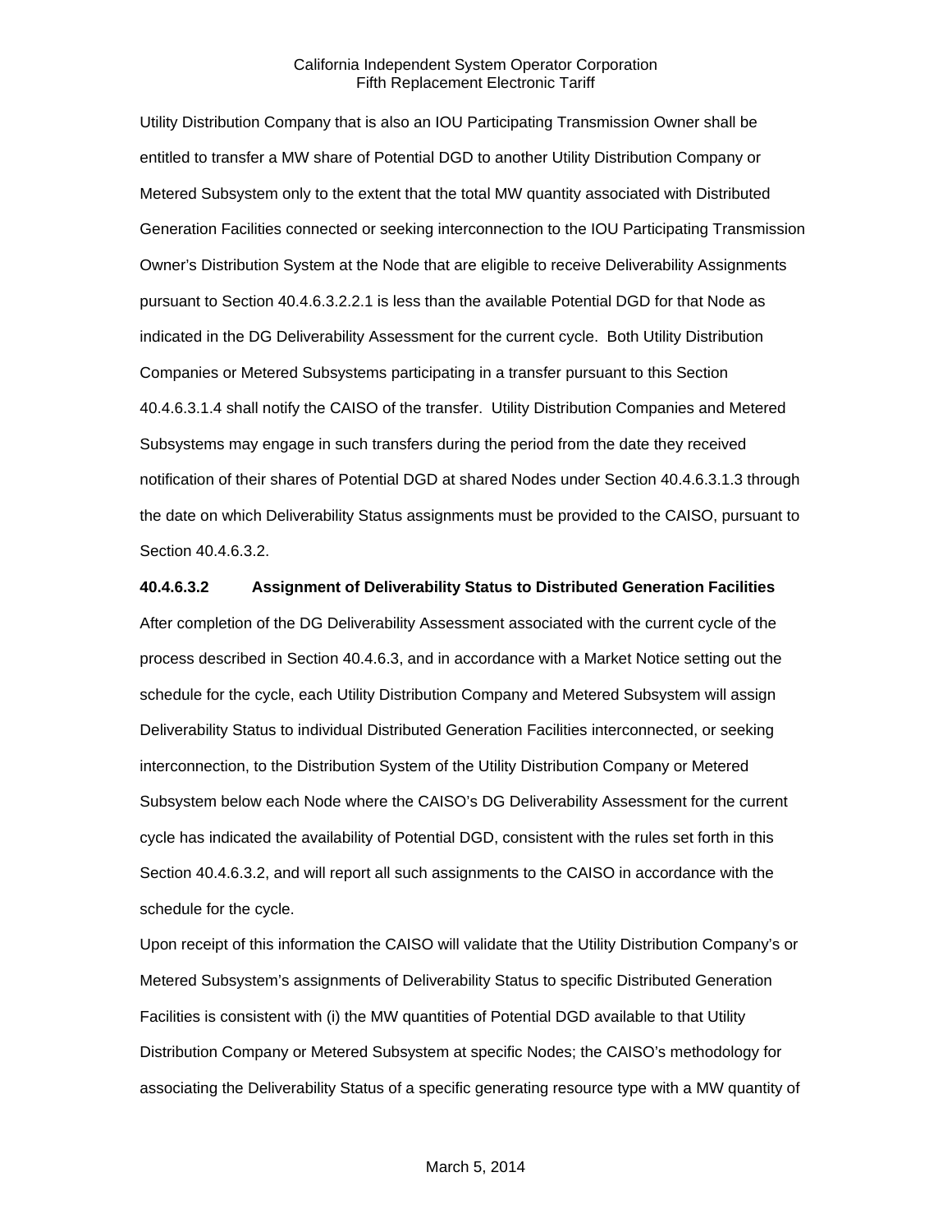Utility Distribution Company that is also an IOU Participating Transmission Owner shall be entitled to transfer a MW share of Potential DGD to another Utility Distribution Company or Metered Subsystem only to the extent that the total MW quantity associated with Distributed Generation Facilities connected or seeking interconnection to the IOU Participating Transmission Owner's Distribution System at the Node that are eligible to receive Deliverability Assignments pursuant to Section 40.4.6.3.2.2.1 is less than the available Potential DGD for that Node as indicated in the DG Deliverability Assessment for the current cycle. Both Utility Distribution Companies or Metered Subsystems participating in a transfer pursuant to this Section 40.4.6.3.1.4 shall notify the CAISO of the transfer. Utility Distribution Companies and Metered Subsystems may engage in such transfers during the period from the date they received notification of their shares of Potential DGD at shared Nodes under Section 40.4.6.3.1.3 through the date on which Deliverability Status assignments must be provided to the CAISO, pursuant to Section 40.4.6.3.2.

**40.4.6.3.2 Assignment of Deliverability Status to Distributed Generation Facilities**

After completion of the DG Deliverability Assessment associated with the current cycle of the process described in Section 40.4.6.3, and in accordance with a Market Notice setting out the schedule for the cycle, each Utility Distribution Company and Metered Subsystem will assign Deliverability Status to individual Distributed Generation Facilities interconnected, or seeking interconnection, to the Distribution System of the Utility Distribution Company or Metered Subsystem below each Node where the CAISO's DG Deliverability Assessment for the current cycle has indicated the availability of Potential DGD, consistent with the rules set forth in this Section 40.4.6.3.2, and will report all such assignments to the CAISO in accordance with the schedule for the cycle.

Upon receipt of this information the CAISO will validate that the Utility Distribution Company's or Metered Subsystem's assignments of Deliverability Status to specific Distributed Generation Facilities is consistent with (i) the MW quantities of Potential DGD available to that Utility Distribution Company or Metered Subsystem at specific Nodes; the CAISO's methodology for associating the Deliverability Status of a specific generating resource type with a MW quantity of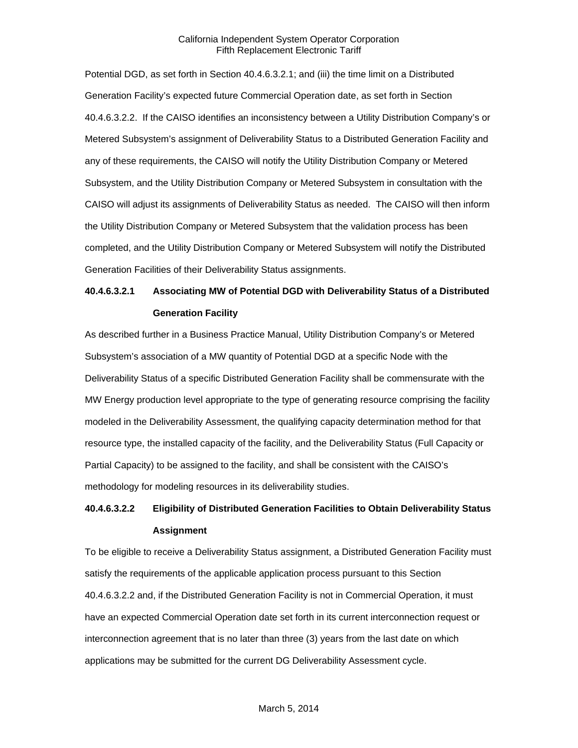Potential DGD, as set forth in Section 40.4.6.3.2.1; and (iii) the time limit on a Distributed Generation Facility's expected future Commercial Operation date, as set forth in Section 40.4.6.3.2.2. If the CAISO identifies an inconsistency between a Utility Distribution Company's or Metered Subsystem's assignment of Deliverability Status to a Distributed Generation Facility and any of these requirements, the CAISO will notify the Utility Distribution Company or Metered Subsystem, and the Utility Distribution Company or Metered Subsystem in consultation with the CAISO will adjust its assignments of Deliverability Status as needed. The CAISO will then inform the Utility Distribution Company or Metered Subsystem that the validation process has been completed, and the Utility Distribution Company or Metered Subsystem will notify the Distributed Generation Facilities of their Deliverability Status assignments.

**40.4.6.3.2.1 Associating MW of Potential DGD with Deliverability Status of a Distributed Generation Facility**

As described further in a Business Practice Manual, Utility Distribution Company's or Metered Subsystem's association of a MW quantity of Potential DGD at a specific Node with the Deliverability Status of a specific Distributed Generation Facility shall be commensurate with the MW Energy production level appropriate to the type of generating resource comprising the facility modeled in the Deliverability Assessment, the qualifying capacity determination method for that resource type, the installed capacity of the facility, and the Deliverability Status (Full Capacity or Partial Capacity) to be assigned to the facility, and shall be consistent with the CAISO's methodology for modeling resources in its deliverability studies.

**40.4.6.3.2.2 Eligibility of Distributed Generation Facilities to Obtain Deliverability Status Assignment**

To be eligible to receive a Deliverability Status assignment, a Distributed Generation Facility must satisfy the requirements of the applicable application process pursuant to this Section 40.4.6.3.2.2 and, if the Distributed Generation Facility is not in Commercial Operation, it must have an expected Commercial Operation date set forth in its current interconnection request or interconnection agreement that is no later than three (3) years from the last date on which applications may be submitted for the current DG Deliverability Assessment cycle.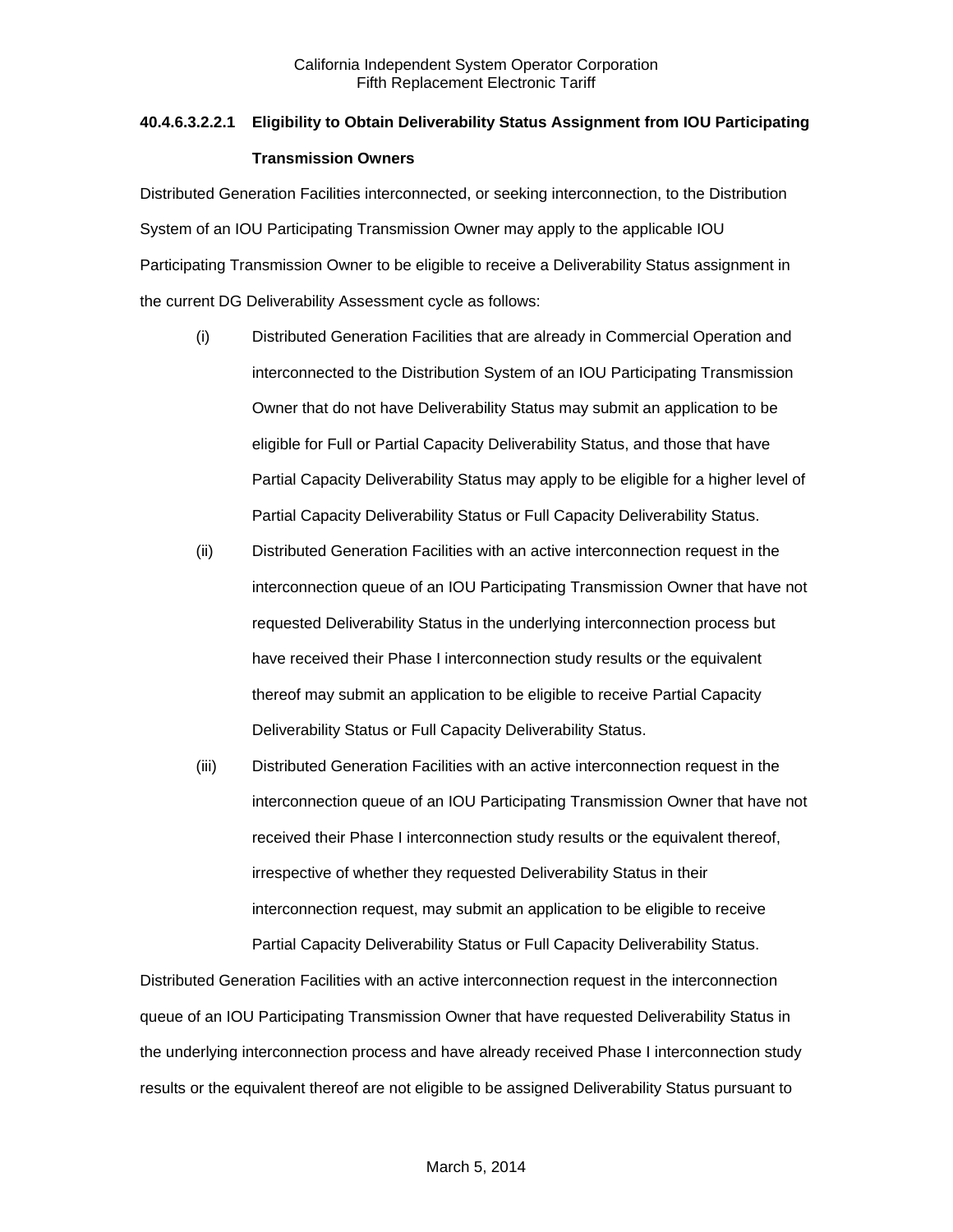**40.4.6.3.2.2.1 Eligibility to Obtain Deliverability Status Assignment from IOU Participating Transmission Owners**

Distributed Generation Facilities interconnected, or seeking interconnection, to the Distribution System of an IOU Participating Transmission Owner may apply to the applicable IOU Participating Transmission Owner to be eligible to receive a Deliverability Status assignment in the current DG Deliverability Assessment cycle as follows:

(i) Distributed Generation Facilities that are already in Commercial Operation and interconnected to the Distribution System of an IOU Participating Transmission Owner that do not have Deliverability Status may submit an application to be eligible for Full or Partial Capacity Deliverability Status, and those that have Partial Capacity Deliverability Status may apply to be eligible for a higher level of Partial Capacity Deliverability Status or Full Capacity Deliverability Status.

(ii) Distributed Generation Facilities with an active interconnection request in the interconnection queue of an IOU Participating Transmission Owner that have not requested Deliverability Status in the underlying interconnection process but have received their Phase I interconnection study results or the equivalent thereof may submit an application to be eligible to receive Partial Capacity Deliverability Status or Full Capacity Deliverability Status.

(iii) Distributed Generation Facilities with an active interconnection request in the interconnection queue of an IOU Participating Transmission Owner that have not received their Phase I interconnection study results or the equivalent thereof, irrespective of whether they requested Deliverability Status in their interconnection request, may submit an application to be eligible to receive Partial Capacity Deliverability Status or Full Capacity Deliverability Status.

Distributed Generation Facilities with an active interconnection request in the interconnection queue of an IOU Participating Transmission Owner that have requested Deliverability Status in the underlying interconnection process and have already received Phase I interconnection study results or the equivalent thereof are not eligible to be assigned Deliverability Status pursuant to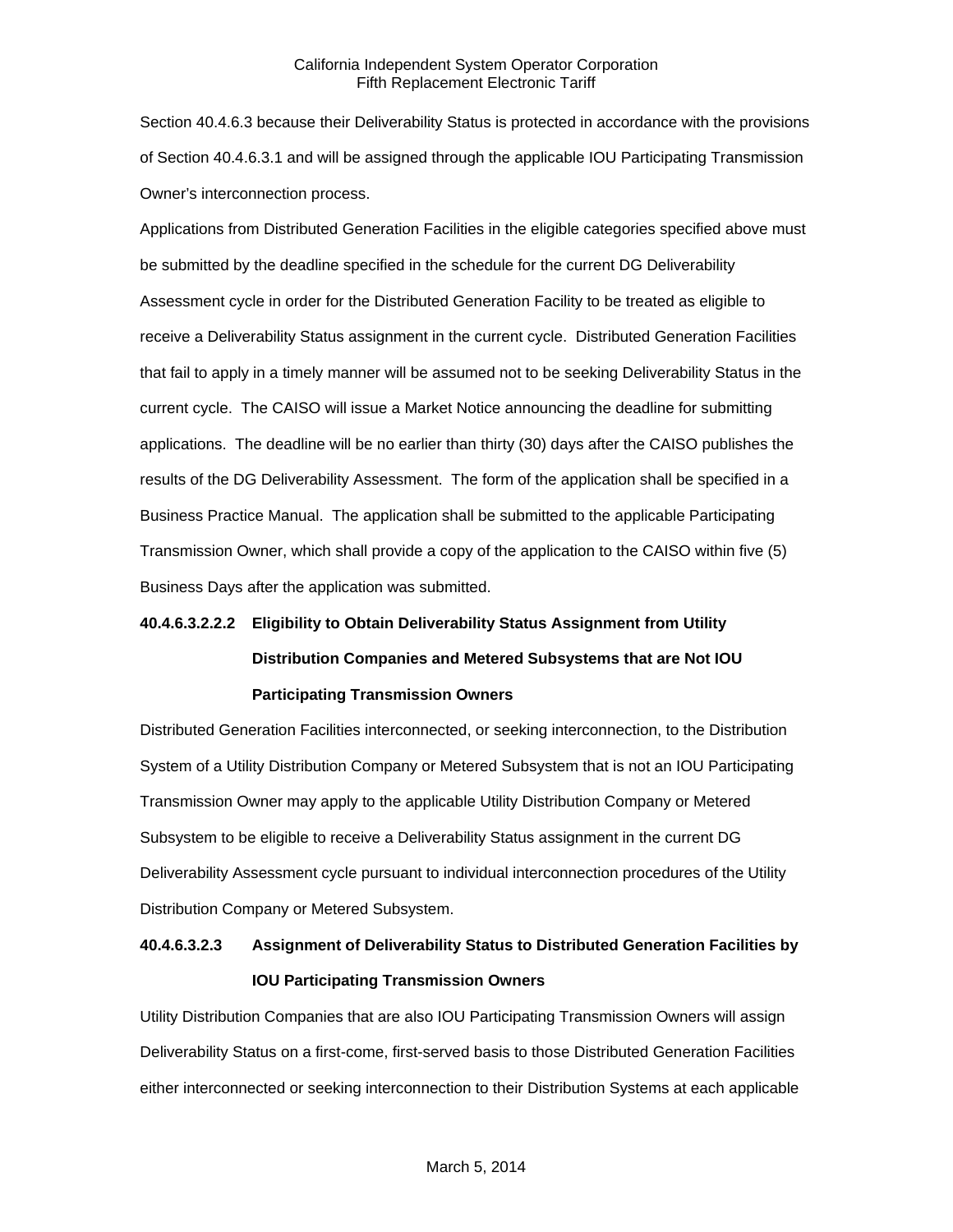Section 40.4.6.3 because their Deliverability Status is protected in accordance with the provisions of Section 40.4.6.3.1 and will be assigned through the applicable IOU Participating Transmission Owner's interconnection process.

Applications from Distributed Generation Facilities in the eligible categories specified above must be submitted by the deadline specified in the schedule for the current DG Deliverability Assessment cycle in order for the Distributed Generation Facility to be treated as eligible to receive a Deliverability Status assignment in the current cycle. Distributed Generation Facilities that fail to apply in a timely manner will be assumed not to be seeking Deliverability Status in the current cycle. The CAISO will issue a Market Notice announcing the deadline for submitting applications. The deadline will be no earlier than thirty (30) days after the CAISO publishes the results of the DG Deliverability Assessment. The form of the application shall be specified in a Business Practice Manual. The application shall be submitted to the applicable Participating Transmission Owner, which shall provide a copy of the application to the CAISO within five (5) Business Days after the application was submitted.

**40.4.6.3.2.2.2 Eligibility to Obtain Deliverability Status Assignment from Utility Distribution Companies and Metered Subsystems that are Not IOU Participating Transmission Owners**

Distributed Generation Facilities interconnected, or seeking interconnection, to the Distribution System of a Utility Distribution Company or Metered Subsystem that is not an IOU Participating Transmission Owner may apply to the applicable Utility Distribution Company or Metered Subsystem to be eligible to receive a Deliverability Status assignment in the current DG Deliverability Assessment cycle pursuant to individual interconnection procedures of the Utility Distribution Company or Metered Subsystem.

**40.4.6.3.2.3 Assignment of Deliverability Status to Distributed Generation Facilities by IOU Participating Transmission Owners**

Utility Distribution Companies that are also IOU Participating Transmission Owners will assign Deliverability Status on a first-come, first-served basis to those Distributed Generation Facilities either interconnected or seeking interconnection to their Distribution Systems at each applicable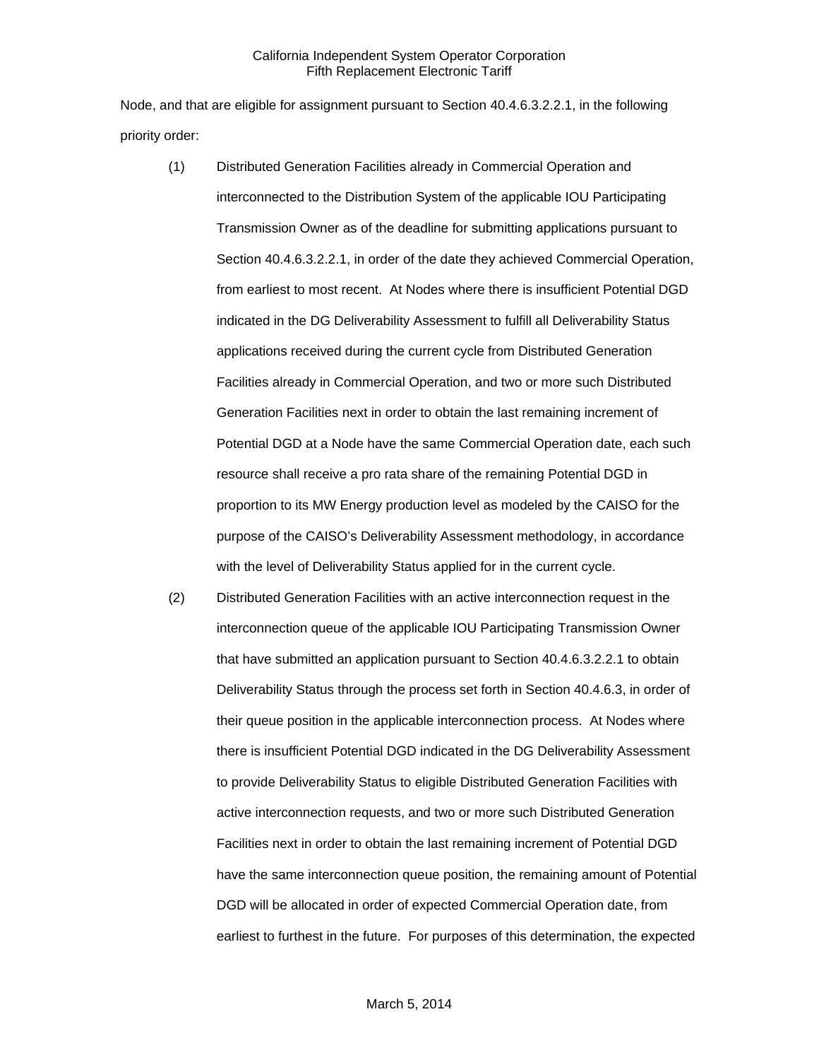Node, and that are eligible for assignment pursuant to Section 40.4.6.3.2.2.1, in the following priority order:

(1) Distributed Generation Facilities already in Commercial Operation and interconnected to the Distribution System of the applicable IOU Participating Transmission Owner as of the deadline for submitting applications pursuant to Section 40.4.6.3.2.2.1, in order of the date they achieved Commercial Operation, from earliest to most recent. At Nodes where there is insufficient Potential DGD indicated in the DG Deliverability Assessment to fulfill all Deliverability Status applications received during the current cycle from Distributed Generation Facilities already in Commercial Operation, and two or more such Distributed Generation Facilities next in order to obtain the last remaining increment of Potential DGD at a Node have the same Commercial Operation date, each such resource shall receive a pro rata share of the remaining Potential DGD in proportion to its MW Energy production level as modeled by the CAISO for the purpose of the CAISO's Deliverability Assessment methodology, in accordance with the level of Deliverability Status applied for in the current cycle.

(2) Distributed Generation Facilities with an active interconnection request in the interconnection queue of the applicable IOU Participating Transmission Owner that have submitted an application pursuant to Section 40.4.6.3.2.2.1 to obtain Deliverability Status through the process set forth in Section 40.4.6.3, in order of their queue position in the applicable interconnection process. At Nodes where there is insufficient Potential DGD indicated in the DG Deliverability Assessment to provide Deliverability Status to eligible Distributed Generation Facilities with active interconnection requests, and two or more such Distributed Generation Facilities next in order to obtain the last remaining increment of Potential DGD have the same interconnection queue position, the remaining amount of Potential DGD will be allocated in order of expected Commercial Operation date, from earliest to furthest in the future. For purposes of this determination, the expected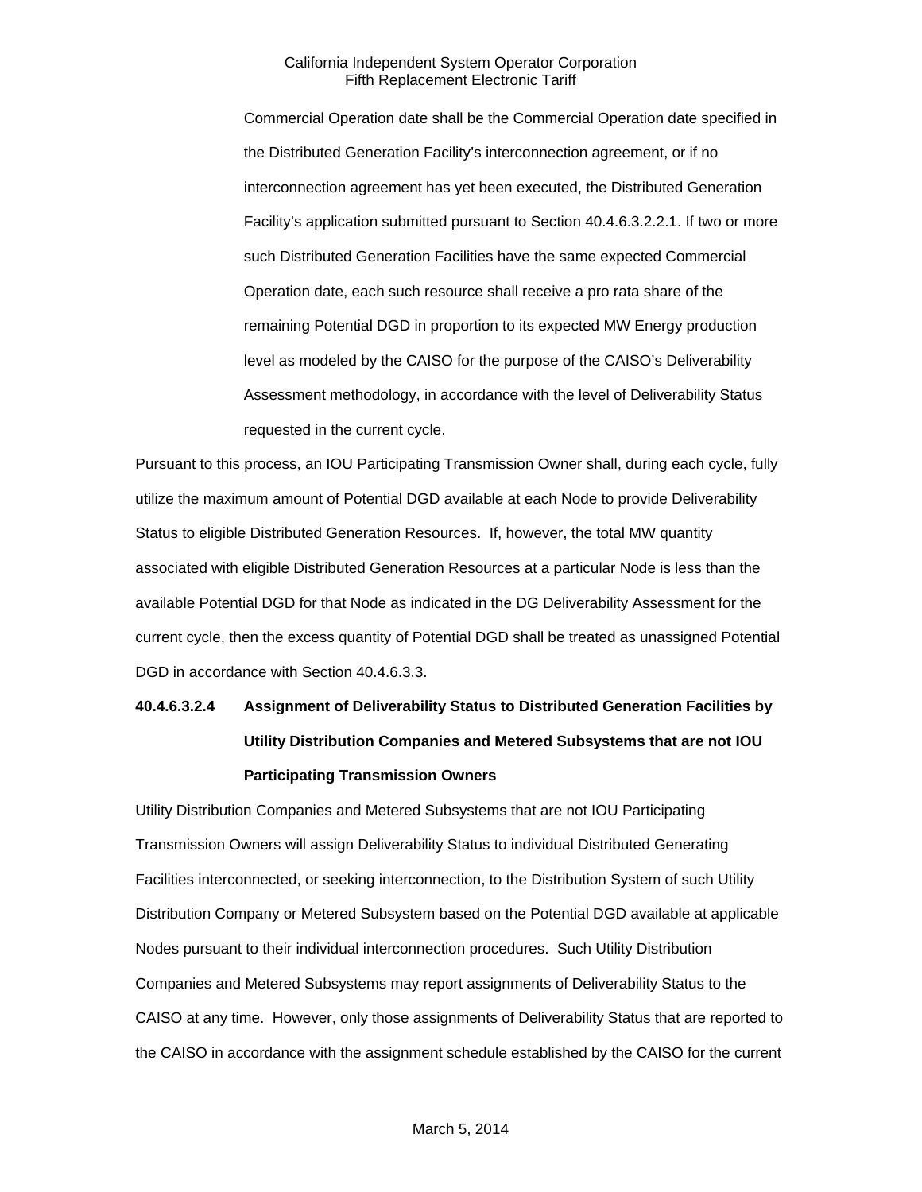Commercial Operation date shall be the Commercial Operation date specified in the Distributed Generation Facility's interconnection agreement, or if no interconnection agreement has yet been executed, the Distributed Generation Facility's application submitted pursuant to Section 40.4.6.3.2.2.1. If two or more such Distributed Generation Facilities have the same expected Commercial Operation date, each such resource shall receive a pro rata share of the remaining Potential DGD in proportion to its expected MW Energy production level as modeled by the CAISO for the purpose of the CAISO's Deliverability Assessment methodology, in accordance with the level of Deliverability Status requested in the current cycle.

Pursuant to this process, an IOU Participating Transmission Owner shall, during each cycle, fully utilize the maximum amount of Potential DGD available at each Node to provide Deliverability Status to eligible Distributed Generation Resources. If, however, the total MW quantity associated with eligible Distributed Generation Resources at a particular Node is less than the available Potential DGD for that Node as indicated in the DG Deliverability Assessment for the current cycle, then the excess quantity of Potential DGD shall be treated as unassigned Potential DGD in accordance with Section 40.4.6.3.3.

**40.4.6.3.2.4 Assignment of Deliverability Status to Distributed Generation Facilities by Utility Distribution Companies and Metered Subsystems that are not IOU Participating Transmission Owners**

Utility Distribution Companies and Metered Subsystems that are not IOU Participating Transmission Owners will assign Deliverability Status to individual Distributed Generating Facilities interconnected, or seeking interconnection, to the Distribution System of such Utility Distribution Company or Metered Subsystem based on the Potential DGD available at applicable Nodes pursuant to their individual interconnection procedures. Such Utility Distribution Companies and Metered Subsystems may report assignments of Deliverability Status to the CAISO at any time. However, only those assignments of Deliverability Status that are reported to the CAISO in accordance with the assignment schedule established by the CAISO for the current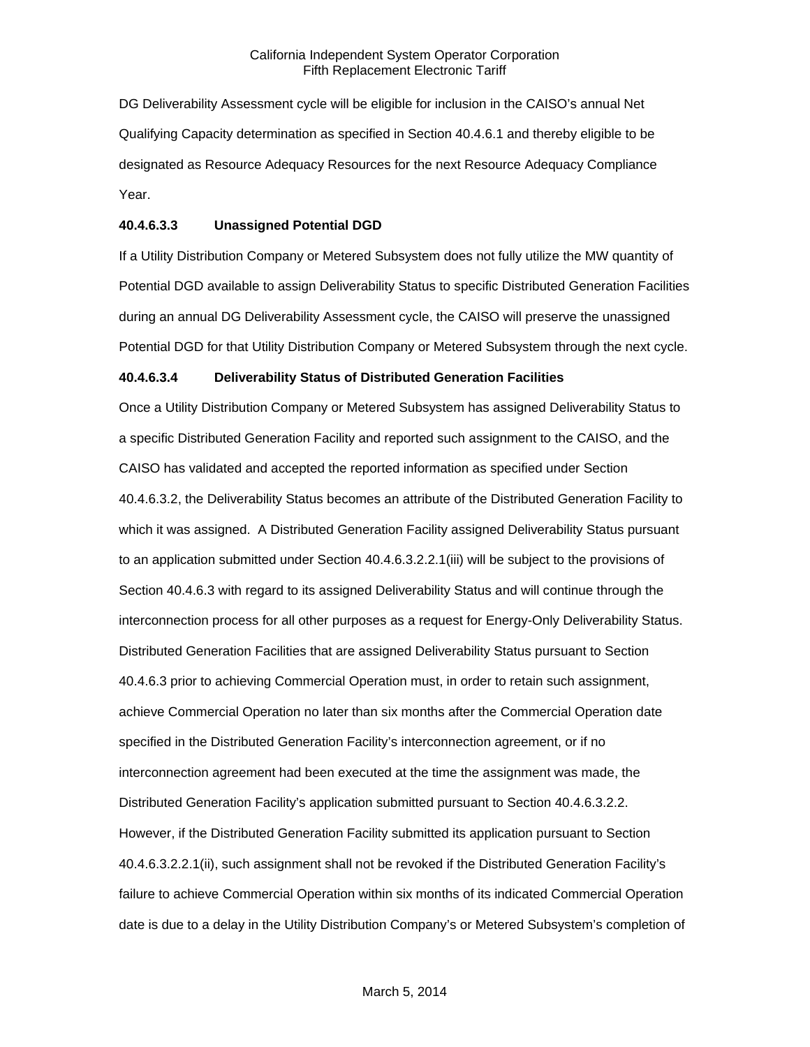DG Deliverability Assessment cycle will be eligible for inclusion in the CAISO's annual Net Qualifying Capacity determination as specified in Section 40.4.6.1 and thereby eligible to be designated as Resource Adequacy Resources for the next Resource Adequacy Compliance Year.

**40.4.6.3.3 Unassigned Potential DGD**

If a Utility Distribution Company or Metered Subsystem does not fully utilize the MW quantity of Potential DGD available to assign Deliverability Status to specific Distributed Generation Facilities during an annual DG Deliverability Assessment cycle, the CAISO will preserve the unassigned Potential DGD for that Utility Distribution Company or Metered Subsystem through the next cycle.

**40.4.6.3.4 Deliverability Status of Distributed Generation Facilities**

Once a Utility Distribution Company or Metered Subsystem has assigned Deliverability Status to a specific Distributed Generation Facility and reported such assignment to the CAISO, and the CAISO has validated and accepted the reported information as specified under Section 40.4.6.3.2, the Deliverability Status becomes an attribute of the Distributed Generation Facility to which it was assigned. A Distributed Generation Facility assigned Deliverability Status pursuant to an application submitted under Section 40.4.6.3.2.2.1(iii) will be subject to the provisions of Section 40.4.6.3 with regard to its assigned Deliverability Status and will continue through the interconnection process for all other purposes as a request for Energy-Only Deliverability Status. Distributed Generation Facilities that are assigned Deliverability Status pursuant to Section 40.4.6.3 prior to achieving Commercial Operation must, in order to retain such assignment, achieve Commercial Operation no later than six months after the Commercial Operation date specified in the Distributed Generation Facility's interconnection agreement, or if no interconnection agreement had been executed at the time the assignment was made, the Distributed Generation Facility's application submitted pursuant to Section 40.4.6.3.2.2. However, if the Distributed Generation Facility submitted its application pursuant to Section 40.4.6.3.2.2.1(ii), such assignment shall not be revoked if the Distributed Generation Facility's failure to achieve Commercial Operation within six months of its indicated Commercial Operation date is due to a delay in the Utility Distribution Company's or Metered Subsystem's completion of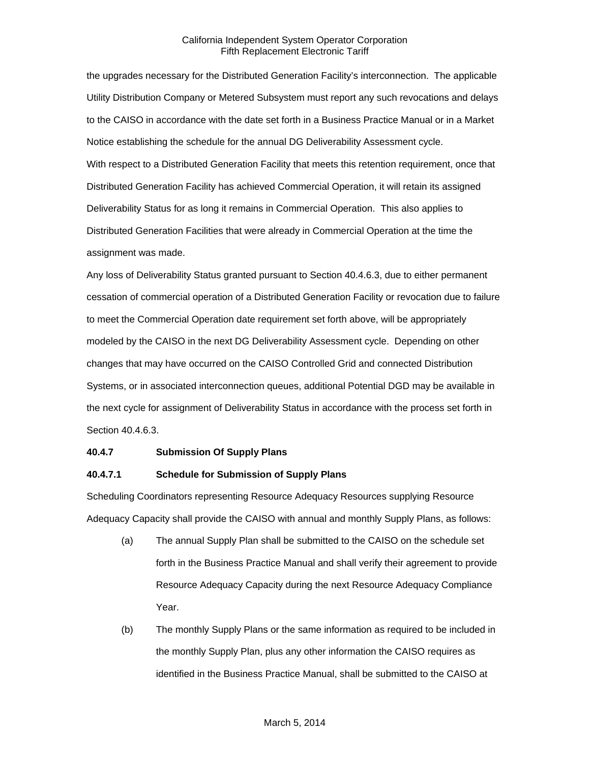the upgrades necessary for the Distributed Generation Facility's interconnection. The applicable Utility Distribution Company or Metered Subsystem must report any such revocations and delays to the CAISO in accordance with the date set forth in a Business Practice Manual or in a Market Notice establishing the schedule for the annual DG Deliverability Assessment cycle.

With respect to a Distributed Generation Facility that meets this retention requirement, once that Distributed Generation Facility has achieved Commercial Operation, it will retain its assigned Deliverability Status for as long it remains in Commercial Operation. This also applies to Distributed Generation Facilities that were already in Commercial Operation at the time the assignment was made.

Any loss of Deliverability Status granted pursuant to Section 40.4.6.3, due to either permanent cessation of commercial operation of a Distributed Generation Facility or revocation due to failure to meet the Commercial Operation date requirement set forth above, will be appropriately modeled by the CAISO in the next DG Deliverability Assessment cycle. Depending on other changes that may have occurred on the CAISO Controlled Grid and connected Distribution Systems, or in associated interconnection queues, additional Potential DGD may be available in the next cycle for assignment of Deliverability Status in accordance with the process set forth in Section 40.4.6.3.

**40.4.7 Submission Of Supply Plans**

**40.4.7.1 Schedule for Submission of Supply Plans**

Scheduling Coordinators representing Resource Adequacy Resources supplying Resource Adequacy Capacity shall provide the CAISO with annual and monthly Supply Plans, as follows:

(a) The annual Supply Plan shall be submitted to the CAISO on the schedule set forth in the Business Practice Manual and shall verify their agreement to provide Resource Adequacy Capacity during the next Resource Adequacy Compliance Year.

(b) The monthly Supply Plans or the same information as required to be included in the monthly Supply Plan, plus any other information the CAISO requires as identified in the Business Practice Manual, shall be submitted to the CAISO at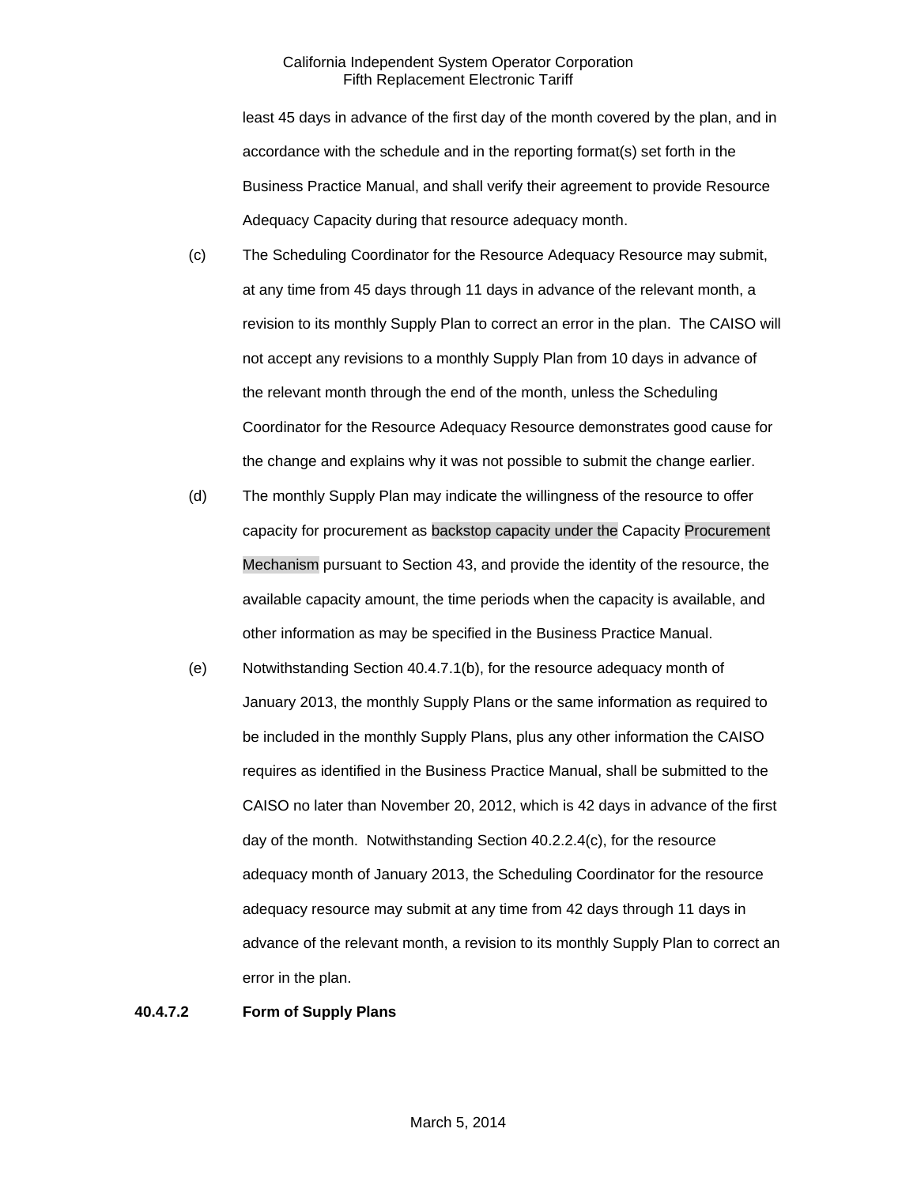least 45 days in advance of the first day of the month covered by the plan, and in accordance with the schedule and in the reporting format(s) set forth in the Business Practice Manual, and shall verify their agreement to provide Resource Adequacy Capacity during that resource adequacy month.

(c) The Scheduling Coordinator for the Resource Adequacy Resource may submit, at any time from 45 days through 11 days in advance of the relevant month, a revision to its monthly Supply Plan to correct an error in the plan. The CAISO will not accept any revisions to a monthly Supply Plan from 10 days in advance of the relevant month through the end of the month, unless the Scheduling Coordinator for the Resource Adequacy Resource demonstrates good cause for the change and explains why it was not possible to submit the change earlier.

(d) The monthly Supply Plan may indicate the willingness of the resource to offer capacity for procurement as backstop capacity under the Capacity Procurement Mechanism pursuant to Section 43, and provide the identity of the resource, the available capacity amount, the time periods when the capacity is available, and other information as may be specified in the Business Practice Manual.

(e) Notwithstanding Section 40.4.7.1(b), for the resource adequacy month of January 2013, the monthly Supply Plans or the same information as required to be included in the monthly Supply Plans, plus any other information the CAISO requires as identified in the Business Practice Manual, shall be submitted to the CAISO no later than November 20, 2012, which is 42 days in advance of the first day of the month. Notwithstanding Section 40.2.2.4(c), for the resource adequacy month of January 2013, the Scheduling Coordinator for the resource adequacy resource may submit at any time from 42 days through 11 days in advance of the relevant month, a revision to its monthly Supply Plan to correct an error in the plan.

**40.4.7.2 Form of Supply Plans**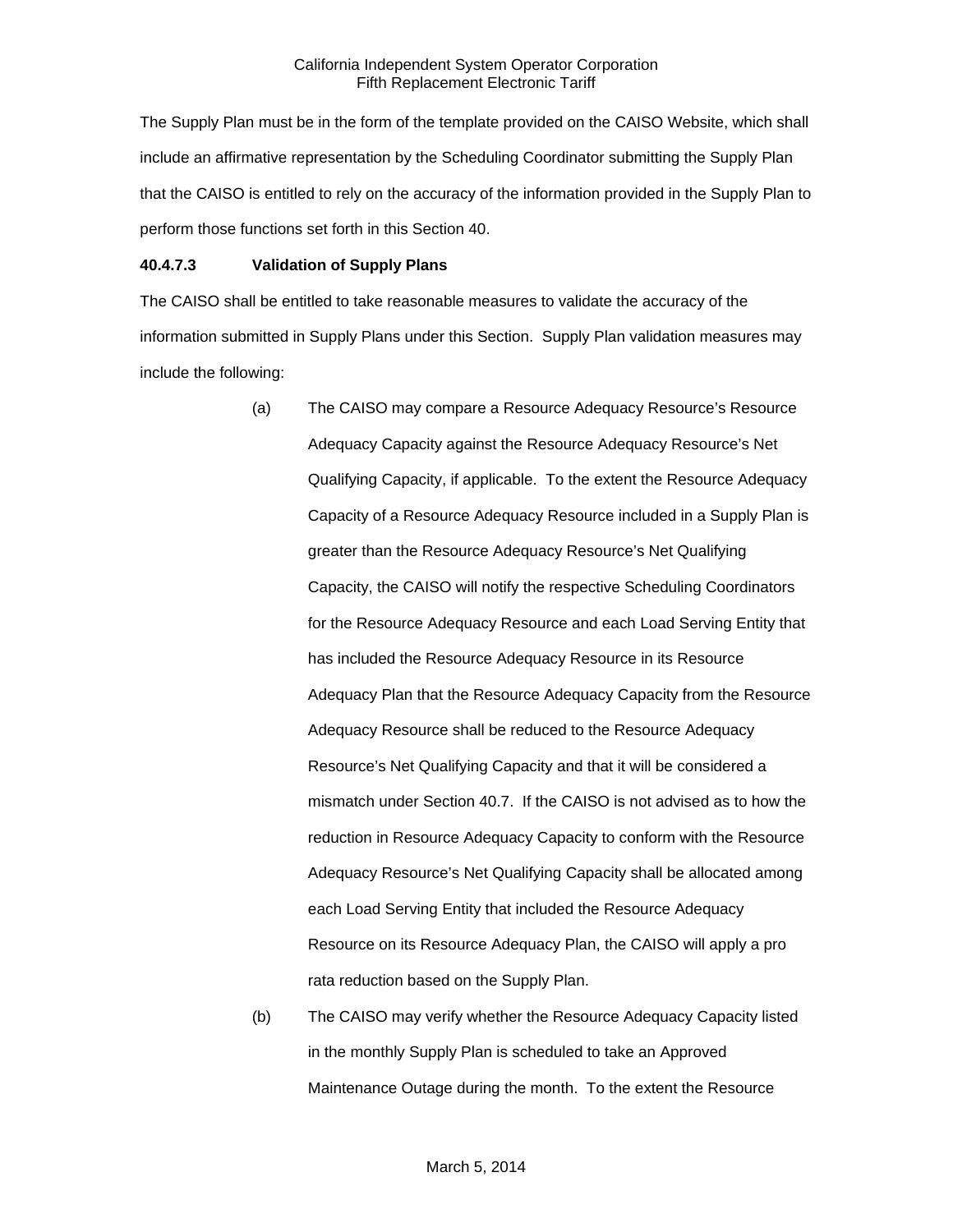The Supply Plan must be in the form of the template provided on the CAISO Website, which shall include an affirmative representation by the Scheduling Coordinator submitting the Supply Plan that the CAISO is entitled to rely on the accuracy of the information provided in the Supply Plan to perform those functions set forth in this Section 40.

**40.4.7.3 Validation of Supply Plans**

The CAISO shall be entitled to take reasonable measures to validate the accuracy of the information submitted in Supply Plans under this Section. Supply Plan validation measures may include the following:

(a) The CAISO may compare a Resource Adequacy Resource's Resource Adequacy Capacity against the Resource Adequacy Resource's Net Qualifying Capacity, if applicable. To the extent the Resource Adequacy Capacity of a Resource Adequacy Resource included in a Supply Plan is greater than the Resource Adequacy Resource's Net Qualifying Capacity, the CAISO will notify the respective Scheduling Coordinators for the Resource Adequacy Resource and each Load Serving Entity that has included the Resource Adequacy Resource in its Resource Adequacy Plan that the Resource Adequacy Capacity from the Resource Adequacy Resource shall be reduced to the Resource Adequacy Resource's Net Qualifying Capacity and that it will be considered a mismatch under Section 40.7. If the CAISO is not advised as to how the reduction in Resource Adequacy Capacity to conform with the Resource Adequacy Resource's Net Qualifying Capacity shall be allocated among each Load Serving Entity that included the Resource Adequacy Resource on its Resource Adequacy Plan, the CAISO will apply a pro rata reduction based on the Supply Plan.

(b) The CAISO may verify whether the Resource Adequacy Capacity listed in the monthly Supply Plan is scheduled to take an Approved Maintenance Outage during the month. To the extent the Resource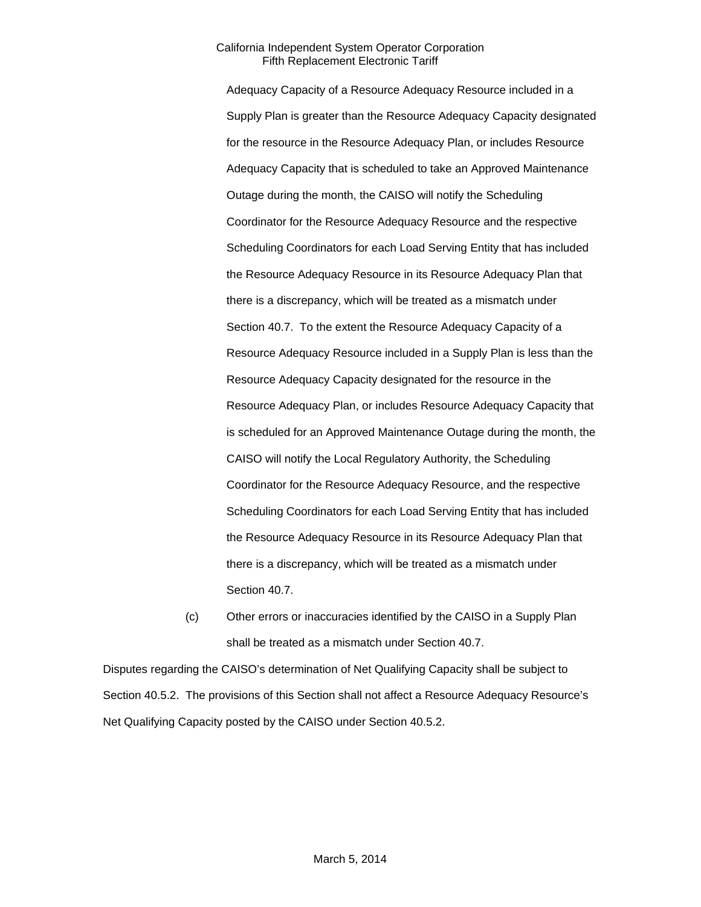Adequacy Capacity of a Resource Adequacy Resource included in a Supply Plan is greater than the Resource Adequacy Capacity designated for the resource in the Resource Adequacy Plan, or includes Resource Adequacy Capacity that is scheduled to take an Approved Maintenance Outage during the month, the CAISO will notify the Scheduling Coordinator for the Resource Adequacy Resource and the respective Scheduling Coordinators for each Load Serving Entity that has included the Resource Adequacy Resource in its Resource Adequacy Plan that there is a discrepancy, which will be treated as a mismatch under Section 40.7. To the extent the Resource Adequacy Capacity of a Resource Adequacy Resource included in a Supply Plan is less than the Resource Adequacy Capacity designated for the resource in the Resource Adequacy Plan, or includes Resource Adequacy Capacity that is scheduled for an Approved Maintenance Outage during the month, the CAISO will notify the Local Regulatory Authority, the Scheduling Coordinator for the Resource Adequacy Resource, and the respective Scheduling Coordinators for each Load Serving Entity that has included the Resource Adequacy Resource in its Resource Adequacy Plan that there is a discrepancy, which will be treated as a mismatch under Section 40.7.

(c) Other errors or inaccuracies identified by the CAISO in a Supply Plan shall be treated as a mismatch under Section 40.7.

Disputes regarding the CAISO's determination of Net Qualifying Capacity shall be subject to Section 40.5.2. The provisions of this Section shall not affect a Resource Adequacy Resource's Net Qualifying Capacity posted by the CAISO under Section 40.5.2.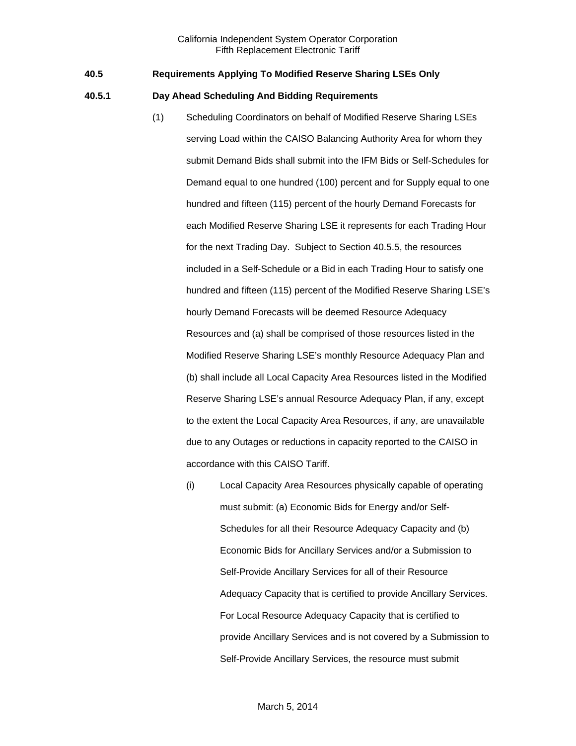## 40.5 Requirements Applying To Modified Reserve Sharing LSEs Only

### 40.5.1 Day Ahead Scheduling And Bidding Requirements

(1) Scheduling Coordinators on behalf of Modified Reserve Sharing LSEs serving Load within the CAISO Balancing Authority Area for whom they submit Demand Bids shall submit into the IFM Bids or Self-Schedules for Demand equal to one hundred (100) percent and for Supply equal to one hundred and fifteen (115) percent of the hourly Demand Forecasts for each Modified Reserve Sharing LSE it represents for each Trading Hour for the next Trading Day. Subject to Section 40.5.5, the resources included in a Self-Schedule or a Bid in each Trading Hour to satisfy one hundred and fifteen (115) percent of the Modified Reserve Sharing LSE's hourly Demand Forecasts will be deemed Resource Adequacy Resources and (a) shall be comprised of those resources listed in the Modified Reserve Sharing LSE's monthly Resource Adequacy Plan and (b) shall include all Local Capacity Area Resources listed in the Modified Reserve Sharing LSE's annual Resource Adequacy Plan, if any, except to the extent the Local Capacity Area Resources, if any, are unavailable due to any Outages or reductions in capacity reported to the CAISO in accordance with this CAISO Tariff.

(i) Local Capacity Area Resources physically capable of operating must submit: (a) Economic Bids for Energy and/or Self-Schedules for all their Resource Adequacy Capacity and (b) Economic Bids for Ancillary Services and/or a Submission to Self-Provide Ancillary Services for all of their Resource Adequacy Capacity that is certified to provide Ancillary Services. For Local Resource Adequacy Capacity that is certified to provide Ancillary Services and is not covered by a Submission to Self-Provide Ancillary Services, the resource must submit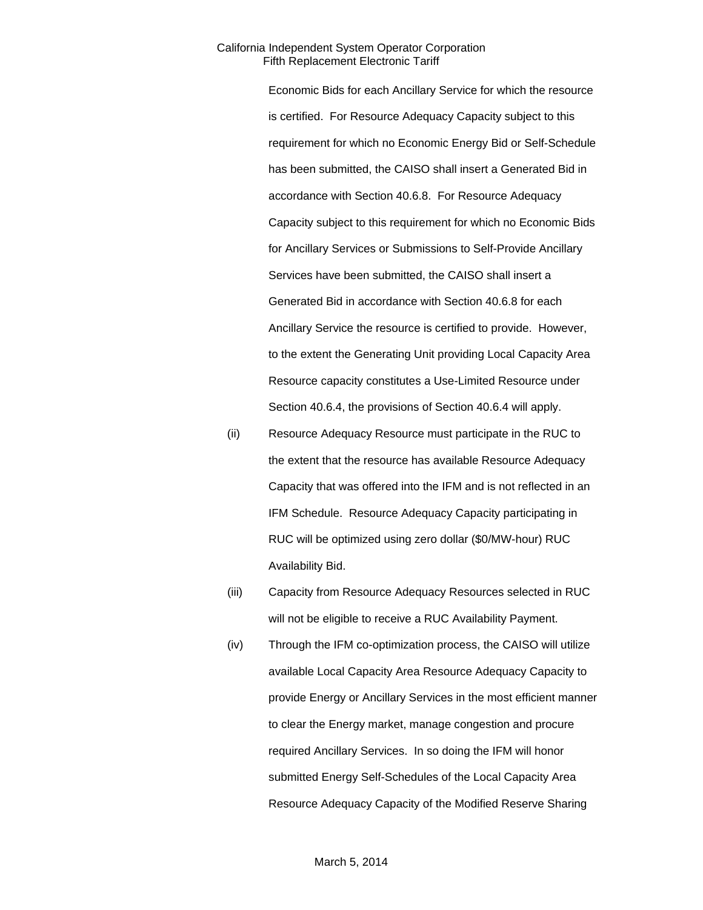Economic Bids for each Ancillary Service for which the resource is certified. For Resource Adequacy Capacity subject to this requirement for which no Economic Energy Bid or Self-Schedule has been submitted, the CAISO shall insert a Generated Bid in accordance with Section 40.6.8. For Resource Adequacy Capacity subject to this requirement for which no Economic Bids for Ancillary Services or Submissions to Self-Provide Ancillary Services have been submitted, the CAISO shall insert a Generated Bid in accordance with Section 40.6.8 for each Ancillary Service the resource is certified to provide. However, to the extent the Generating Unit providing Local Capacity Area Resource capacity constitutes a Use-Limited Resource under Section 40.6.4, the provisions of Section 40.6.4 will apply.

(ii) Resource Adequacy Resource must participate in the RUC to the extent that the resource has available Resource Adequacy Capacity that was offered into the IFM and is not reflected in an IFM Schedule. Resource Adequacy Capacity participating in RUC will be optimized using zero dollar ($0/MW-hour) RUC Availability Bid.

(iii) Capacity from Resource Adequacy Resources selected in RUC will not be eligible to receive a RUC Availability Payment.

(iv) Through the IFM co-optimization process, the CAISO will utilize available Local Capacity Area Resource Adequacy Capacity to provide Energy or Ancillary Services in the most efficient manner to clear the Energy market, manage congestion and procure required Ancillary Services. In so doing the IFM will honor submitted Energy Self-Schedules of the Local Capacity Area Resource Adequacy Capacity of the Modified Reserve Sharing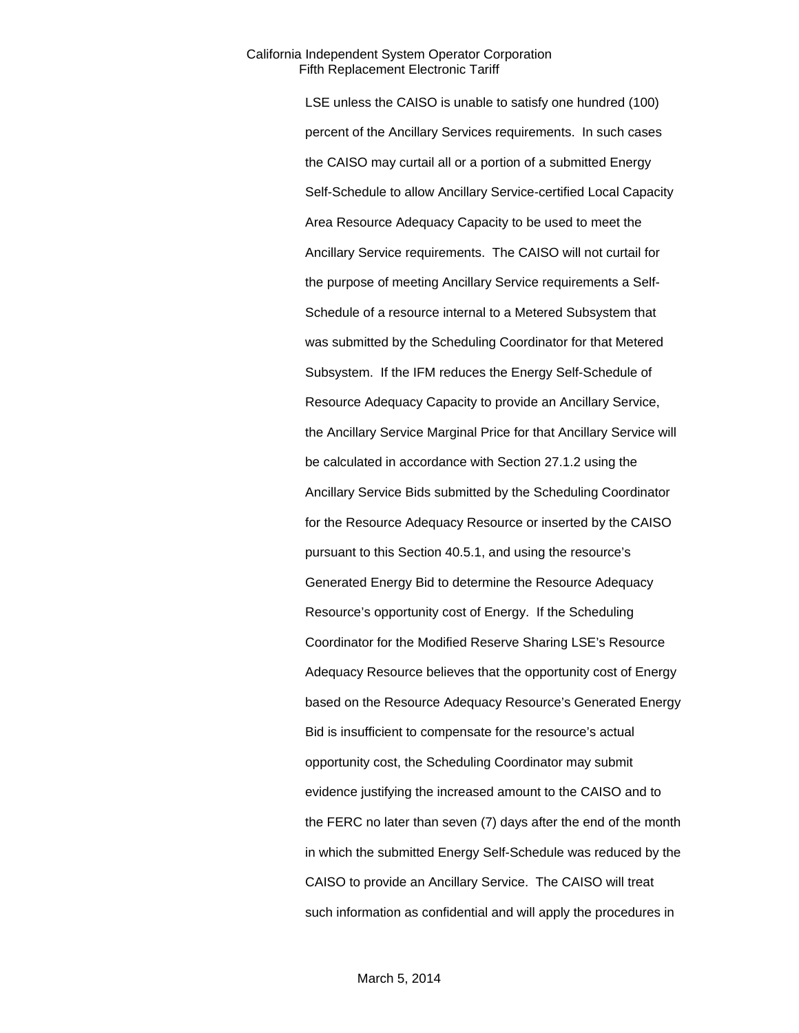LSE unless the CAISO is unable to satisfy one hundred (100) percent of the Ancillary Services requirements. In such cases the CAISO may curtail all or a portion of a submitted Energy Self-Schedule to allow Ancillary Service-certified Local Capacity Area Resource Adequacy Capacity to be used to meet the Ancillary Service requirements. The CAISO will not curtail for the purpose of meeting Ancillary Service requirements a Self-Schedule of a resource internal to a Metered Subsystem that was submitted by the Scheduling Coordinator for that Metered Subsystem. If the IFM reduces the Energy Self-Schedule of Resource Adequacy Capacity to provide an Ancillary Service, the Ancillary Service Marginal Price for that Ancillary Service will be calculated in accordance with Section 27.1.2 using the Ancillary Service Bids submitted by the Scheduling Coordinator for the Resource Adequacy Resource or inserted by the CAISO pursuant to this Section 40.5.1, and using the resource's Generated Energy Bid to determine the Resource Adequacy Resource's opportunity cost of Energy. If the Scheduling Coordinator for the Modified Reserve Sharing LSE's Resource Adequacy Resource believes that the opportunity cost of Energy based on the Resource Adequacy Resource's Generated Energy Bid is insufficient to compensate for the resource's actual opportunity cost, the Scheduling Coordinator may submit evidence justifying the increased amount to the CAISO and to the FERC no later than seven (7) days after the end of the month in which the submitted Energy Self-Schedule was reduced by the CAISO to provide an Ancillary Service. The CAISO will treat such information as confidential and will apply the procedures in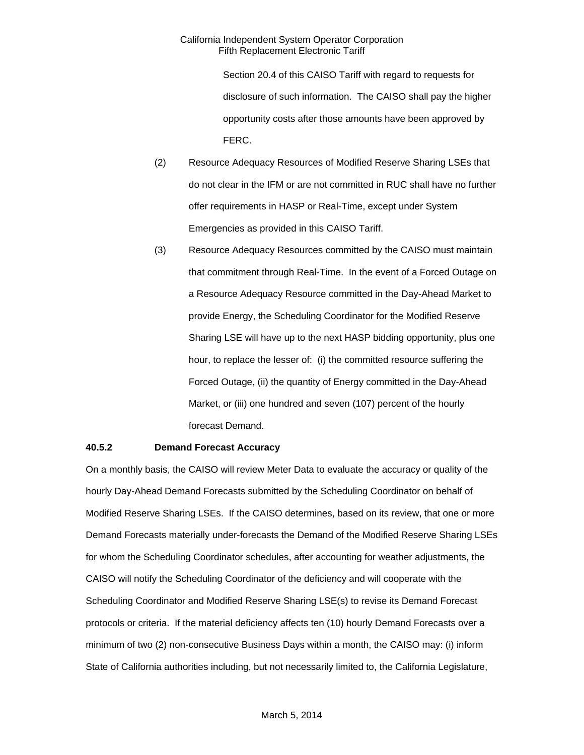Section 20.4 of this CAISO Tariff with regard to requests for disclosure of such information. The CAISO shall pay the higher opportunity costs after those amounts have been approved by FERC.

(2) Resource Adequacy Resources of Modified Reserve Sharing LSEs that do not clear in the IFM or are not committed in RUC shall have no further offer requirements in HASP or Real-Time, except under System Emergencies as provided in this CAISO Tariff.

(3) Resource Adequacy Resources committed by the CAISO must maintain that commitment through Real-Time. In the event of a Forced Outage on a Resource Adequacy Resource committed in the Day-Ahead Market to provide Energy, the Scheduling Coordinator for the Modified Reserve Sharing LSE will have up to the next HASP bidding opportunity, plus one hour, to replace the lesser of: (i) the committed resource suffering the Forced Outage, (ii) the quantity of Energy committed in the Day-Ahead Market, or (iii) one hundred and seven (107) percent of the hourly forecast Demand.

**40.5.2 Demand Forecast Accuracy**

On a monthly basis, the CAISO will review Meter Data to evaluate the accuracy or quality of the hourly Day-Ahead Demand Forecasts submitted by the Scheduling Coordinator on behalf of Modified Reserve Sharing LSEs. If the CAISO determines, based on its review, that one or more Demand Forecasts materially under-forecasts the Demand of the Modified Reserve Sharing LSEs for whom the Scheduling Coordinator schedules, after accounting for weather adjustments, the CAISO will notify the Scheduling Coordinator of the deficiency and will cooperate with the Scheduling Coordinator and Modified Reserve Sharing LSE(s) to revise its Demand Forecast protocols or criteria. If the material deficiency affects ten (10) hourly Demand Forecasts over a minimum of two (2) non-consecutive Business Days within a month, the CAISO may: (i) inform State of California authorities including, but not necessarily limited to, the California Legislature,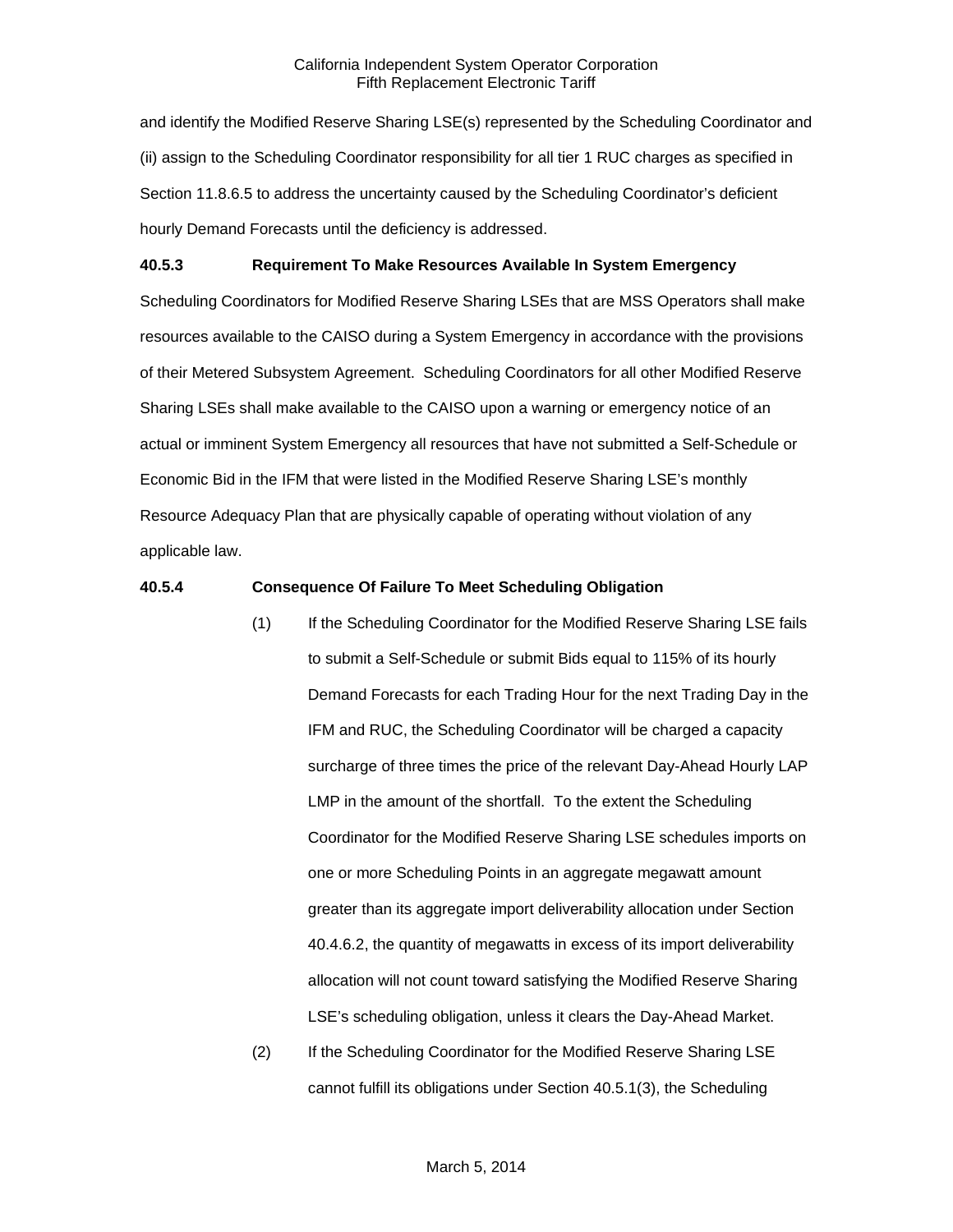and identify the Modified Reserve Sharing LSE(s) represented by the Scheduling Coordinator and (ii) assign to the Scheduling Coordinator responsibility for all tier 1 RUC charges as specified in Section 11.8.6.5 to address the uncertainty caused by the Scheduling Coordinator's deficient hourly Demand Forecasts until the deficiency is addressed.

**40.5.3 Requirement To Make Resources Available In System Emergency**

Scheduling Coordinators for Modified Reserve Sharing LSEs that are MSS Operators shall make resources available to the CAISO during a System Emergency in accordance with the provisions of their Metered Subsystem Agreement. Scheduling Coordinators for all other Modified Reserve Sharing LSEs shall make available to the CAISO upon a warning or emergency notice of an actual or imminent System Emergency all resources that have not submitted a Self-Schedule or Economic Bid in the IFM that were listed in the Modified Reserve Sharing LSE's monthly Resource Adequacy Plan that are physically capable of operating without violation of any applicable law.

**40.5.4 Consequence Of Failure To Meet Scheduling Obligation**

(1) If the Scheduling Coordinator for the Modified Reserve Sharing LSE fails to submit a Self-Schedule or submit Bids equal to 115% of its hourly Demand Forecasts for each Trading Hour for the next Trading Day in the IFM and RUC, the Scheduling Coordinator will be charged a capacity surcharge of three times the price of the relevant Day-Ahead Hourly LAP LMP in the amount of the shortfall. To the extent the Scheduling Coordinator for the Modified Reserve Sharing LSE schedules imports on one or more Scheduling Points in an aggregate megawatt amount greater than its aggregate import deliverability allocation under Section 40.4.6.2, the quantity of megawatts in excess of its import deliverability allocation will not count toward satisfying the Modified Reserve Sharing LSE's scheduling obligation, unless it clears the Day-Ahead Market.

(2) If the Scheduling Coordinator for the Modified Reserve Sharing LSE cannot fulfill its obligations under Section 40.5.1(3), the Scheduling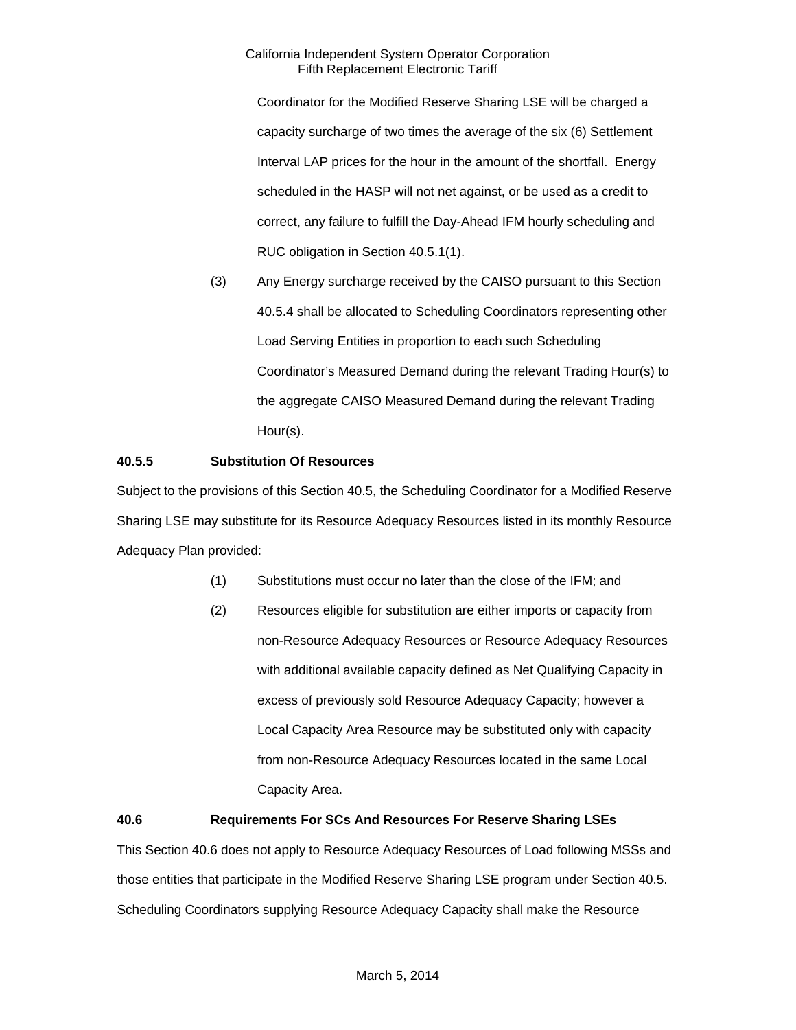Coordinator for the Modified Reserve Sharing LSE will be charged a capacity surcharge of two times the average of the six (6) Settlement Interval LAP prices for the hour in the amount of the shortfall. Energy scheduled in the HASP will not net against, or be used as a credit to correct, any failure to fulfill the Day-Ahead IFM hourly scheduling and RUC obligation in Section 40.5.1(1).

(3) Any Energy surcharge received by the CAISO pursuant to this Section 40.5.4 shall be allocated to Scheduling Coordinators representing other Load Serving Entities in proportion to each such Scheduling Coordinator's Measured Demand during the relevant Trading Hour(s) to the aggregate CAISO Measured Demand during the relevant Trading Hour(s).

**40.5.5 Substitution Of Resources**

Subject to the provisions of this Section 40.5, the Scheduling Coordinator for a Modified Reserve Sharing LSE may substitute for its Resource Adequacy Resources listed in its monthly Resource Adequacy Plan provided:

(1) Substitutions must occur no later than the close of the IFM; and

(2) Resources eligible for substitution are either imports or capacity from non-Resource Adequacy Resources or Resource Adequacy Resources with additional available capacity defined as Net Qualifying Capacity in excess of previously sold Resource Adequacy Capacity; however a Local Capacity Area Resource may be substituted only with capacity from non-Resource Adequacy Resources located in the same Local Capacity Area.

**40.6 Requirements For SCs And Resources For Reserve Sharing LSEs**

This Section 40.6 does not apply to Resource Adequacy Resources of Load following MSSs and those entities that participate in the Modified Reserve Sharing LSE program under Section 40.5. Scheduling Coordinators supplying Resource Adequacy Capacity shall make the Resource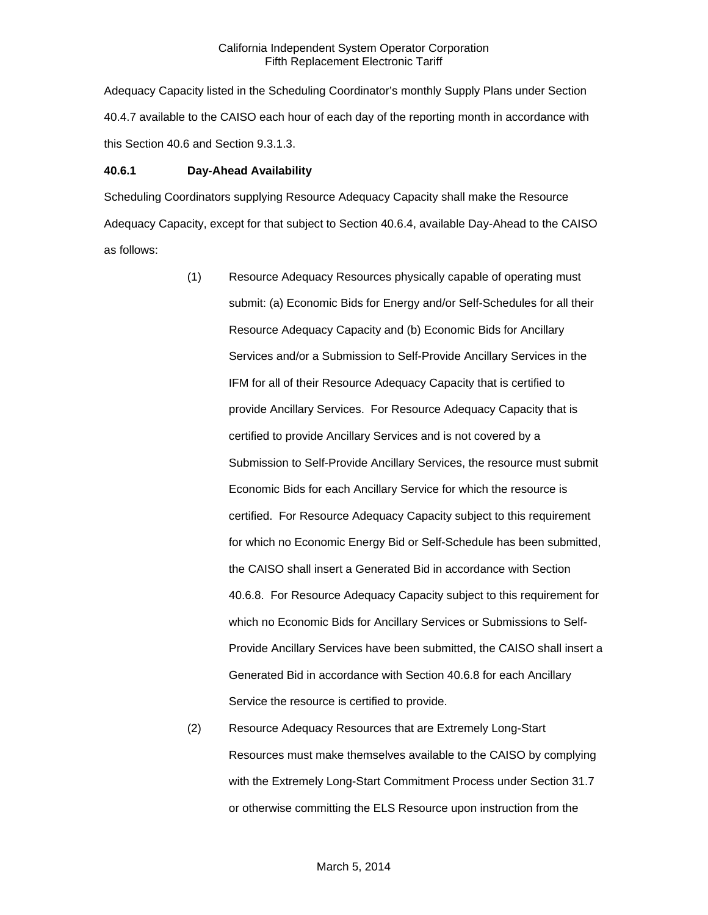Adequacy Capacity listed in the Scheduling Coordinator's monthly Supply Plans under Section 40.4.7 available to the CAISO each hour of each day of the reporting month in accordance with this Section 40.6 and Section 9.3.1.3.

**40.6.1 Day-Ahead Availability**

Scheduling Coordinators supplying Resource Adequacy Capacity shall make the Resource Adequacy Capacity, except for that subject to Section 40.6.4, available Day-Ahead to the CAISO as follows:

(1) Resource Adequacy Resources physically capable of operating must submit: (a) Economic Bids for Energy and/or Self-Schedules for all their Resource Adequacy Capacity and (b) Economic Bids for Ancillary Services and/or a Submission to Self-Provide Ancillary Services in the IFM for all of their Resource Adequacy Capacity that is certified to provide Ancillary Services. For Resource Adequacy Capacity that is certified to provide Ancillary Services and is not covered by a Submission to Self-Provide Ancillary Services, the resource must submit Economic Bids for each Ancillary Service for which the resource is certified. For Resource Adequacy Capacity subject to this requirement for which no Economic Energy Bid or Self-Schedule has been submitted, the CAISO shall insert a Generated Bid in accordance with Section 40.6.8. For Resource Adequacy Capacity subject to this requirement for which no Economic Bids for Ancillary Services or Submissions to Self-Provide Ancillary Services have been submitted, the CAISO shall insert a Generated Bid in accordance with Section 40.6.8 for each Ancillary Service the resource is certified to provide.

(2) Resource Adequacy Resources that are Extremely Long-Start Resources must make themselves available to the CAISO by complying with the Extremely Long-Start Commitment Process under Section 31.7 or otherwise committing the ELS Resource upon instruction from the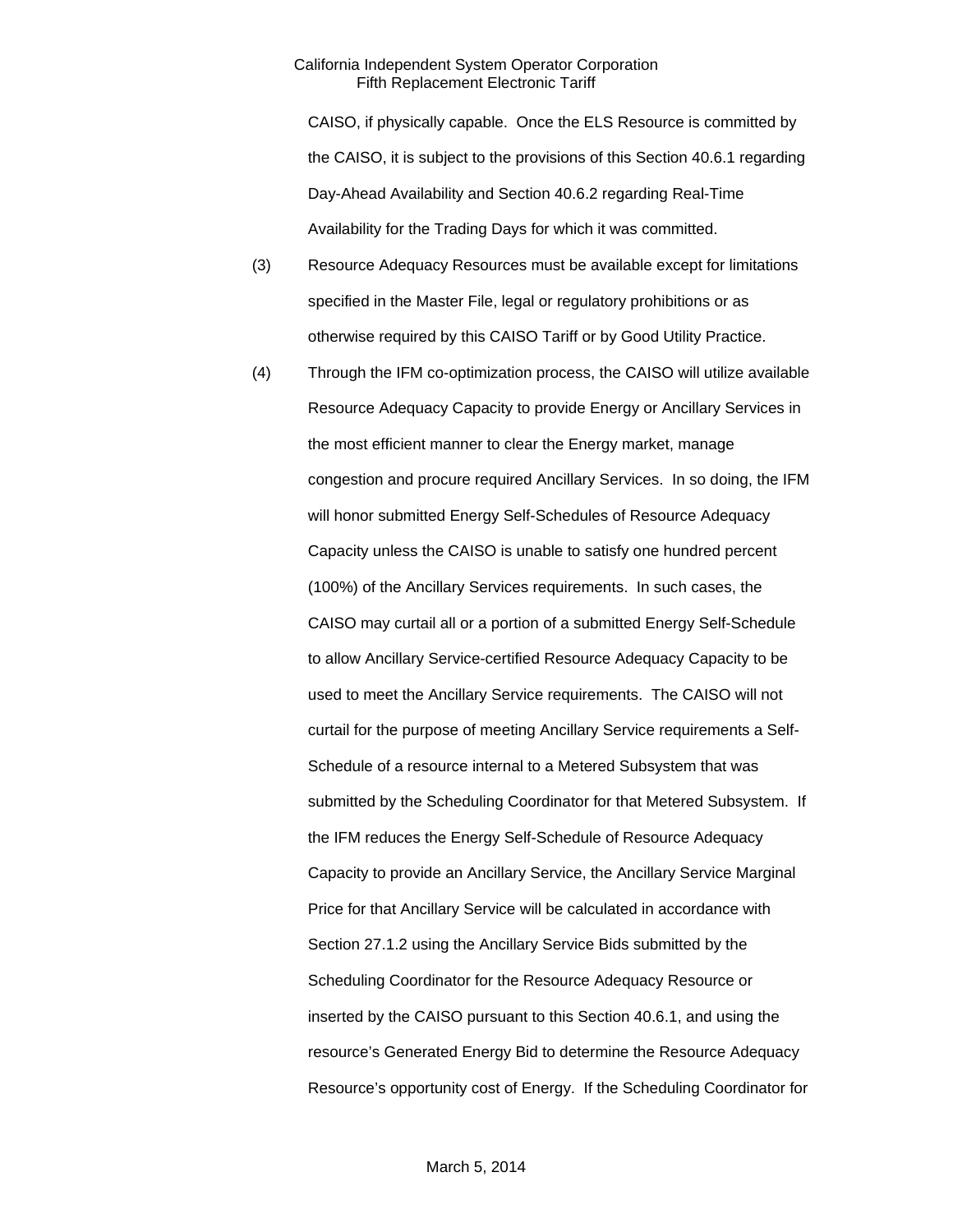CAISO, if physically capable. Once the ELS Resource is committed by the CAISO, it is subject to the provisions of this Section 40.6.1 regarding Day-Ahead Availability and Section 40.6.2 regarding Real-Time Availability for the Trading Days for which it was committed.

(3) Resource Adequacy Resources must be available except for limitations specified in the Master File, legal or regulatory prohibitions or as otherwise required by this CAISO Tariff or by Good Utility Practice.

(4) Through the IFM co-optimization process, the CAISO will utilize available Resource Adequacy Capacity to provide Energy or Ancillary Services in the most efficient manner to clear the Energy market, manage congestion and procure required Ancillary Services. In so doing, the IFM will honor submitted Energy Self-Schedules of Resource Adequacy Capacity unless the CAISO is unable to satisfy one hundred percent (100%) of the Ancillary Services requirements. In such cases, the CAISO may curtail all or a portion of a submitted Energy Self-Schedule to allow Ancillary Service-certified Resource Adequacy Capacity to be used to meet the Ancillary Service requirements. The CAISO will not curtail for the purpose of meeting Ancillary Service requirements a Self-Schedule of a resource internal to a Metered Subsystem that was submitted by the Scheduling Coordinator for that Metered Subsystem. If the IFM reduces the Energy Self-Schedule of Resource Adequacy Capacity to provide an Ancillary Service, the Ancillary Service Marginal Price for that Ancillary Service will be calculated in accordance with Section 27.1.2 using the Ancillary Service Bids submitted by the Scheduling Coordinator for the Resource Adequacy Resource or inserted by the CAISO pursuant to this Section 40.6.1, and using the resource's Generated Energy Bid to determine the Resource Adequacy Resource's opportunity cost of Energy. If the Scheduling Coordinator for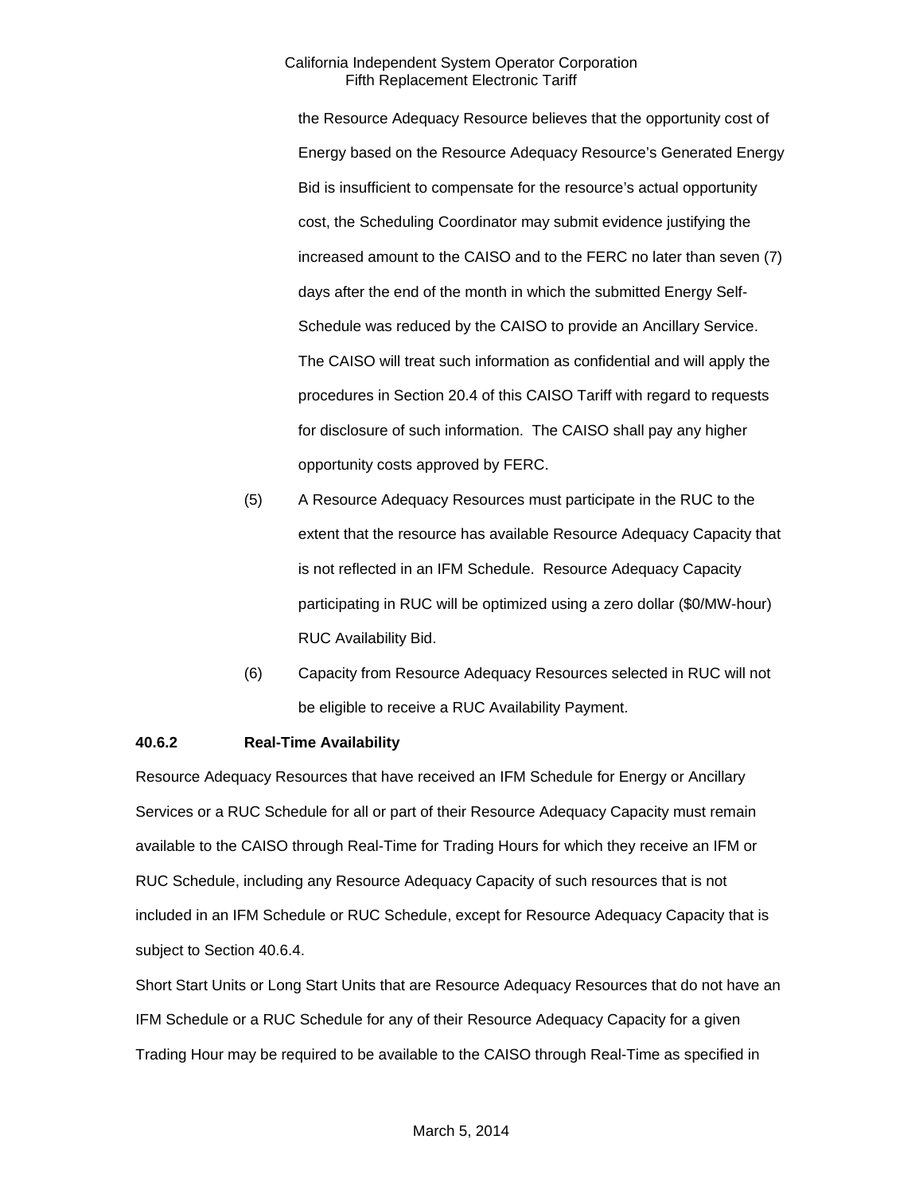the Resource Adequacy Resource believes that the opportunity cost of Energy based on the Resource Adequacy Resource's Generated Energy Bid is insufficient to compensate for the resource's actual opportunity cost, the Scheduling Coordinator may submit evidence justifying the increased amount to the CAISO and to the FERC no later than seven (7) days after the end of the month in which the submitted Energy Self-Schedule was reduced by the CAISO to provide an Ancillary Service. The CAISO will treat such information as confidential and will apply the procedures in Section 20.4 of this CAISO Tariff with regard to requests for disclosure of such information. The CAISO shall pay any higher opportunity costs approved by FERC.

(5) A Resource Adequacy Resources must participate in the RUC to the extent that the resource has available Resource Adequacy Capacity that is not reflected in an IFM Schedule. Resource Adequacy Capacity participating in RUC will be optimized using a zero dollar ($0/MW-hour) RUC Availability Bid.

(6) Capacity from Resource Adequacy Resources selected in RUC will not be eligible to receive a RUC Availability Payment.

**40.6.2 Real-Time Availability**

Resource Adequacy Resources that have received an IFM Schedule for Energy or Ancillary Services or a RUC Schedule for all or part of their Resource Adequacy Capacity must remain available to the CAISO through Real-Time for Trading Hours for which they receive an IFM or RUC Schedule, including any Resource Adequacy Capacity of such resources that is not included in an IFM Schedule or RUC Schedule, except for Resource Adequacy Capacity that is subject to Section 40.6.4.

Short Start Units or Long Start Units that are Resource Adequacy Resources that do not have an IFM Schedule or a RUC Schedule for any of their Resource Adequacy Capacity for a given Trading Hour may be required to be available to the CAISO through Real-Time as specified in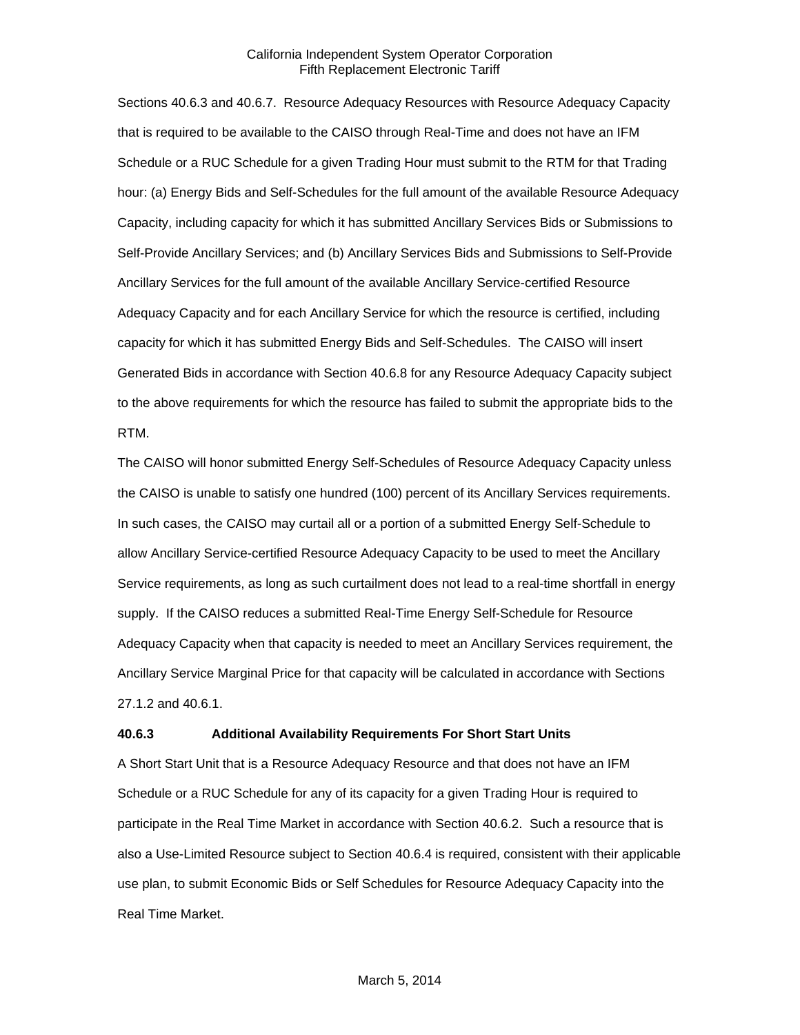Sections 40.6.3 and 40.6.7. Resource Adequacy Resources with Resource Adequacy Capacity that is required to be available to the CAISO through Real-Time and does not have an IFM Schedule or a RUC Schedule for a given Trading Hour must submit to the RTM for that Trading hour: (a) Energy Bids and Self-Schedules for the full amount of the available Resource Adequacy Capacity, including capacity for which it has submitted Ancillary Services Bids or Submissions to Self-Provide Ancillary Services; and (b) Ancillary Services Bids and Submissions to Self-Provide Ancillary Services for the full amount of the available Ancillary Service-certified Resource Adequacy Capacity and for each Ancillary Service for which the resource is certified, including capacity for which it has submitted Energy Bids and Self-Schedules. The CAISO will insert Generated Bids in accordance with Section 40.6.8 for any Resource Adequacy Capacity subject to the above requirements for which the resource has failed to submit the appropriate bids to the RTM.

The CAISO will honor submitted Energy Self-Schedules of Resource Adequacy Capacity unless the CAISO is unable to satisfy one hundred (100) percent of its Ancillary Services requirements. In such cases, the CAISO may curtail all or a portion of a submitted Energy Self-Schedule to allow Ancillary Service-certified Resource Adequacy Capacity to be used to meet the Ancillary Service requirements, as long as such curtailment does not lead to a real-time shortfall in energy supply. If the CAISO reduces a submitted Real-Time Energy Self-Schedule for Resource Adequacy Capacity when that capacity is needed to meet an Ancillary Services requirement, the Ancillary Service Marginal Price for that capacity will be calculated in accordance with Sections 27.1.2 and 40.6.1.

**40.6.3 Additional Availability Requirements For Short Start Units**

A Short Start Unit that is a Resource Adequacy Resource and that does not have an IFM Schedule or a RUC Schedule for any of its capacity for a given Trading Hour is required to participate in the Real Time Market in accordance with Section 40.6.2. Such a resource that is also a Use-Limited Resource subject to Section 40.6.4 is required, consistent with their applicable use plan, to submit Economic Bids or Self Schedules for Resource Adequacy Capacity into the Real Time Market.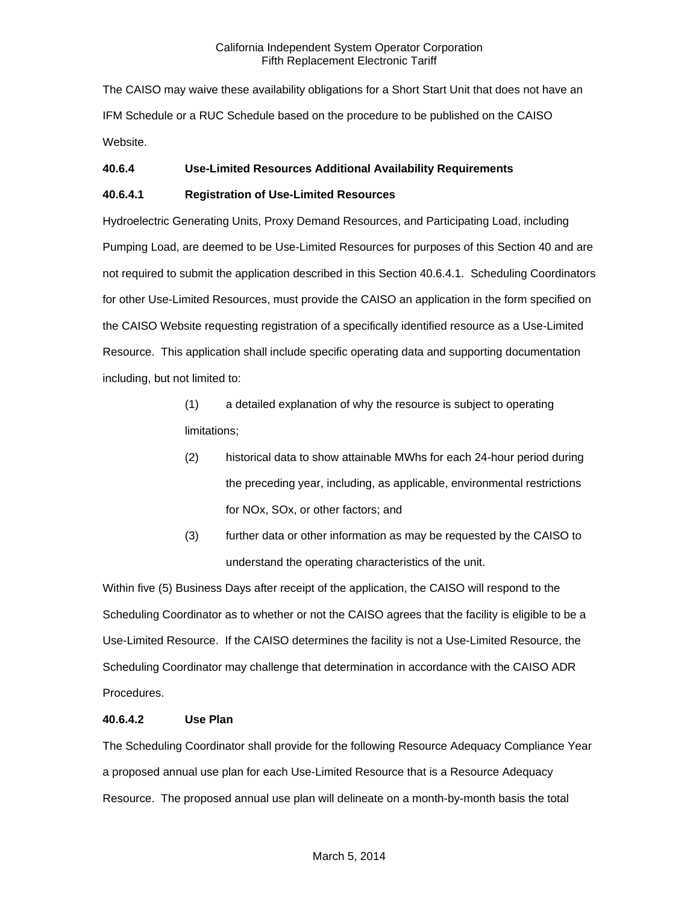The CAISO may waive these availability obligations for a Short Start Unit that does not have an IFM Schedule or a RUC Schedule based on the procedure to be published on the CAISO Website.

**40.6.4 Use-Limited Resources Additional Availability Requirements**

**40.6.4.1 Registration of Use-Limited Resources**

Hydroelectric Generating Units, Proxy Demand Resources, and Participating Load, including Pumping Load, are deemed to be Use-Limited Resources for purposes of this Section 40 and are not required to submit the application described in this Section 40.6.4.1. Scheduling Coordinators for other Use-Limited Resources, must provide the CAISO an application in the form specified on the CAISO Website requesting registration of a specifically identified resource as a Use-Limited Resource. This application shall include specific operating data and supporting documentation including, but not limited to:

(1) a detailed explanation of why the resource is subject to operating limitations;

(2) historical data to show attainable MWhs for each 24-hour period during the preceding year, including, as applicable, environmental restrictions for NOx, SOx, or other factors; and

(3) further data or other information as may be requested by the CAISO to understand the operating characteristics of the unit.

Within five (5) Business Days after receipt of the application, the CAISO will respond to the Scheduling Coordinator as to whether or not the CAISO agrees that the facility is eligible to be a Use-Limited Resource. If the CAISO determines the facility is not a Use-Limited Resource, the Scheduling Coordinator may challenge that determination in accordance with the CAISO ADR Procedures.

**40.6.4.2 Use Plan**

The Scheduling Coordinator shall provide for the following Resource Adequacy Compliance Year a proposed annual use plan for each Use-Limited Resource that is a Resource Adequacy Resource. The proposed annual use plan will delineate on a month-by-month basis the total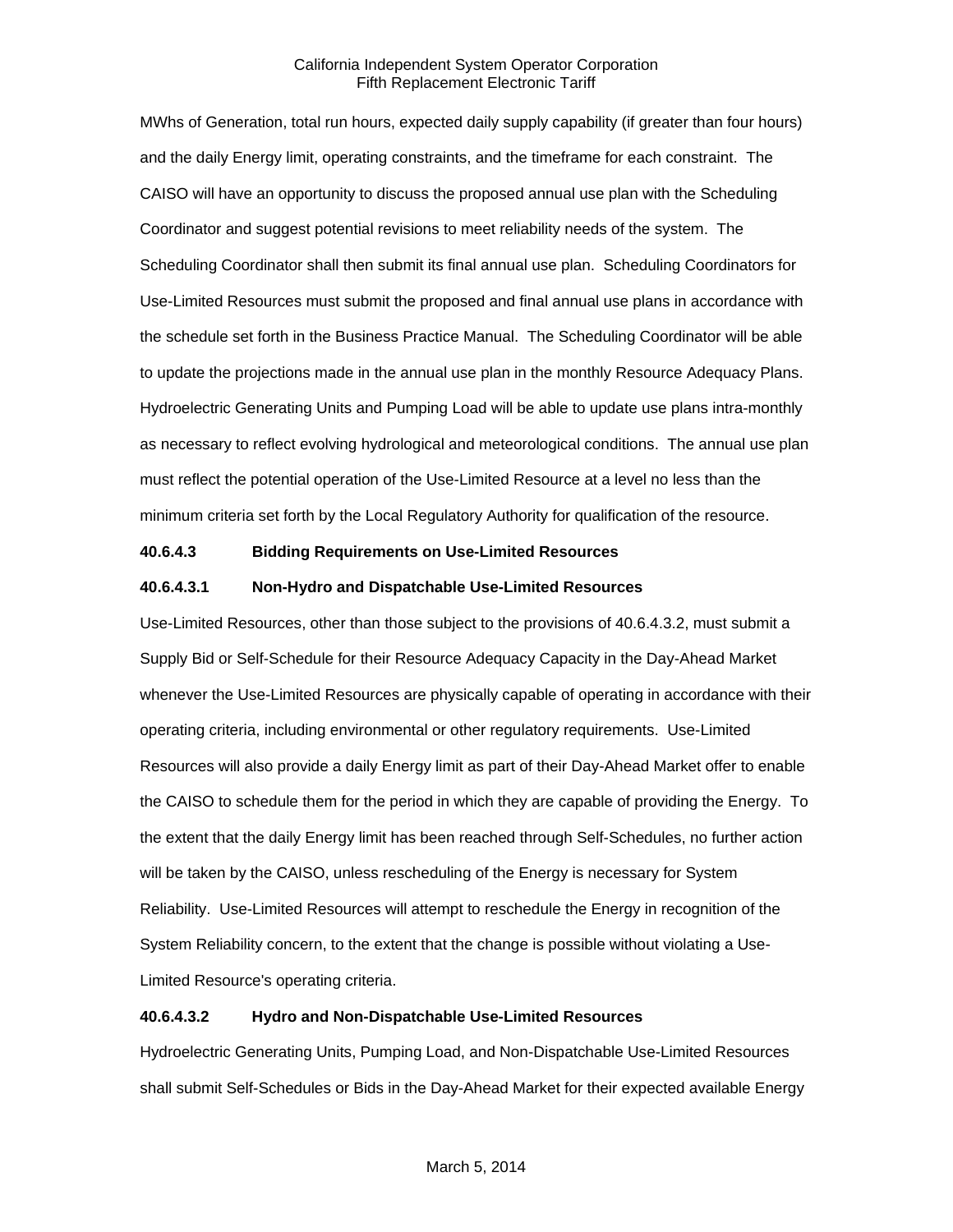MWhs of Generation, total run hours, expected daily supply capability (if greater than four hours) and the daily Energy limit, operating constraints, and the timeframe for each constraint. The CAISO will have an opportunity to discuss the proposed annual use plan with the Scheduling Coordinator and suggest potential revisions to meet reliability needs of the system. The Scheduling Coordinator shall then submit its final annual use plan. Scheduling Coordinators for Use-Limited Resources must submit the proposed and final annual use plans in accordance with the schedule set forth in the Business Practice Manual. The Scheduling Coordinator will be able to update the projections made in the annual use plan in the monthly Resource Adequacy Plans. Hydroelectric Generating Units and Pumping Load will be able to update use plans intra-monthly as necessary to reflect evolving hydrological and meteorological conditions. The annual use plan must reflect the potential operation of the Use-Limited Resource at a level no less than the minimum criteria set forth by the Local Regulatory Authority for qualification of the resource.

**40.6.4.3 Bidding Requirements on Use-Limited Resources**

**40.6.4.3.1 Non-Hydro and Dispatchable Use-Limited Resources**

Use-Limited Resources, other than those subject to the provisions of 40.6.4.3.2, must submit a Supply Bid or Self-Schedule for their Resource Adequacy Capacity in the Day-Ahead Market whenever the Use-Limited Resources are physically capable of operating in accordance with their operating criteria, including environmental or other regulatory requirements. Use-Limited Resources will also provide a daily Energy limit as part of their Day-Ahead Market offer to enable the CAISO to schedule them for the period in which they are capable of providing the Energy. To the extent that the daily Energy limit has been reached through Self-Schedules, no further action will be taken by the CAISO, unless rescheduling of the Energy is necessary for System Reliability. Use-Limited Resources will attempt to reschedule the Energy in recognition of the System Reliability concern, to the extent that the change is possible without violating a Use-Limited Resource's operating criteria.

**40.6.4.3.2 Hydro and Non-Dispatchable Use-Limited Resources**

Hydroelectric Generating Units, Pumping Load, and Non-Dispatchable Use-Limited Resources shall submit Self-Schedules or Bids in the Day-Ahead Market for their expected available Energy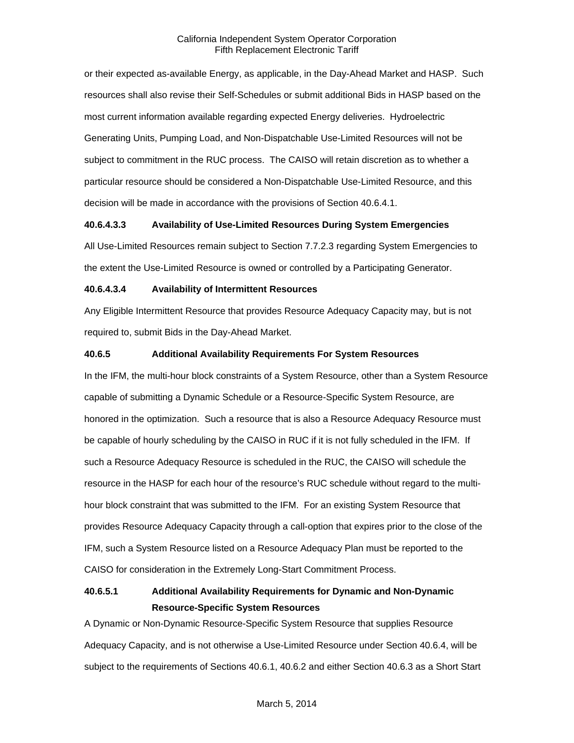or their expected as-available Energy, as applicable, in the Day-Ahead Market and HASP. Such resources shall also revise their Self-Schedules or submit additional Bids in HASP based on the most current information available regarding expected Energy deliveries. Hydroelectric Generating Units, Pumping Load, and Non-Dispatchable Use-Limited Resources will not be subject to commitment in the RUC process. The CAISO will retain discretion as to whether a particular resource should be considered a Non-Dispatchable Use-Limited Resource, and this decision will be made in accordance with the provisions of Section 40.6.4.1.

**40.6.4.3.3 Availability of Use-Limited Resources During System Emergencies**

All Use-Limited Resources remain subject to Section 7.7.2.3 regarding System Emergencies to the extent the Use-Limited Resource is owned or controlled by a Participating Generator.

**40.6.4.3.4 Availability of Intermittent Resources**

Any Eligible Intermittent Resource that provides Resource Adequacy Capacity may, but is not required to, submit Bids in the Day-Ahead Market.

**40.6.5 Additional Availability Requirements For System Resources**

In the IFM, the multi-hour block constraints of a System Resource, other than a System Resource capable of submitting a Dynamic Schedule or a Resource-Specific System Resource, are honored in the optimization. Such a resource that is also a Resource Adequacy Resource must be capable of hourly scheduling by the CAISO in RUC if it is not fully scheduled in the IFM. If such a Resource Adequacy Resource is scheduled in the RUC, the CAISO will schedule the resource in the HASP for each hour of the resource's RUC schedule without regard to the multi-hour block constraint that was submitted to the IFM. For an existing System Resource that provides Resource Adequacy Capacity through a call-option that expires prior to the close of the IFM, such a System Resource listed on a Resource Adequacy Plan must be reported to the CAISO for consideration in the Extremely Long-Start Commitment Process.

**40.6.5.1 Additional Availability Requirements for Dynamic and Non-Dynamic Resource-Specific System Resources**

A Dynamic or Non-Dynamic Resource-Specific System Resource that supplies Resource Adequacy Capacity, and is not otherwise a Use-Limited Resource under Section 40.6.4, will be subject to the requirements of Sections 40.6.1, 40.6.2 and either Section 40.6.3 as a Short Start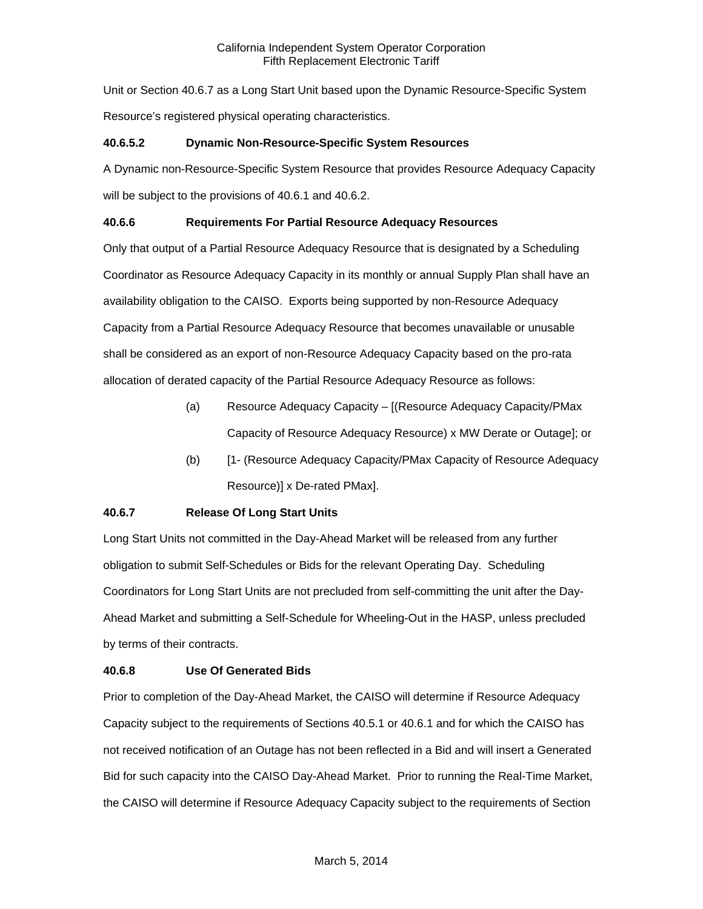Unit or Section 40.6.7 as a Long Start Unit based upon the Dynamic Resource-Specific System Resource's registered physical operating characteristics.

**40.6.5.2 Dynamic Non-Resource-Specific System Resources**

A Dynamic non-Resource-Specific System Resource that provides Resource Adequacy Capacity will be subject to the provisions of 40.6.1 and 40.6.2.

**40.6.6 Requirements For Partial Resource Adequacy Resources**

Only that output of a Partial Resource Adequacy Resource that is designated by a Scheduling Coordinator as Resource Adequacy Capacity in its monthly or annual Supply Plan shall have an availability obligation to the CAISO. Exports being supported by non-Resource Adequacy Capacity from a Partial Resource Adequacy Resource that becomes unavailable or unusable shall be considered as an export of non-Resource Adequacy Capacity based on the pro-rata allocation of derated capacity of the Partial Resource Adequacy Resource as follows:

(a) Resource Adequacy Capacity – [(Resource Adequacy Capacity/PMax Capacity of Resource Adequacy Resource) x MW Derate or Outage]; or

(b) [1- (Resource Adequacy Capacity/PMax Capacity of Resource Adequacy Resource)] x De-rated PMax].

**40.6.7 Release Of Long Start Units**

Long Start Units not committed in the Day-Ahead Market will be released from any further obligation to submit Self-Schedules or Bids for the relevant Operating Day. Scheduling Coordinators for Long Start Units are not precluded from self-committing the unit after the Day-Ahead Market and submitting a Self-Schedule for Wheeling-Out in the HASP, unless precluded by terms of their contracts.

**40.6.8 Use Of Generated Bids**

Prior to completion of the Day-Ahead Market, the CAISO will determine if Resource Adequacy Capacity subject to the requirements of Sections 40.5.1 or 40.6.1 and for which the CAISO has not received notification of an Outage has not been reflected in a Bid and will insert a Generated Bid for such capacity into the CAISO Day-Ahead Market. Prior to running the Real-Time Market, the CAISO will determine if Resource Adequacy Capacity subject to the requirements of Section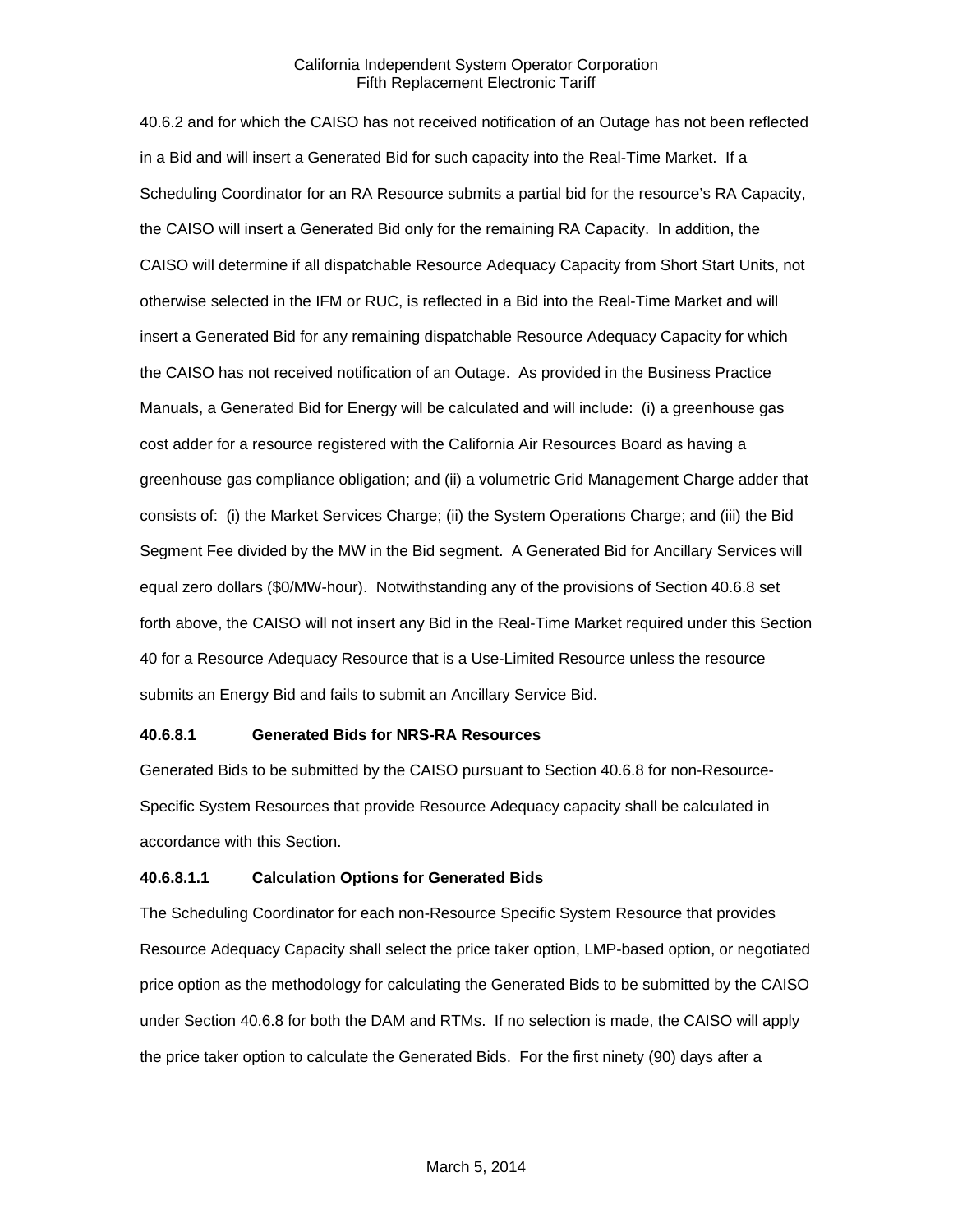40.6.2 and for which the CAISO has not received notification of an Outage has not been reflected in a Bid and will insert a Generated Bid for such capacity into the Real-Time Market. If a Scheduling Coordinator for an RA Resource submits a partial bid for the resource's RA Capacity, the CAISO will insert a Generated Bid only for the remaining RA Capacity. In addition, the CAISO will determine if all dispatchable Resource Adequacy Capacity from Short Start Units, not otherwise selected in the IFM or RUC, is reflected in a Bid into the Real-Time Market and will insert a Generated Bid for any remaining dispatchable Resource Adequacy Capacity for which the CAISO has not received notification of an Outage. As provided in the Business Practice Manuals, a Generated Bid for Energy will be calculated and will include: (i) a greenhouse gas cost adder for a resource registered with the California Air Resources Board as having a greenhouse gas compliance obligation; and (ii) a volumetric Grid Management Charge adder that consists of: (i) the Market Services Charge; (ii) the System Operations Charge; and (iii) the Bid Segment Fee divided by the MW in the Bid segment. A Generated Bid for Ancillary Services will equal zero dollars ($0/MW-hour). Notwithstanding any of the provisions of Section 40.6.8 set forth above, the CAISO will not insert any Bid in the Real-Time Market required under this Section 40 for a Resource Adequacy Resource that is a Use-Limited Resource unless the resource submits an Energy Bid and fails to submit an Ancillary Service Bid.

**40.6.8.1 Generated Bids for NRS-RA Resources**

Generated Bids to be submitted by the CAISO pursuant to Section 40.6.8 for non-Resource-Specific System Resources that provide Resource Adequacy capacity shall be calculated in accordance with this Section.

**40.6.8.1.1 Calculation Options for Generated Bids**

The Scheduling Coordinator for each non-Resource Specific System Resource that provides Resource Adequacy Capacity shall select the price taker option, LMP-based option, or negotiated price option as the methodology for calculating the Generated Bids to be submitted by the CAISO under Section 40.6.8 for both the DAM and RTMs. If no selection is made, the CAISO will apply the price taker option to calculate the Generated Bids. For the first ninety (90) days after a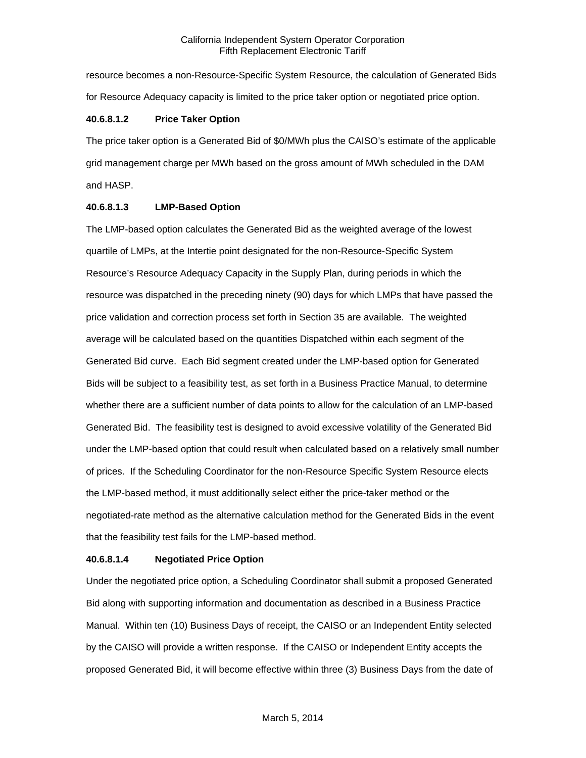resource becomes a non-Resource-Specific System Resource, the calculation of Generated Bids for Resource Adequacy capacity is limited to the price taker option or negotiated price option.

**40.6.8.1.2 Price Taker Option**

The price taker option is a Generated Bid of $0/MWh plus the CAISO's estimate of the applicable grid management charge per MWh based on the gross amount of MWh scheduled in the DAM and HASP.

**40.6.8.1.3 LMP-Based Option**

The LMP-based option calculates the Generated Bid as the weighted average of the lowest quartile of LMPs, at the Intertie point designated for the non-Resource-Specific System Resource's Resource Adequacy Capacity in the Supply Plan, during periods in which the resource was dispatched in the preceding ninety (90) days for which LMPs that have passed the price validation and correction process set forth in Section 35 are available. The weighted average will be calculated based on the quantities Dispatched within each segment of the Generated Bid curve. Each Bid segment created under the LMP-based option for Generated Bids will be subject to a feasibility test, as set forth in a Business Practice Manual, to determine whether there are a sufficient number of data points to allow for the calculation of an LMP-based Generated Bid. The feasibility test is designed to avoid excessive volatility of the Generated Bid under the LMP-based option that could result when calculated based on a relatively small number of prices. If the Scheduling Coordinator for the non-Resource Specific System Resource elects the LMP-based method, it must additionally select either the price-taker method or the negotiated-rate method as the alternative calculation method for the Generated Bids in the event that the feasibility test fails for the LMP-based method.

**40.6.8.1.4 Negotiated Price Option**

Under the negotiated price option, a Scheduling Coordinator shall submit a proposed Generated Bid along with supporting information and documentation as described in a Business Practice Manual. Within ten (10) Business Days of receipt, the CAISO or an Independent Entity selected by the CAISO will provide a written response. If the CAISO or Independent Entity accepts the proposed Generated Bid, it will become effective within three (3) Business Days from the date of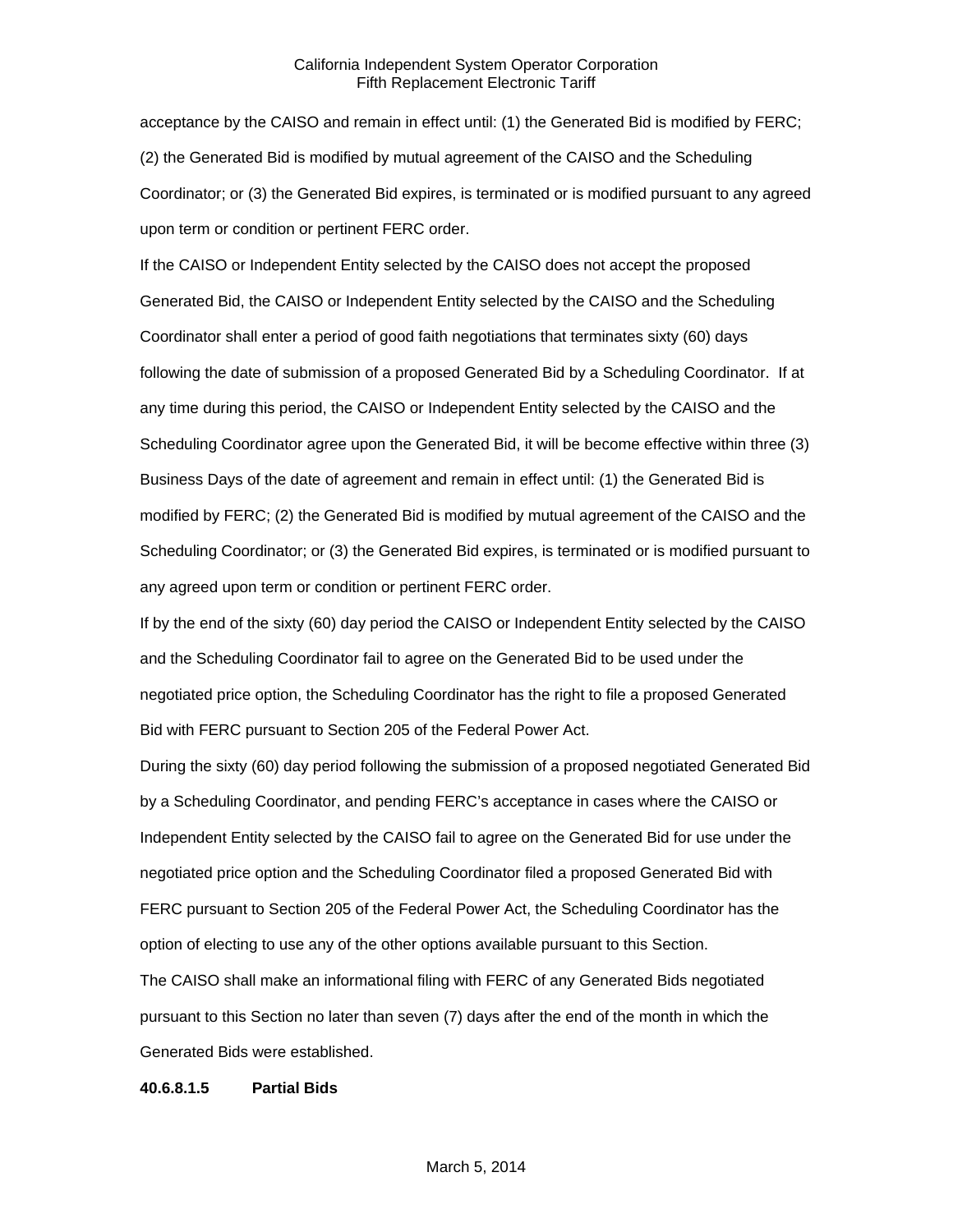acceptance by the CAISO and remain in effect until: (1) the Generated Bid is modified by FERC; (2) the Generated Bid is modified by mutual agreement of the CAISO and the Scheduling Coordinator; or (3) the Generated Bid expires, is terminated or is modified pursuant to any agreed upon term or condition or pertinent FERC order.

If the CAISO or Independent Entity selected by the CAISO does not accept the proposed Generated Bid, the CAISO or Independent Entity selected by the CAISO and the Scheduling Coordinator shall enter a period of good faith negotiations that terminates sixty (60) days following the date of submission of a proposed Generated Bid by a Scheduling Coordinator. If at any time during this period, the CAISO or Independent Entity selected by the CAISO and the Scheduling Coordinator agree upon the Generated Bid, it will be become effective within three (3) Business Days of the date of agreement and remain in effect until: (1) the Generated Bid is modified by FERC; (2) the Generated Bid is modified by mutual agreement of the CAISO and the Scheduling Coordinator; or (3) the Generated Bid expires, is terminated or is modified pursuant to any agreed upon term or condition or pertinent FERC order.

If by the end of the sixty (60) day period the CAISO or Independent Entity selected by the CAISO and the Scheduling Coordinator fail to agree on the Generated Bid to be used under the negotiated price option, the Scheduling Coordinator has the right to file a proposed Generated Bid with FERC pursuant to Section 205 of the Federal Power Act.

During the sixty (60) day period following the submission of a proposed negotiated Generated Bid by a Scheduling Coordinator, and pending FERC's acceptance in cases where the CAISO or Independent Entity selected by the CAISO fail to agree on the Generated Bid for use under the negotiated price option and the Scheduling Coordinator filed a proposed Generated Bid with FERC pursuant to Section 205 of the Federal Power Act, the Scheduling Coordinator has the option of electing to use any of the other options available pursuant to this Section.

The CAISO shall make an informational filing with FERC of any Generated Bids negotiated pursuant to this Section no later than seven (7) days after the end of the month in which the Generated Bids were established.

**40.6.8.1.5 Partial Bids**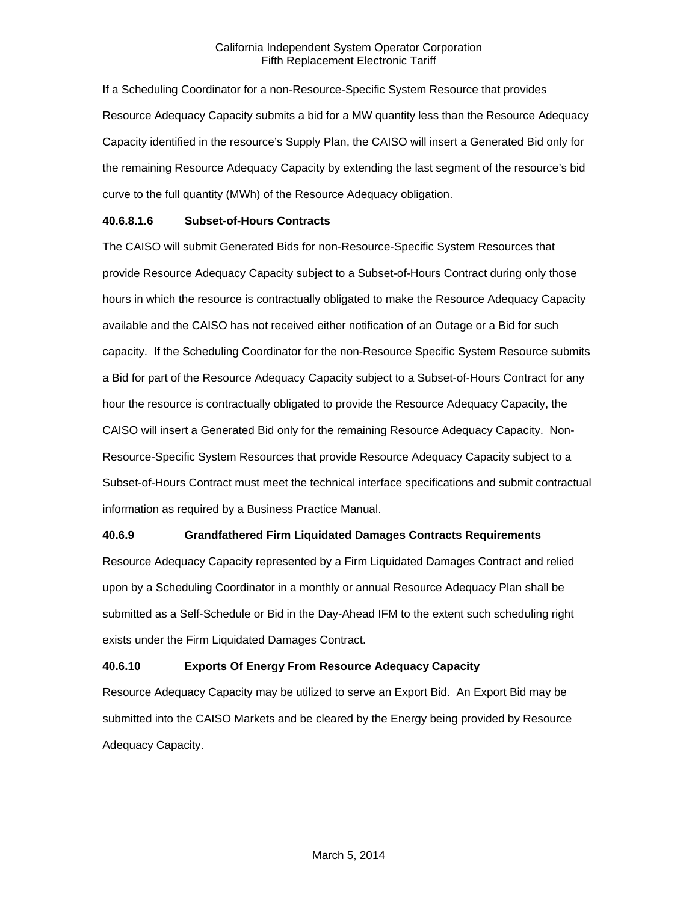If a Scheduling Coordinator for a non-Resource-Specific System Resource that provides Resource Adequacy Capacity submits a bid for a MW quantity less than the Resource Adequacy Capacity identified in the resource's Supply Plan, the CAISO will insert a Generated Bid only for the remaining Resource Adequacy Capacity by extending the last segment of the resource's bid curve to the full quantity (MWh) of the Resource Adequacy obligation.

**40.6.8.1.6 Subset-of-Hours Contracts**

The CAISO will submit Generated Bids for non-Resource-Specific System Resources that provide Resource Adequacy Capacity subject to a Subset-of-Hours Contract during only those hours in which the resource is contractually obligated to make the Resource Adequacy Capacity available and the CAISO has not received either notification of an Outage or a Bid for such capacity. If the Scheduling Coordinator for the non-Resource Specific System Resource submits a Bid for part of the Resource Adequacy Capacity subject to a Subset-of-Hours Contract for any hour the resource is contractually obligated to provide the Resource Adequacy Capacity, the CAISO will insert a Generated Bid only for the remaining Resource Adequacy Capacity. Non-Resource-Specific System Resources that provide Resource Adequacy Capacity subject to a Subset-of-Hours Contract must meet the technical interface specifications and submit contractual information as required by a Business Practice Manual.

**40.6.9 Grandfathered Firm Liquidated Damages Contracts Requirements**

Resource Adequacy Capacity represented by a Firm Liquidated Damages Contract and relied upon by a Scheduling Coordinator in a monthly or annual Resource Adequacy Plan shall be submitted as a Self-Schedule or Bid in the Day-Ahead IFM to the extent such scheduling right exists under the Firm Liquidated Damages Contract.

**40.6.10 Exports Of Energy From Resource Adequacy Capacity**

Resource Adequacy Capacity may be utilized to serve an Export Bid. An Export Bid may be submitted into the CAISO Markets and be cleared by the Energy being provided by Resource Adequacy Capacity.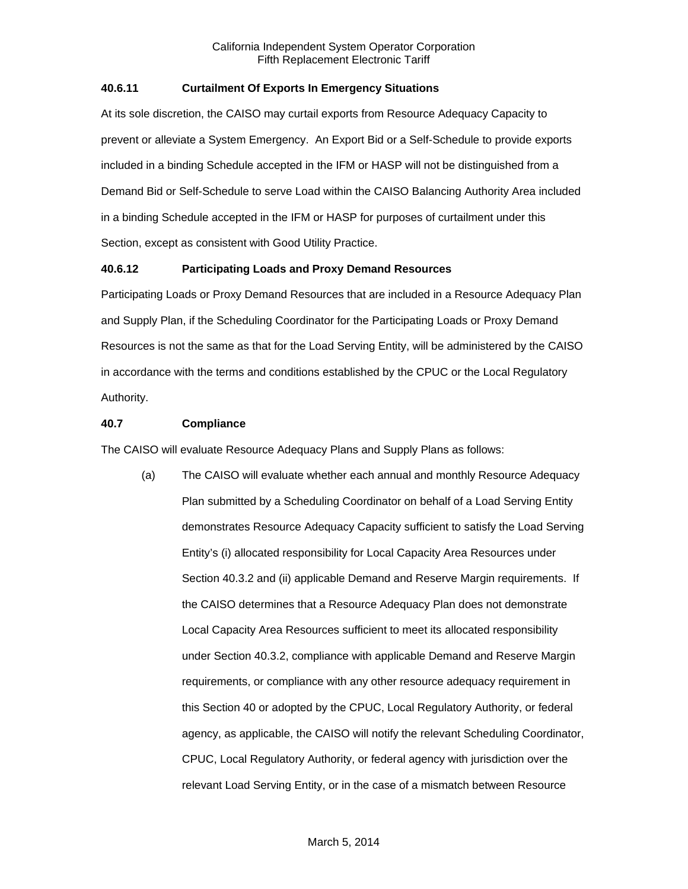### 40.6.11 Curtailment Of Exports In Emergency Situations

At its sole discretion, the CAISO may curtail exports from Resource Adequacy Capacity to prevent or alleviate a System Emergency. An Export Bid or a Self-Schedule to provide exports included in a binding Schedule accepted in the IFM or HASP will not be distinguished from a Demand Bid or Self-Schedule to serve Load within the CAISO Balancing Authority Area included in a binding Schedule accepted in the IFM or HASP for purposes of curtailment under this Section, except as consistent with Good Utility Practice.

### 40.6.12 Participating Loads and Proxy Demand Resources

Participating Loads or Proxy Demand Resources that are included in a Resource Adequacy Plan and Supply Plan, if the Scheduling Coordinator for the Participating Loads or Proxy Demand Resources is not the same as that for the Load Serving Entity, will be administered by the CAISO in accordance with the terms and conditions established by the CPUC or the Local Regulatory Authority.

### 40.7 Compliance

The CAISO will evaluate Resource Adequacy Plans and Supply Plans as follows:

(a) The CAISO will evaluate whether each annual and monthly Resource Adequacy Plan submitted by a Scheduling Coordinator on behalf of a Load Serving Entity demonstrates Resource Adequacy Capacity sufficient to satisfy the Load Serving Entity's (i) allocated responsibility for Local Capacity Area Resources under Section 40.3.2 and (ii) applicable Demand and Reserve Margin requirements. If the CAISO determines that a Resource Adequacy Plan does not demonstrate Local Capacity Area Resources sufficient to meet its allocated responsibility under Section 40.3.2, compliance with applicable Demand and Reserve Margin requirements, or compliance with any other resource adequacy requirement in this Section 40 or adopted by the CPUC, Local Regulatory Authority, or federal agency, as applicable, the CAISO will notify the relevant Scheduling Coordinator, CPUC, Local Regulatory Authority, or federal agency with jurisdiction over the relevant Load Serving Entity, or in the case of a mismatch between Resource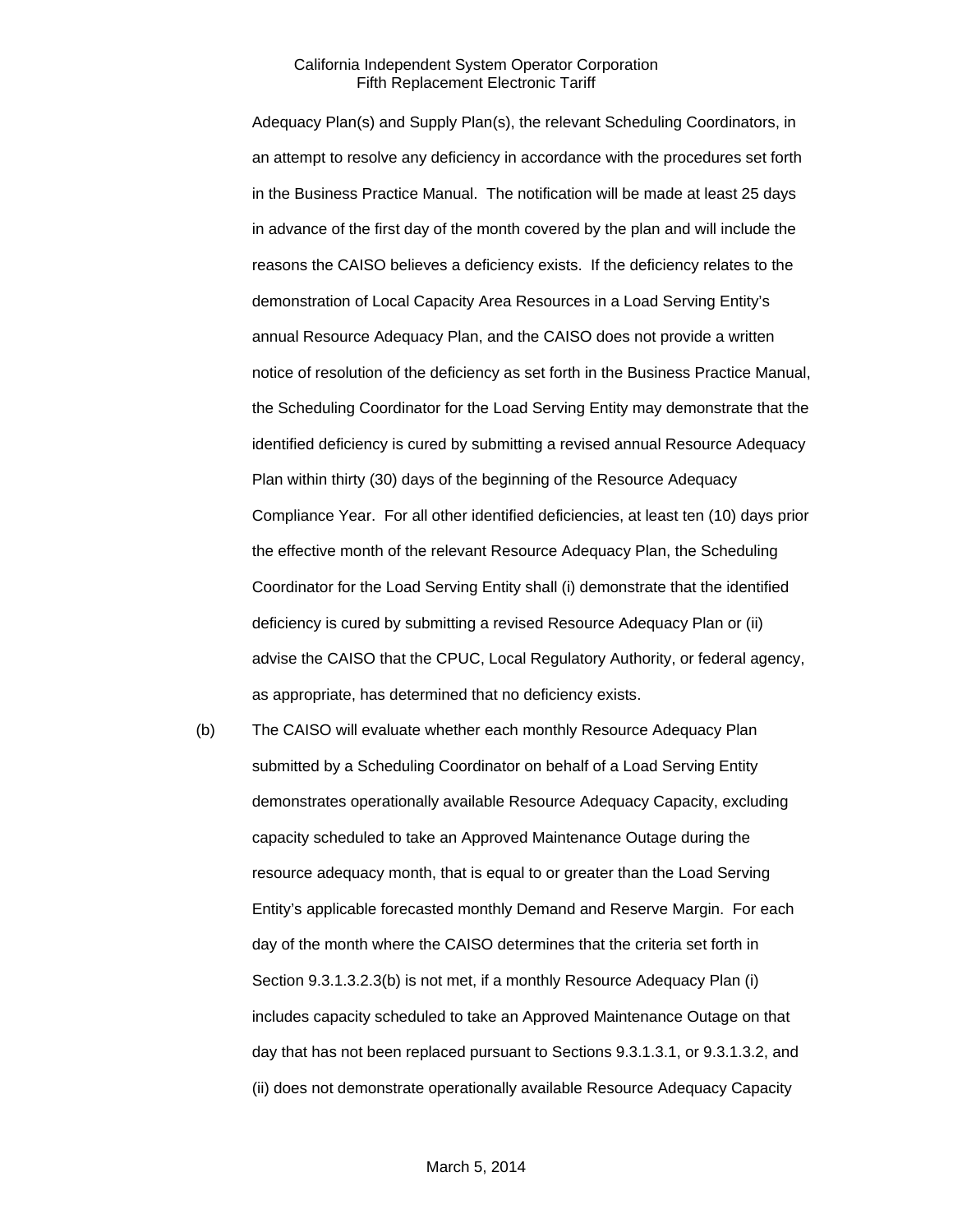Adequacy Plan(s) and Supply Plan(s), the relevant Scheduling Coordinators, in an attempt to resolve any deficiency in accordance with the procedures set forth in the Business Practice Manual. The notification will be made at least 25 days in advance of the first day of the month covered by the plan and will include the reasons the CAISO believes a deficiency exists. If the deficiency relates to the demonstration of Local Capacity Area Resources in a Load Serving Entity's annual Resource Adequacy Plan, and the CAISO does not provide a written notice of resolution of the deficiency as set forth in the Business Practice Manual, the Scheduling Coordinator for the Load Serving Entity may demonstrate that the identified deficiency is cured by submitting a revised annual Resource Adequacy Plan within thirty (30) days of the beginning of the Resource Adequacy Compliance Year. For all other identified deficiencies, at least ten (10) days prior the effective month of the relevant Resource Adequacy Plan, the Scheduling Coordinator for the Load Serving Entity shall (i) demonstrate that the identified deficiency is cured by submitting a revised Resource Adequacy Plan or (ii) advise the CAISO that the CPUC, Local Regulatory Authority, or federal agency, as appropriate, has determined that no deficiency exists.

(b) The CAISO will evaluate whether each monthly Resource Adequacy Plan submitted by a Scheduling Coordinator on behalf of a Load Serving Entity demonstrates operationally available Resource Adequacy Capacity, excluding capacity scheduled to take an Approved Maintenance Outage during the resource adequacy month, that is equal to or greater than the Load Serving Entity's applicable forecasted monthly Demand and Reserve Margin. For each day of the month where the CAISO determines that the criteria set forth in Section 9.3.1.3.2.3(b) is not met, if a monthly Resource Adequacy Plan (i) includes capacity scheduled to take an Approved Maintenance Outage on that day that has not been replaced pursuant to Sections 9.3.1.3.1, or 9.3.1.3.2, and (ii) does not demonstrate operationally available Resource Adequacy Capacity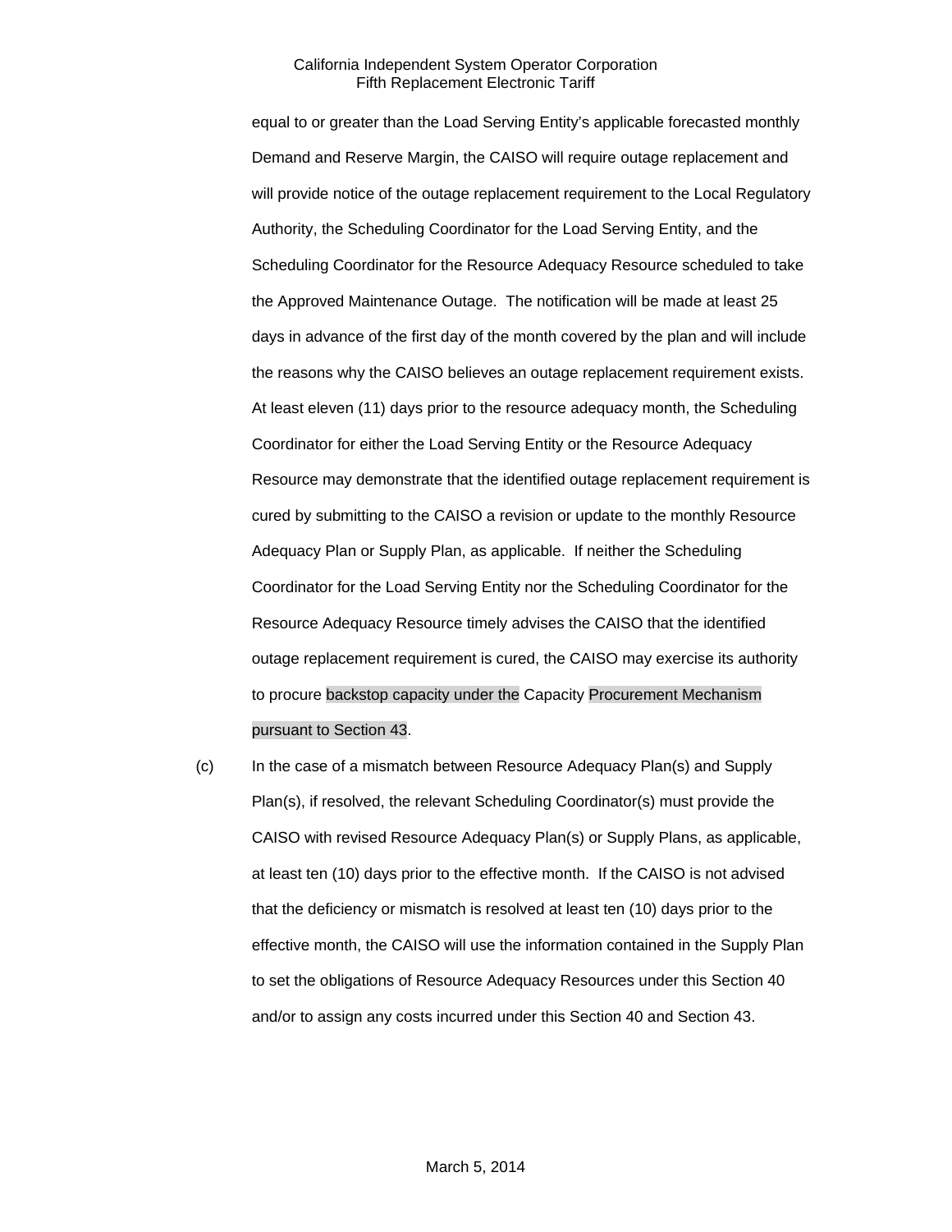equal to or greater than the Load Serving Entity's applicable forecasted monthly Demand and Reserve Margin, the CAISO will require outage replacement and will provide notice of the outage replacement requirement to the Local Regulatory Authority, the Scheduling Coordinator for the Load Serving Entity, and the Scheduling Coordinator for the Resource Adequacy Resource scheduled to take the Approved Maintenance Outage. The notification will be made at least 25 days in advance of the first day of the month covered by the plan and will include the reasons why the CAISO believes an outage replacement requirement exists. At least eleven (11) days prior to the resource adequacy month, the Scheduling Coordinator for either the Load Serving Entity or the Resource Adequacy Resource may demonstrate that the identified outage replacement requirement is cured by submitting to the CAISO a revision or update to the monthly Resource Adequacy Plan or Supply Plan, as applicable. If neither the Scheduling Coordinator for the Load Serving Entity nor the Scheduling Coordinator for the Resource Adequacy Resource timely advises the CAISO that the identified outage replacement requirement is cured, the CAISO may exercise its authority to procure backstop capacity under the Capacity Procurement Mechanism pursuant to Section 43.

(c) In the case of a mismatch between Resource Adequacy Plan(s) and Supply Plan(s), if resolved, the relevant Scheduling Coordinator(s) must provide the CAISO with revised Resource Adequacy Plan(s) or Supply Plans, as applicable, at least ten (10) days prior to the effective month. If the CAISO is not advised that the deficiency or mismatch is resolved at least ten (10) days prior to the effective month, the CAISO will use the information contained in the Supply Plan to set the obligations of Resource Adequacy Resources under this Section 40 and/or to assign any costs incurred under this Section 40 and Section 43.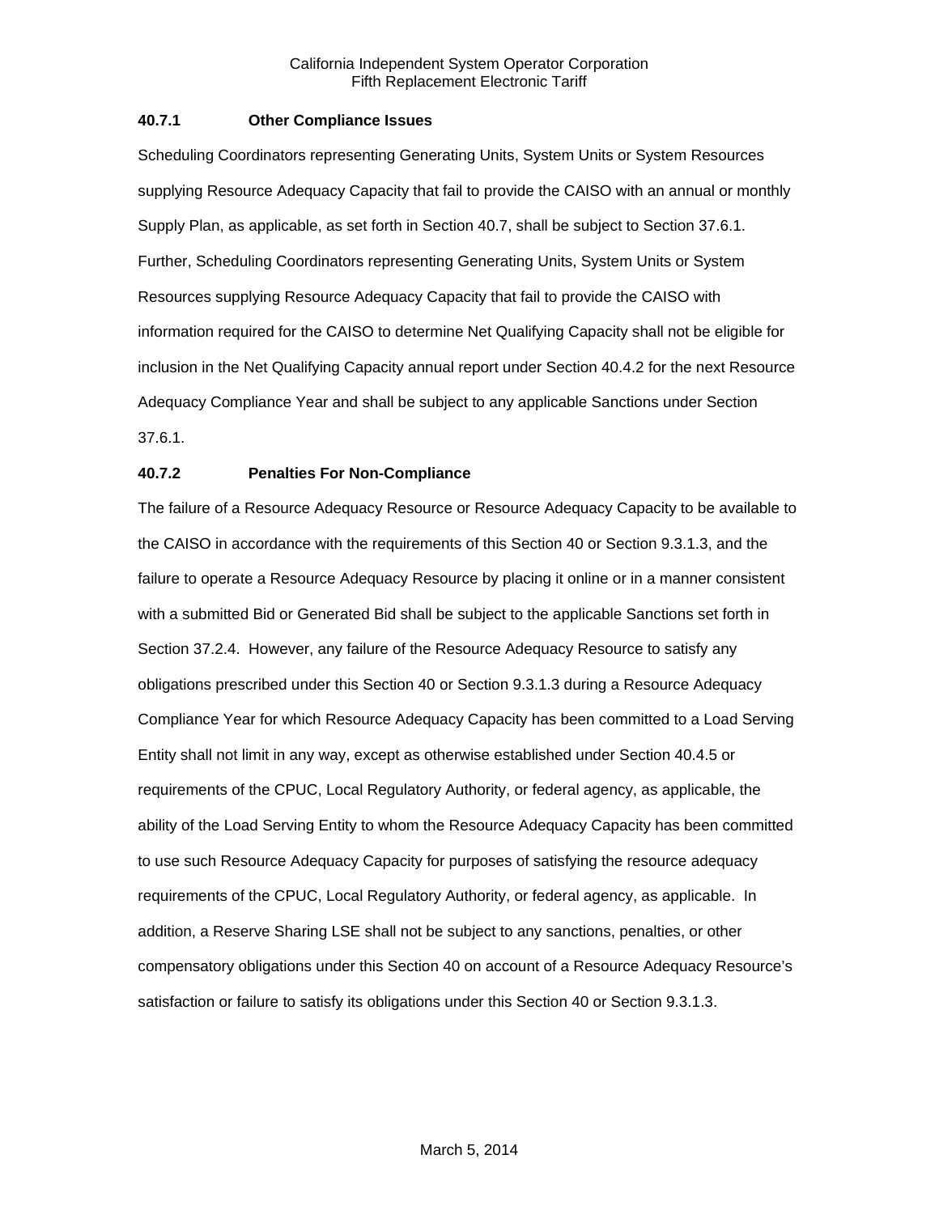### 40.7.1 Other Compliance Issues

Scheduling Coordinators representing Generating Units, System Units or System Resources supplying Resource Adequacy Capacity that fail to provide the CAISO with an annual or monthly Supply Plan, as applicable, as set forth in Section 40.7, shall be subject to Section 37.6.1. Further, Scheduling Coordinators representing Generating Units, System Units or System Resources supplying Resource Adequacy Capacity that fail to provide the CAISO with information required for the CAISO to determine Net Qualifying Capacity shall not be eligible for inclusion in the Net Qualifying Capacity annual report under Section 40.4.2 for the next Resource Adequacy Compliance Year and shall be subject to any applicable Sanctions under Section 37.6.1.

### 40.7.2 Penalties For Non-Compliance

The failure of a Resource Adequacy Resource or Resource Adequacy Capacity to be available to the CAISO in accordance with the requirements of this Section 40 or Section 9.3.1.3, and the failure to operate a Resource Adequacy Resource by placing it online or in a manner consistent with a submitted Bid or Generated Bid shall be subject to the applicable Sanctions set forth in Section 37.2.4. However, any failure of the Resource Adequacy Resource to satisfy any obligations prescribed under this Section 40 or Section 9.3.1.3 during a Resource Adequacy Compliance Year for which Resource Adequacy Capacity has been committed to a Load Serving Entity shall not limit in any way, except as otherwise established under Section 40.4.5 or requirements of the CPUC, Local Regulatory Authority, or federal agency, as applicable, the ability of the Load Serving Entity to whom the Resource Adequacy Capacity has been committed to use such Resource Adequacy Capacity for purposes of satisfying the resource adequacy requirements of the CPUC, Local Regulatory Authority, or federal agency, as applicable. In addition, a Reserve Sharing LSE shall not be subject to any sanctions, penalties, or other compensatory obligations under this Section 40 on account of a Resource Adequacy Resource's satisfaction or failure to satisfy its obligations under this Section 40 or Section 9.3.1.3.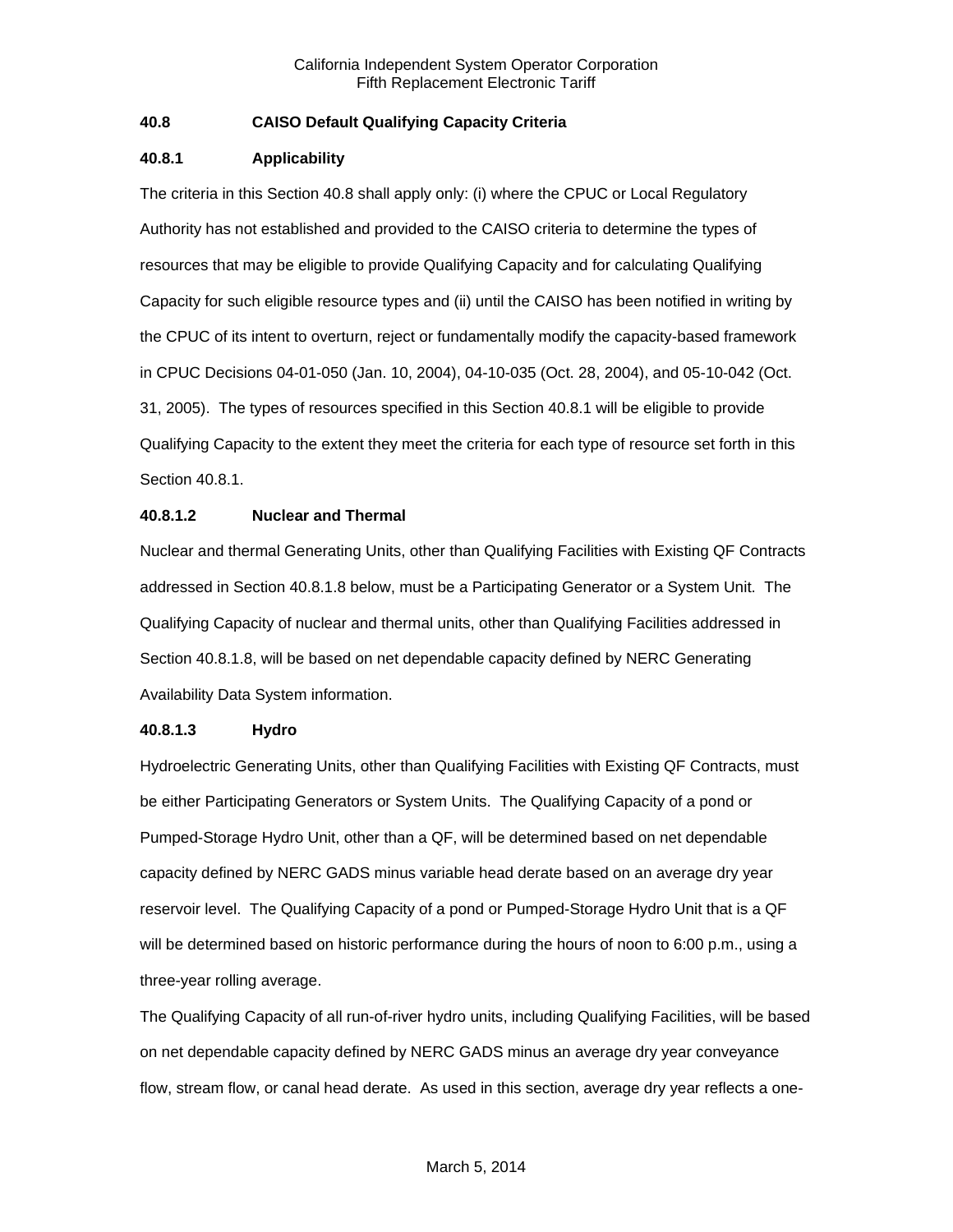**40.8 CAISO Default Qualifying Capacity Criteria**

**40.8.1 Applicability**

The criteria in this Section 40.8 shall apply only: (i) where the CPUC or Local Regulatory Authority has not established and provided to the CAISO criteria to determine the types of resources that may be eligible to provide Qualifying Capacity and for calculating Qualifying Capacity for such eligible resource types and (ii) until the CAISO has been notified in writing by the CPUC of its intent to overturn, reject or fundamentally modify the capacity-based framework in CPUC Decisions 04-01-050 (Jan. 10, 2004), 04-10-035 (Oct. 28, 2004), and 05-10-042 (Oct. 31, 2005). The types of resources specified in this Section 40.8.1 will be eligible to provide Qualifying Capacity to the extent they meet the criteria for each type of resource set forth in this Section 40.8.1.

**40.8.1.2 Nuclear and Thermal**

Nuclear and thermal Generating Units, other than Qualifying Facilities with Existing QF Contracts addressed in Section 40.8.1.8 below, must be a Participating Generator or a System Unit. The Qualifying Capacity of nuclear and thermal units, other than Qualifying Facilities addressed in Section 40.8.1.8, will be based on net dependable capacity defined by NERC Generating Availability Data System information.

**40.8.1.3 Hydro**

Hydroelectric Generating Units, other than Qualifying Facilities with Existing QF Contracts, must be either Participating Generators or System Units. The Qualifying Capacity of a pond or Pumped-Storage Hydro Unit, other than a QF, will be determined based on net dependable capacity defined by NERC GADS minus variable head derate based on an average dry year reservoir level. The Qualifying Capacity of a pond or Pumped-Storage Hydro Unit that is a QF will be determined based on historic performance during the hours of noon to 6:00 p.m., using a three-year rolling average.

The Qualifying Capacity of all run-of-river hydro units, including Qualifying Facilities, will be based on net dependable capacity defined by NERC GADS minus an average dry year conveyance flow, stream flow, or canal head derate. As used in this section, average dry year reflects a one-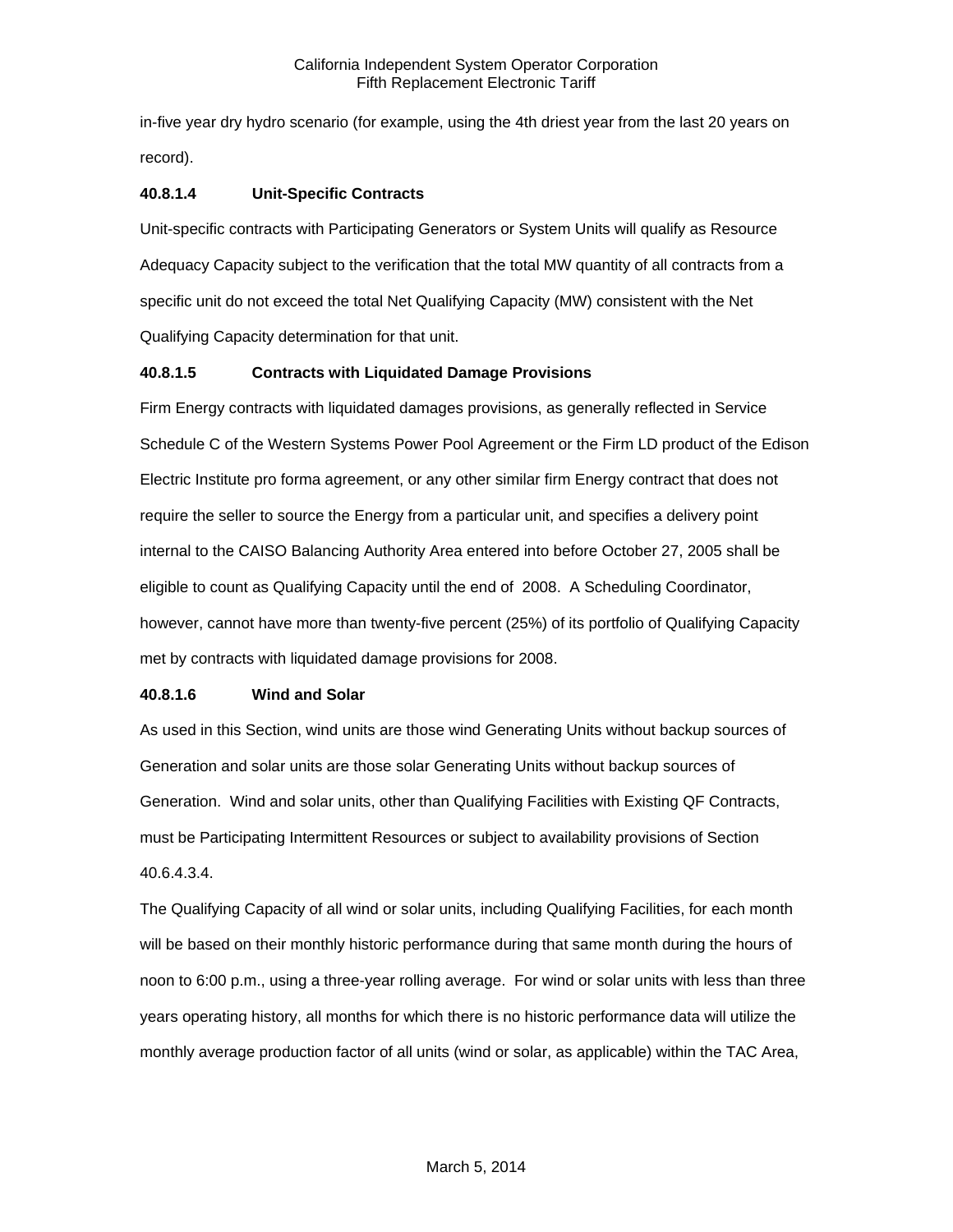in-five year dry hydro scenario (for example, using the 4th driest year from the last 20 years on record).

#### 40.8.1.4 Unit-Specific Contracts

Unit-specific contracts with Participating Generators or System Units will qualify as Resource Adequacy Capacity subject to the verification that the total MW quantity of all contracts from a specific unit do not exceed the total Net Qualifying Capacity (MW) consistent with the Net Qualifying Capacity determination for that unit.

#### 40.8.1.5 Contracts with Liquidated Damage Provisions

Firm Energy contracts with liquidated damages provisions, as generally reflected in Service Schedule C of the Western Systems Power Pool Agreement or the Firm LD product of the Edison Electric Institute pro forma agreement, or any other similar firm Energy contract that does not require the seller to source the Energy from a particular unit, and specifies a delivery point internal to the CAISO Balancing Authority Area entered into before October 27, 2005 shall be eligible to count as Qualifying Capacity until the end of 2008. A Scheduling Coordinator, however, cannot have more than twenty-five percent (25%) of its portfolio of Qualifying Capacity met by contracts with liquidated damage provisions for 2008.

#### 40.8.1.6 Wind and Solar

As used in this Section, wind units are those wind Generating Units without backup sources of Generation and solar units are those solar Generating Units without backup sources of Generation. Wind and solar units, other than Qualifying Facilities with Existing QF Contracts, must be Participating Intermittent Resources or subject to availability provisions of Section 40.6.4.3.4.

The Qualifying Capacity of all wind or solar units, including Qualifying Facilities, for each month will be based on their monthly historic performance during that same month during the hours of noon to 6:00 p.m., using a three-year rolling average. For wind or solar units with less than three years operating history, all months for which there is no historic performance data will utilize the monthly average production factor of all units (wind or solar, as applicable) within the TAC Area,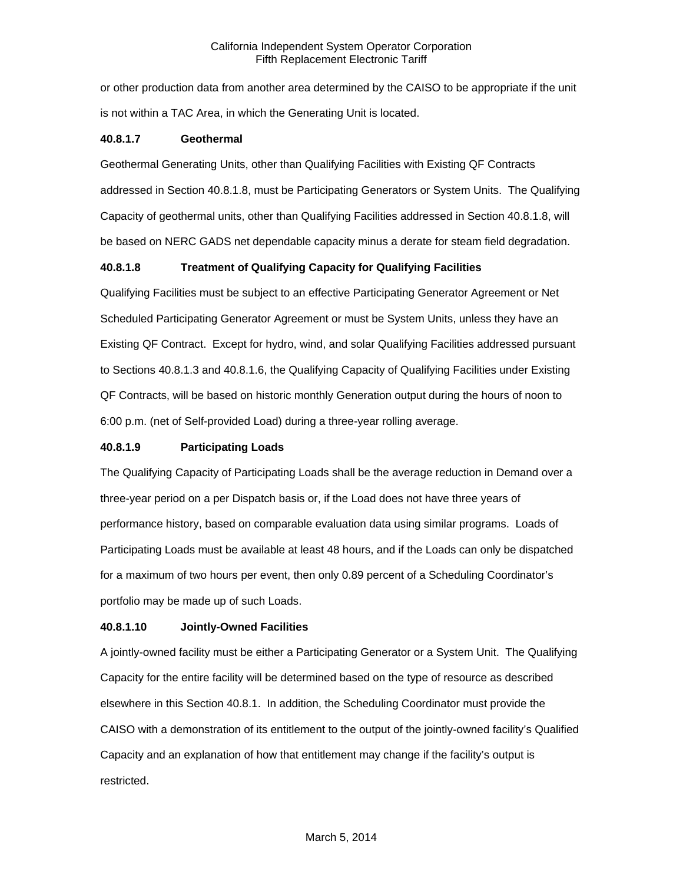or other production data from another area determined by the CAISO to be appropriate if the unit is not within a TAC Area, in which the Generating Unit is located.

**40.8.1.7 Geothermal**

Geothermal Generating Units, other than Qualifying Facilities with Existing QF Contracts addressed in Section 40.8.1.8, must be Participating Generators or System Units. The Qualifying Capacity of geothermal units, other than Qualifying Facilities addressed in Section 40.8.1.8, will be based on NERC GADS net dependable capacity minus a derate for steam field degradation.

**40.8.1.8 Treatment of Qualifying Capacity for Qualifying Facilities**

Qualifying Facilities must be subject to an effective Participating Generator Agreement or Net Scheduled Participating Generator Agreement or must be System Units, unless they have an Existing QF Contract. Except for hydro, wind, and solar Qualifying Facilities addressed pursuant to Sections 40.8.1.3 and 40.8.1.6, the Qualifying Capacity of Qualifying Facilities under Existing QF Contracts, will be based on historic monthly Generation output during the hours of noon to 6:00 p.m. (net of Self-provided Load) during a three-year rolling average.

**40.8.1.9 Participating Loads**

The Qualifying Capacity of Participating Loads shall be the average reduction in Demand over a three-year period on a per Dispatch basis or, if the Load does not have three years of performance history, based on comparable evaluation data using similar programs. Loads of Participating Loads must be available at least 48 hours, and if the Loads can only be dispatched for a maximum of two hours per event, then only 0.89 percent of a Scheduling Coordinator's portfolio may be made up of such Loads.

**40.8.1.10 Jointly-Owned Facilities**

A jointly-owned facility must be either a Participating Generator or a System Unit. The Qualifying Capacity for the entire facility will be determined based on the type of resource as described elsewhere in this Section 40.8.1. In addition, the Scheduling Coordinator must provide the CAISO with a demonstration of its entitlement to the output of the jointly-owned facility's Qualified Capacity and an explanation of how that entitlement may change if the facility's output is restricted.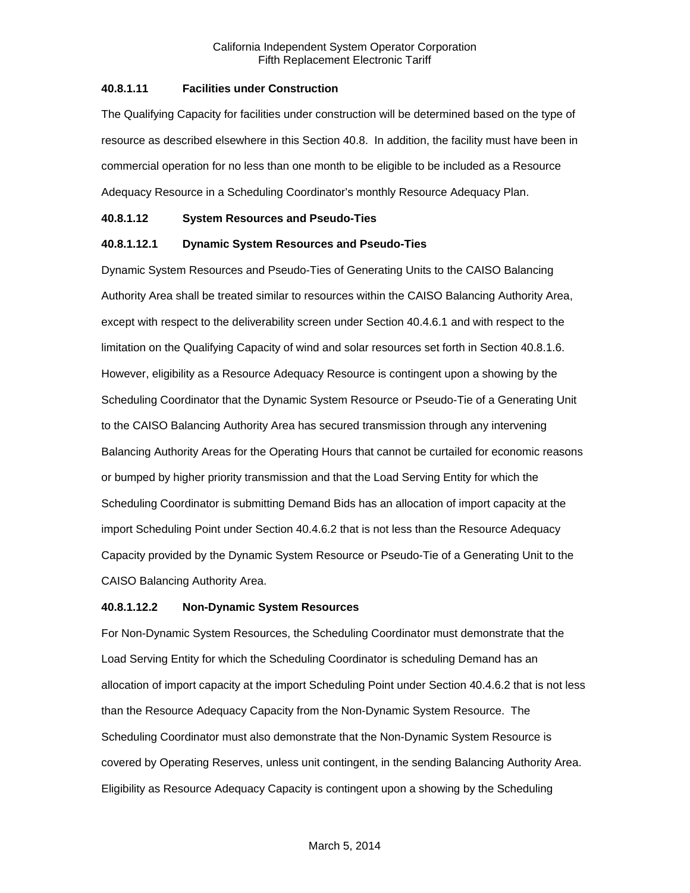#### 40.8.1.11 Facilities under Construction

The Qualifying Capacity for facilities under construction will be determined based on the type of resource as described elsewhere in this Section 40.8. In addition, the facility must have been in commercial operation for no less than one month to be eligible to be included as a Resource Adequacy Resource in a Scheduling Coordinator's monthly Resource Adequacy Plan.

#### 40.8.1.12 System Resources and Pseudo-Ties

##### 40.8.1.12.1 Dynamic System Resources and Pseudo-Ties

Dynamic System Resources and Pseudo-Ties of Generating Units to the CAISO Balancing Authority Area shall be treated similar to resources within the CAISO Balancing Authority Area, except with respect to the deliverability screen under Section 40.4.6.1 and with respect to the limitation on the Qualifying Capacity of wind and solar resources set forth in Section 40.8.1.6. However, eligibility as a Resource Adequacy Resource is contingent upon a showing by the Scheduling Coordinator that the Dynamic System Resource or Pseudo-Tie of a Generating Unit to the CAISO Balancing Authority Area has secured transmission through any intervening Balancing Authority Areas for the Operating Hours that cannot be curtailed for economic reasons or bumped by higher priority transmission and that the Load Serving Entity for which the Scheduling Coordinator is submitting Demand Bids has an allocation of import capacity at the import Scheduling Point under Section 40.4.6.2 that is not less than the Resource Adequacy Capacity provided by the Dynamic System Resource or Pseudo-Tie of a Generating Unit to the CAISO Balancing Authority Area.

##### 40.8.1.12.2 Non-Dynamic System Resources

For Non-Dynamic System Resources, the Scheduling Coordinator must demonstrate that the Load Serving Entity for which the Scheduling Coordinator is scheduling Demand has an allocation of import capacity at the import Scheduling Point under Section 40.4.6.2 that is not less than the Resource Adequacy Capacity from the Non-Dynamic System Resource. The Scheduling Coordinator must also demonstrate that the Non-Dynamic System Resource is covered by Operating Reserves, unless unit contingent, in the sending Balancing Authority Area. Eligibility as Resource Adequacy Capacity is contingent upon a showing by the Scheduling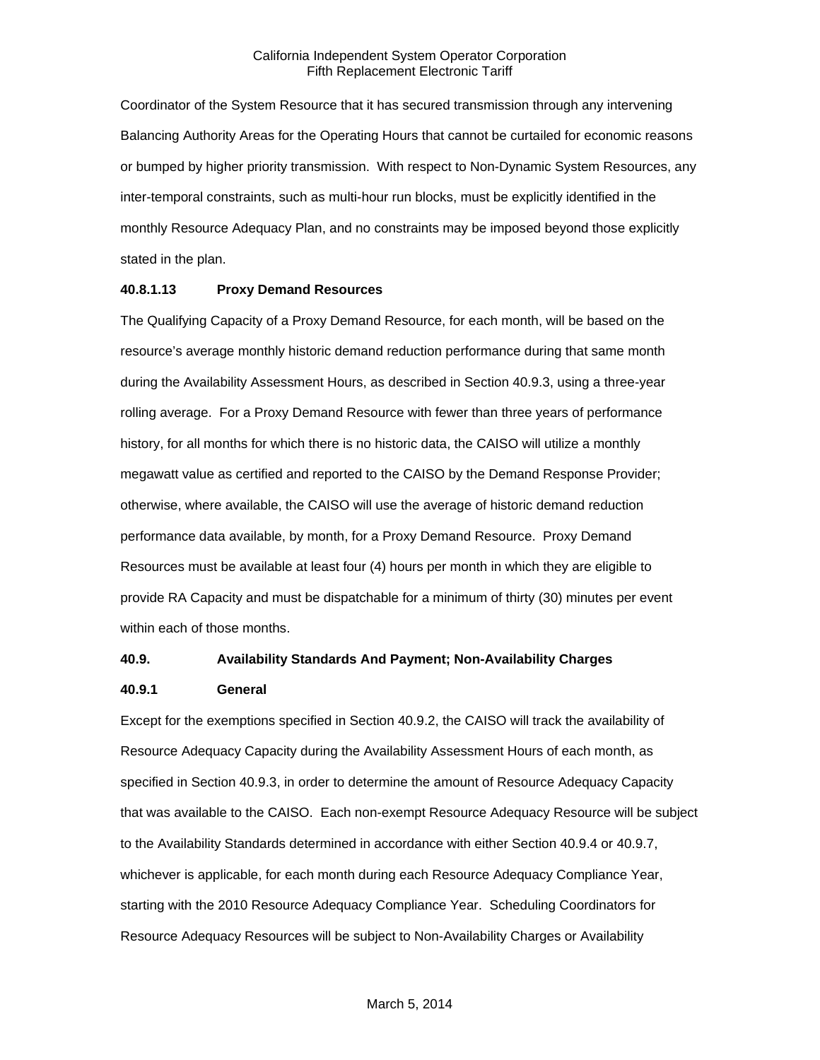Coordinator of the System Resource that it has secured transmission through any intervening Balancing Authority Areas for the Operating Hours that cannot be curtailed for economic reasons or bumped by higher priority transmission. With respect to Non-Dynamic System Resources, any inter-temporal constraints, such as multi-hour run blocks, must be explicitly identified in the monthly Resource Adequacy Plan, and no constraints may be imposed beyond those explicitly stated in the plan.

**40.8.1.13 Proxy Demand Resources**

The Qualifying Capacity of a Proxy Demand Resource, for each month, will be based on the resource's average monthly historic demand reduction performance during that same month during the Availability Assessment Hours, as described in Section 40.9.3, using a three-year rolling average. For a Proxy Demand Resource with fewer than three years of performance history, for all months for which there is no historic data, the CAISO will utilize a monthly megawatt value as certified and reported to the CAISO by the Demand Response Provider; otherwise, where available, the CAISO will use the average of historic demand reduction performance data available, by month, for a Proxy Demand Resource. Proxy Demand Resources must be available at least four (4) hours per month in which they are eligible to provide RA Capacity and must be dispatchable for a minimum of thirty (30) minutes per event within each of those months.

**40.9. Availability Standards And Payment; Non-Availability Charges**

**40.9.1 General**

Except for the exemptions specified in Section 40.9.2, the CAISO will track the availability of Resource Adequacy Capacity during the Availability Assessment Hours of each month, as specified in Section 40.9.3, in order to determine the amount of Resource Adequacy Capacity that was available to the CAISO. Each non-exempt Resource Adequacy Resource will be subject to the Availability Standards determined in accordance with either Section 40.9.4 or 40.9.7, whichever is applicable, for each month during each Resource Adequacy Compliance Year, starting with the 2010 Resource Adequacy Compliance Year. Scheduling Coordinators for Resource Adequacy Resources will be subject to Non-Availability Charges or Availability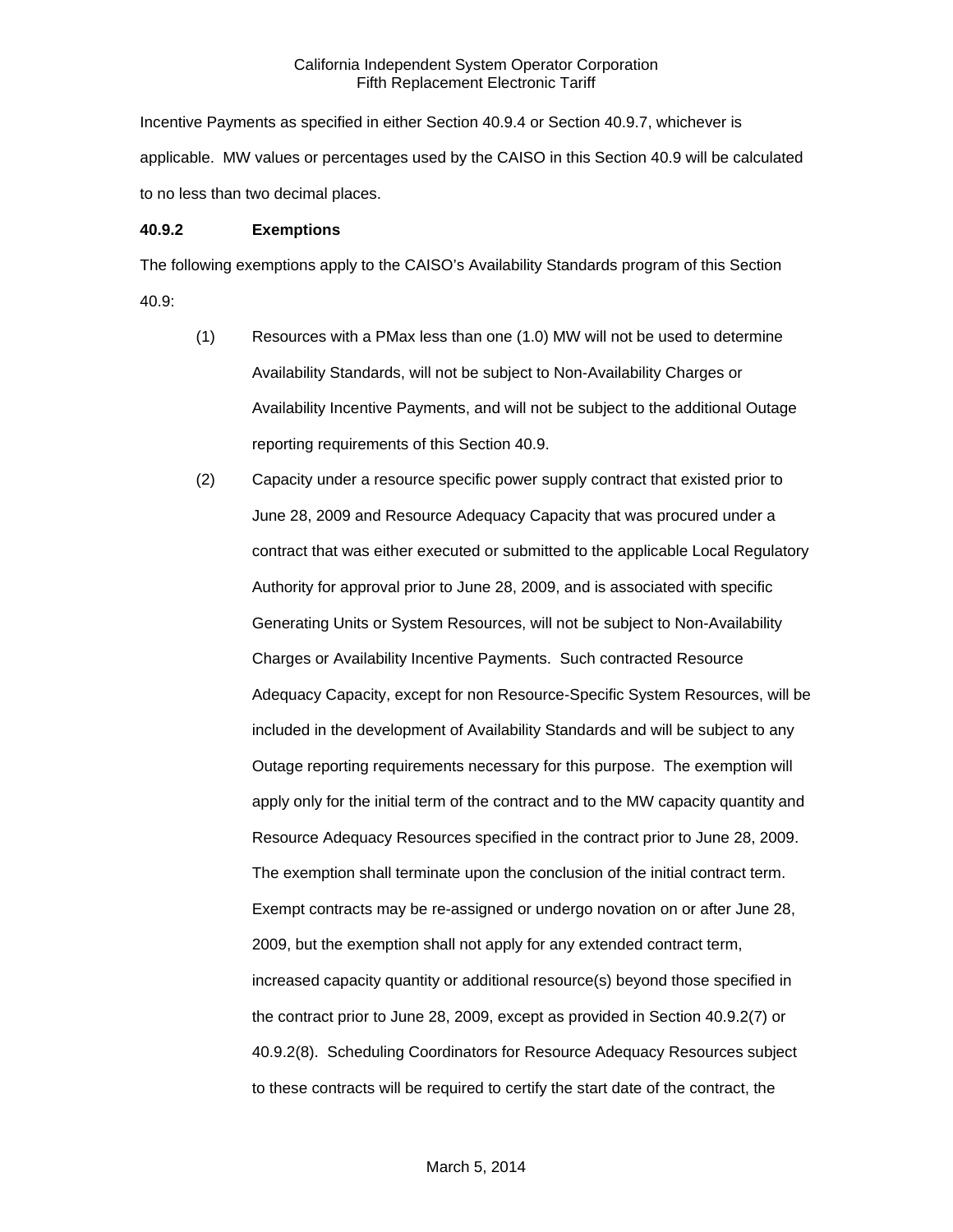Incentive Payments as specified in either Section 40.9.4 or Section 40.9.7, whichever is applicable. MW values or percentages used by the CAISO in this Section 40.9 will be calculated to no less than two decimal places.

**40.9.2 Exemptions**

The following exemptions apply to the CAISO's Availability Standards program of this Section 40.9:

(1) Resources with a PMax less than one (1.0) MW will not be used to determine Availability Standards, will not be subject to Non-Availability Charges or Availability Incentive Payments, and will not be subject to the additional Outage reporting requirements of this Section 40.9.

(2) Capacity under a resource specific power supply contract that existed prior to June 28, 2009 and Resource Adequacy Capacity that was procured under a contract that was either executed or submitted to the applicable Local Regulatory Authority for approval prior to June 28, 2009, and is associated with specific Generating Units or System Resources, will not be subject to Non-Availability Charges or Availability Incentive Payments. Such contracted Resource Adequacy Capacity, except for non Resource-Specific System Resources, will be included in the development of Availability Standards and will be subject to any Outage reporting requirements necessary for this purpose. The exemption will apply only for the initial term of the contract and to the MW capacity quantity and Resource Adequacy Resources specified in the contract prior to June 28, 2009. The exemption shall terminate upon the conclusion of the initial contract term. Exempt contracts may be re-assigned or undergo novation on or after June 28, 2009, but the exemption shall not apply for any extended contract term, increased capacity quantity or additional resource(s) beyond those specified in the contract prior to June 28, 2009, except as provided in Section 40.9.2(7) or 40.9.2(8). Scheduling Coordinators for Resource Adequacy Resources subject to these contracts will be required to certify the start date of the contract, the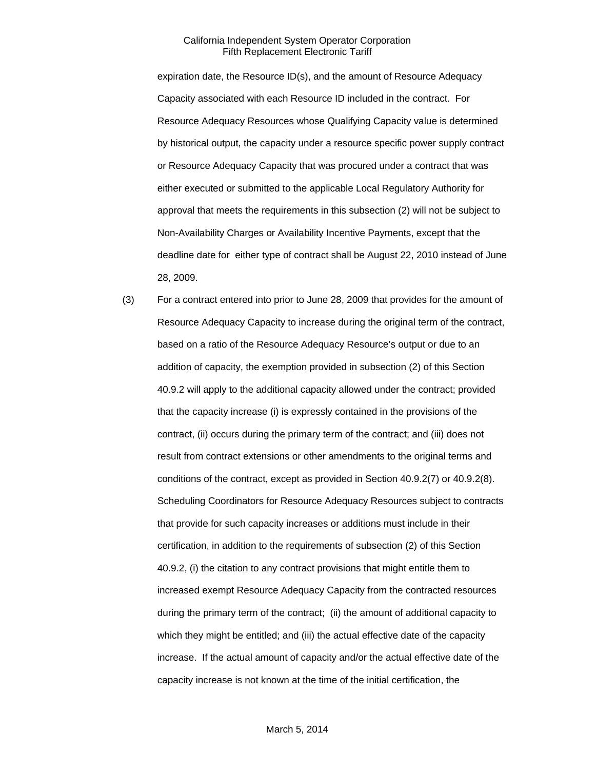expiration date, the Resource ID(s), and the amount of Resource Adequacy Capacity associated with each Resource ID included in the contract. For Resource Adequacy Resources whose Qualifying Capacity value is determined by historical output, the capacity under a resource specific power supply contract or Resource Adequacy Capacity that was procured under a contract that was either executed or submitted to the applicable Local Regulatory Authority for approval that meets the requirements in this subsection (2) will not be subject to Non-Availability Charges or Availability Incentive Payments, except that the deadline date for either type of contract shall be August 22, 2010 instead of June 28, 2009.

(3) For a contract entered into prior to June 28, 2009 that provides for the amount of Resource Adequacy Capacity to increase during the original term of the contract, based on a ratio of the Resource Adequacy Resource's output or due to an addition of capacity, the exemption provided in subsection (2) of this Section 40.9.2 will apply to the additional capacity allowed under the contract; provided that the capacity increase (i) is expressly contained in the provisions of the contract, (ii) occurs during the primary term of the contract; and (iii) does not result from contract extensions or other amendments to the original terms and conditions of the contract, except as provided in Section 40.9.2(7) or 40.9.2(8). Scheduling Coordinators for Resource Adequacy Resources subject to contracts that provide for such capacity increases or additions must include in their certification, in addition to the requirements of subsection (2) of this Section 40.9.2, (i) the citation to any contract provisions that might entitle them to increased exempt Resource Adequacy Capacity from the contracted resources during the primary term of the contract; (ii) the amount of additional capacity to which they might be entitled; and (iii) the actual effective date of the capacity increase. If the actual amount of capacity and/or the actual effective date of the capacity increase is not known at the time of the initial certification, the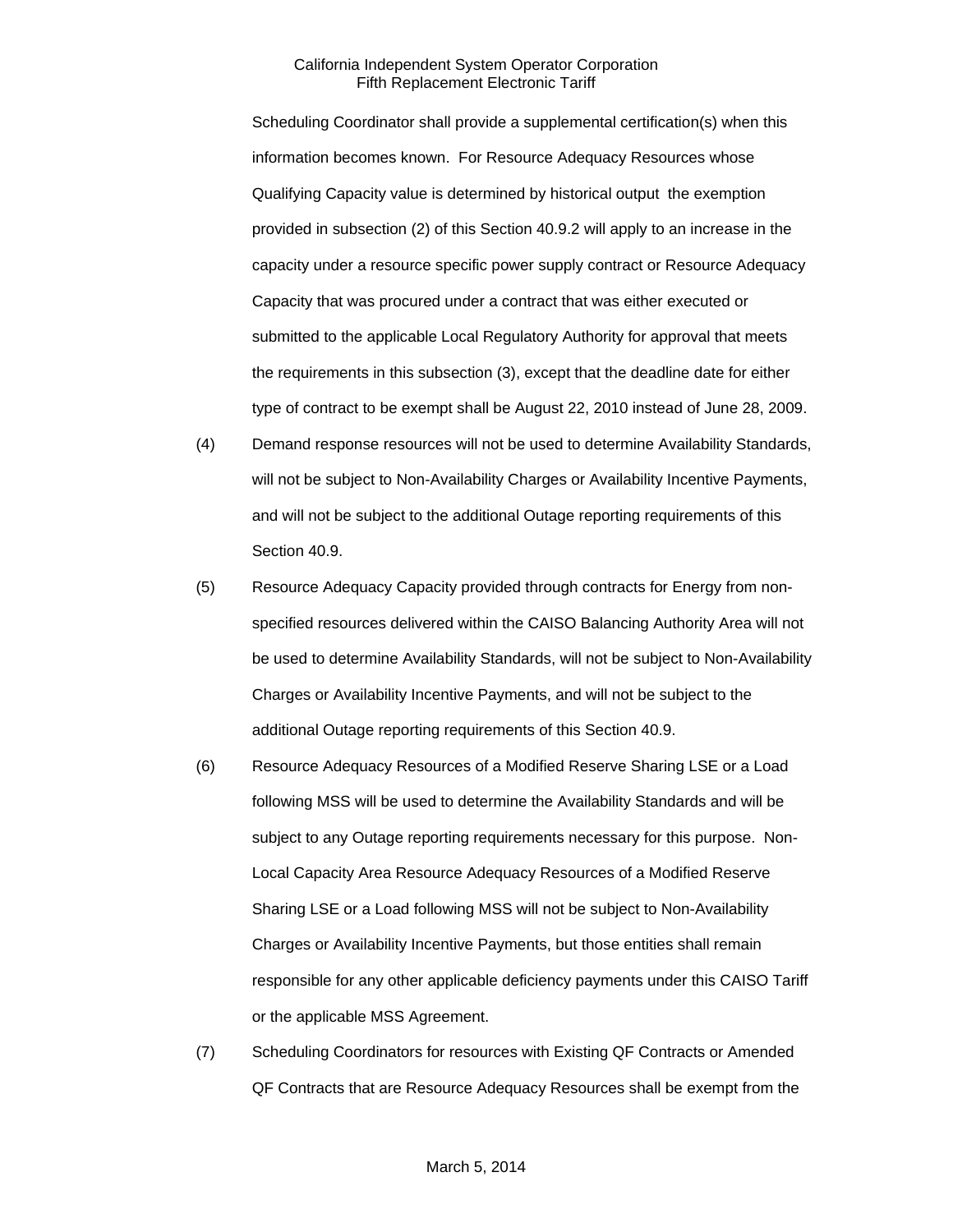Scheduling Coordinator shall provide a supplemental certification(s) when this information becomes known. For Resource Adequacy Resources whose Qualifying Capacity value is determined by historical output the exemption provided in subsection (2) of this Section 40.9.2 will apply to an increase in the capacity under a resource specific power supply contract or Resource Adequacy Capacity that was procured under a contract that was either executed or submitted to the applicable Local Regulatory Authority for approval that meets the requirements in this subsection (3), except that the deadline date for either type of contract to be exempt shall be August 22, 2010 instead of June 28, 2009.

(4) Demand response resources will not be used to determine Availability Standards, will not be subject to Non-Availability Charges or Availability Incentive Payments, and will not be subject to the additional Outage reporting requirements of this Section 40.9.

(5) Resource Adequacy Capacity provided through contracts for Energy from non-specified resources delivered within the CAISO Balancing Authority Area will not be used to determine Availability Standards, will not be subject to Non-Availability Charges or Availability Incentive Payments, and will not be subject to the additional Outage reporting requirements of this Section 40.9.

(6) Resource Adequacy Resources of a Modified Reserve Sharing LSE or a Load following MSS will be used to determine the Availability Standards and will be subject to any Outage reporting requirements necessary for this purpose. Non-Local Capacity Area Resource Adequacy Resources of a Modified Reserve Sharing LSE or a Load following MSS will not be subject to Non-Availability Charges or Availability Incentive Payments, but those entities shall remain responsible for any other applicable deficiency payments under this CAISO Tariff or the applicable MSS Agreement.

(7) Scheduling Coordinators for resources with Existing QF Contracts or Amended QF Contracts that are Resource Adequacy Resources shall be exempt from the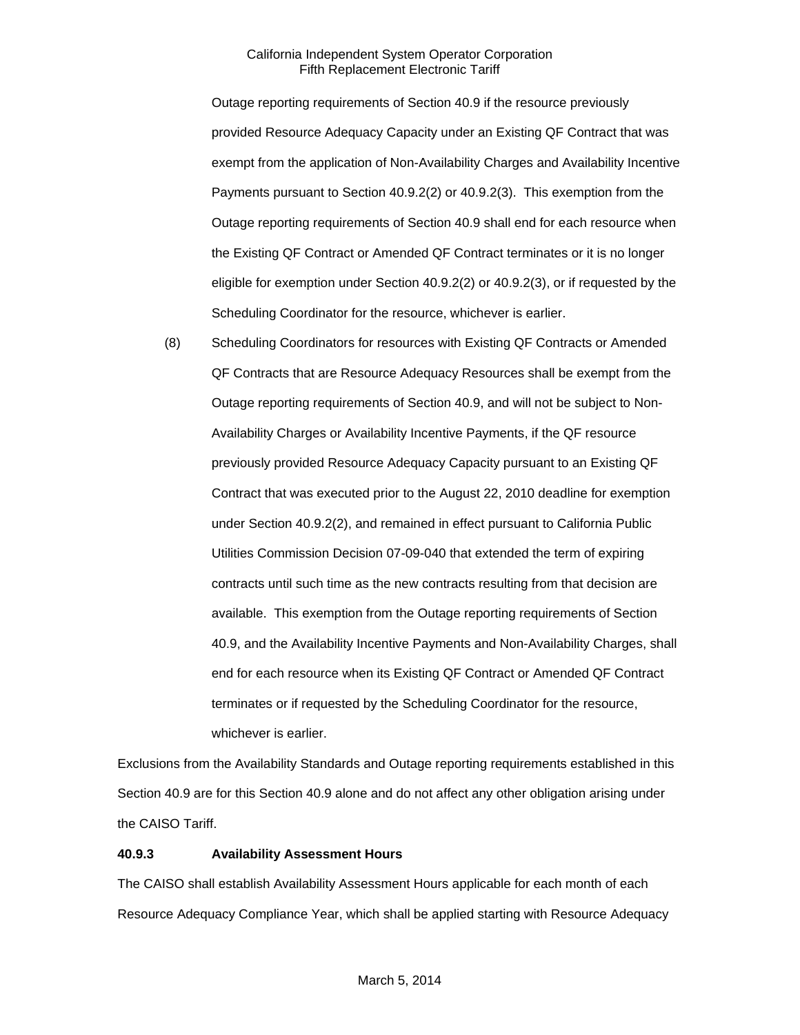Outage reporting requirements of Section 40.9 if the resource previously provided Resource Adequacy Capacity under an Existing QF Contract that was exempt from the application of Non-Availability Charges and Availability Incentive Payments pursuant to Section 40.9.2(2) or 40.9.2(3). This exemption from the Outage reporting requirements of Section 40.9 shall end for each resource when the Existing QF Contract or Amended QF Contract terminates or it is no longer eligible for exemption under Section 40.9.2(2) or 40.9.2(3), or if requested by the Scheduling Coordinator for the resource, whichever is earlier.

(8) Scheduling Coordinators for resources with Existing QF Contracts or Amended QF Contracts that are Resource Adequacy Resources shall be exempt from the Outage reporting requirements of Section 40.9, and will not be subject to Non-Availability Charges or Availability Incentive Payments, if the QF resource previously provided Resource Adequacy Capacity pursuant to an Existing QF Contract that was executed prior to the August 22, 2010 deadline for exemption under Section 40.9.2(2), and remained in effect pursuant to California Public Utilities Commission Decision 07-09-040 that extended the term of expiring contracts until such time as the new contracts resulting from that decision are available. This exemption from the Outage reporting requirements of Section 40.9, and the Availability Incentive Payments and Non-Availability Charges, shall end for each resource when its Existing QF Contract or Amended QF Contract terminates or if requested by the Scheduling Coordinator for the resource, whichever is earlier.

Exclusions from the Availability Standards and Outage reporting requirements established in this Section 40.9 are for this Section 40.9 alone and do not affect any other obligation arising under the CAISO Tariff.

**40.9.3 Availability Assessment Hours**

The CAISO shall establish Availability Assessment Hours applicable for each month of each Resource Adequacy Compliance Year, which shall be applied starting with Resource Adequacy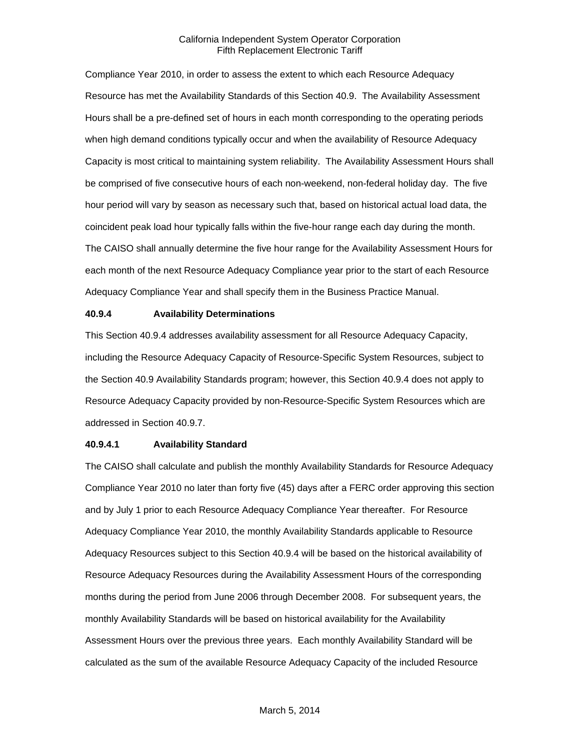Compliance Year 2010, in order to assess the extent to which each Resource Adequacy Resource has met the Availability Standards of this Section 40.9. The Availability Assessment Hours shall be a pre-defined set of hours in each month corresponding to the operating periods when high demand conditions typically occur and when the availability of Resource Adequacy Capacity is most critical to maintaining system reliability. The Availability Assessment Hours shall be comprised of five consecutive hours of each non-weekend, non-federal holiday day. The five hour period will vary by season as necessary such that, based on historical actual load data, the coincident peak load hour typically falls within the five-hour range each day during the month. The CAISO shall annually determine the five hour range for the Availability Assessment Hours for each month of the next Resource Adequacy Compliance year prior to the start of each Resource Adequacy Compliance Year and shall specify them in the Business Practice Manual.

**40.9.4 Availability Determinations**

This Section 40.9.4 addresses availability assessment for all Resource Adequacy Capacity, including the Resource Adequacy Capacity of Resource-Specific System Resources, subject to the Section 40.9 Availability Standards program; however, this Section 40.9.4 does not apply to Resource Adequacy Capacity provided by non-Resource-Specific System Resources which are addressed in Section 40.9.7.

**40.9.4.1 Availability Standard**

The CAISO shall calculate and publish the monthly Availability Standards for Resource Adequacy Compliance Year 2010 no later than forty five (45) days after a FERC order approving this section and by July 1 prior to each Resource Adequacy Compliance Year thereafter. For Resource Adequacy Compliance Year 2010, the monthly Availability Standards applicable to Resource Adequacy Resources subject to this Section 40.9.4 will be based on the historical availability of Resource Adequacy Resources during the Availability Assessment Hours of the corresponding months during the period from June 2006 through December 2008. For subsequent years, the monthly Availability Standards will be based on historical availability for the Availability Assessment Hours over the previous three years. Each monthly Availability Standard will be calculated as the sum of the available Resource Adequacy Capacity of the included Resource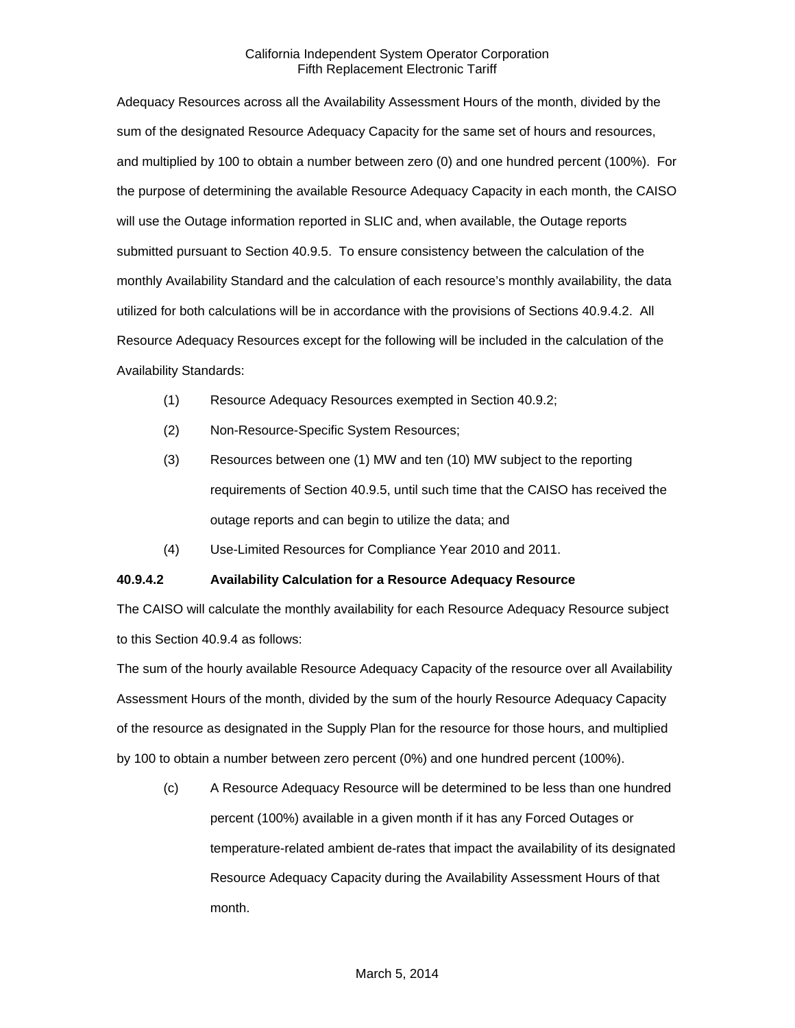Adequacy Resources across all the Availability Assessment Hours of the month, divided by the sum of the designated Resource Adequacy Capacity for the same set of hours and resources, and multiplied by 100 to obtain a number between zero (0) and one hundred percent (100%). For the purpose of determining the available Resource Adequacy Capacity in each month, the CAISO will use the Outage information reported in SLIC and, when available, the Outage reports submitted pursuant to Section 40.9.5. To ensure consistency between the calculation of the monthly Availability Standard and the calculation of each resource's monthly availability, the data utilized for both calculations will be in accordance with the provisions of Sections 40.9.4.2. All Resource Adequacy Resources except for the following will be included in the calculation of the Availability Standards:

(1) Resource Adequacy Resources exempted in Section 40.9.2;

(2) Non-Resource-Specific System Resources;

(3) Resources between one (1) MW and ten (10) MW subject to the reporting requirements of Section 40.9.5, until such time that the CAISO has received the outage reports and can begin to utilize the data; and

(4) Use-Limited Resources for Compliance Year 2010 and 2011.

**40.9.4.2 Availability Calculation for a Resource Adequacy Resource**

The CAISO will calculate the monthly availability for each Resource Adequacy Resource subject to this Section 40.9.4 as follows:

The sum of the hourly available Resource Adequacy Capacity of the resource over all Availability Assessment Hours of the month, divided by the sum of the hourly Resource Adequacy Capacity of the resource as designated in the Supply Plan for the resource for those hours, and multiplied by 100 to obtain a number between zero percent (0%) and one hundred percent (100%).

(c) A Resource Adequacy Resource will be determined to be less than one hundred percent (100%) available in a given month if it has any Forced Outages or temperature-related ambient de-rates that impact the availability of its designated Resource Adequacy Capacity during the Availability Assessment Hours of that month.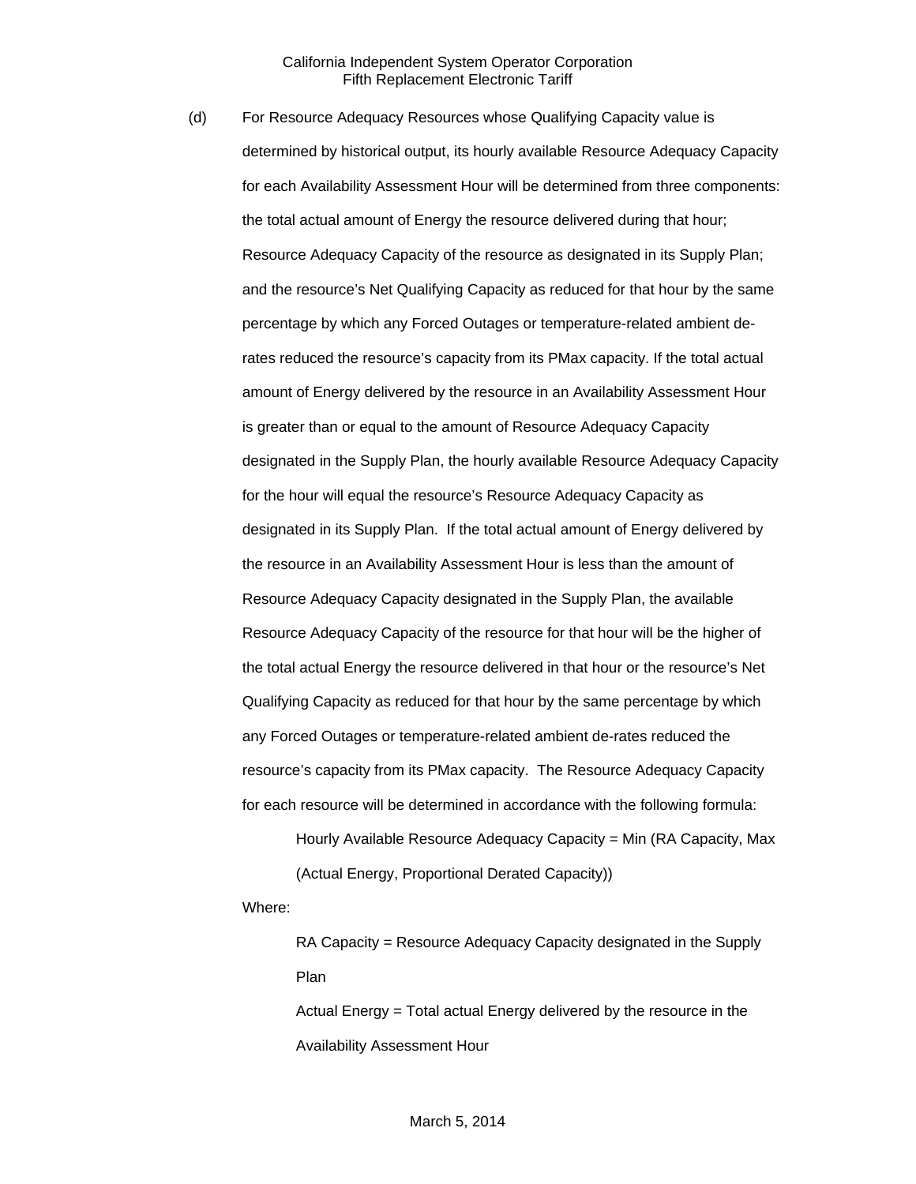(d) For Resource Adequacy Resources whose Qualifying Capacity value is determined by historical output, its hourly available Resource Adequacy Capacity for each Availability Assessment Hour will be determined from three components: the total actual amount of Energy the resource delivered during that hour; Resource Adequacy Capacity of the resource as designated in its Supply Plan; and the resource's Net Qualifying Capacity as reduced for that hour by the same percentage by which any Forced Outages or temperature-related ambient de-rates reduced the resource's capacity from its PMax capacity. If the total actual amount of Energy delivered by the resource in an Availability Assessment Hour is greater than or equal to the amount of Resource Adequacy Capacity designated in the Supply Plan, the hourly available Resource Adequacy Capacity for the hour will equal the resource's Resource Adequacy Capacity as designated in its Supply Plan. If the total actual amount of Energy delivered by the resource in an Availability Assessment Hour is less than the amount of Resource Adequacy Capacity designated in the Supply Plan, the available Resource Adequacy Capacity of the resource for that hour will be the higher of the total actual Energy the resource delivered in that hour or the resource's Net Qualifying Capacity as reduced for that hour by the same percentage by which any Forced Outages or temperature-related ambient de-rates reduced the resource's capacity from its PMax capacity. The Resource Adequacy Capacity for each resource will be determined in accordance with the following formula:

Hourly Available Resource Adequacy Capacity = Min (RA Capacity, Max (Actual Energy, Proportional Derated Capacity))

Where:

RA Capacity = Resource Adequacy Capacity designated in the Supply Plan

Actual Energy = Total actual Energy delivered by the resource in the Availability Assessment Hour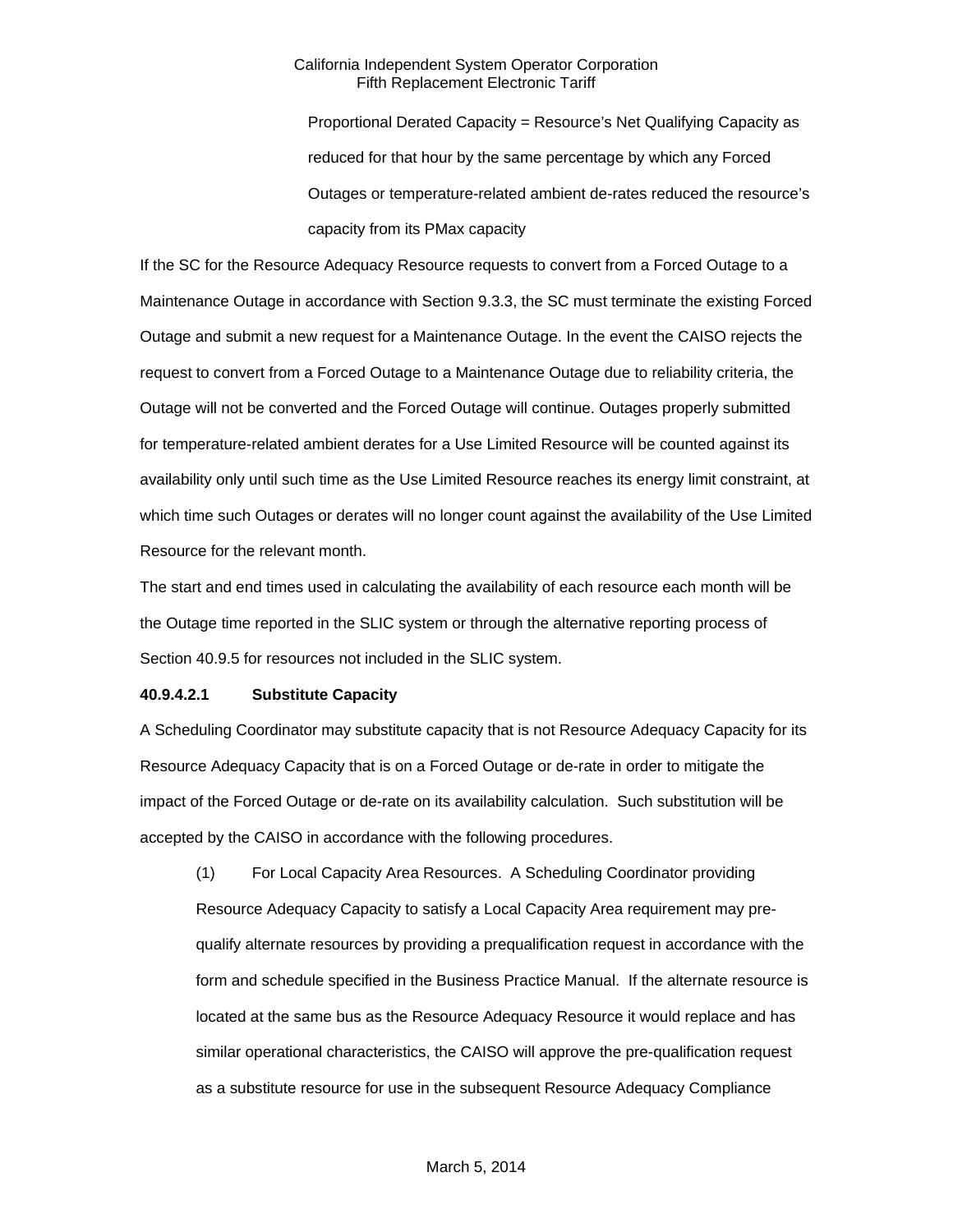Proportional Derated Capacity = Resource's Net Qualifying Capacity as reduced for that hour by the same percentage by which any Forced Outages or temperature-related ambient de-rates reduced the resource's capacity from its PMax capacity

If the SC for the Resource Adequacy Resource requests to convert from a Forced Outage to a Maintenance Outage in accordance with Section 9.3.3, the SC must terminate the existing Forced Outage and submit a new request for a Maintenance Outage. In the event the CAISO rejects the request to convert from a Forced Outage to a Maintenance Outage due to reliability criteria, the Outage will not be converted and the Forced Outage will continue. Outages properly submitted for temperature-related ambient derates for a Use Limited Resource will be counted against its availability only until such time as the Use Limited Resource reaches its energy limit constraint, at which time such Outages or derates will no longer count against the availability of the Use Limited Resource for the relevant month.

The start and end times used in calculating the availability of each resource each month will be the Outage time reported in the SLIC system or through the alternative reporting process of Section 40.9.5 for resources not included in the SLIC system.

**40.9.4.2.1 Substitute Capacity**

A Scheduling Coordinator may substitute capacity that is not Resource Adequacy Capacity for its Resource Adequacy Capacity that is on a Forced Outage or de-rate in order to mitigate the impact of the Forced Outage or de-rate on its availability calculation. Such substitution will be accepted by the CAISO in accordance with the following procedures.

(1) For Local Capacity Area Resources. A Scheduling Coordinator providing Resource Adequacy Capacity to satisfy a Local Capacity Area requirement may pre-qualify alternate resources by providing a prequalification request in accordance with the form and schedule specified in the Business Practice Manual. If the alternate resource is located at the same bus as the Resource Adequacy Resource it would replace and has similar operational characteristics, the CAISO will approve the pre-qualification request as a substitute resource for use in the subsequent Resource Adequacy Compliance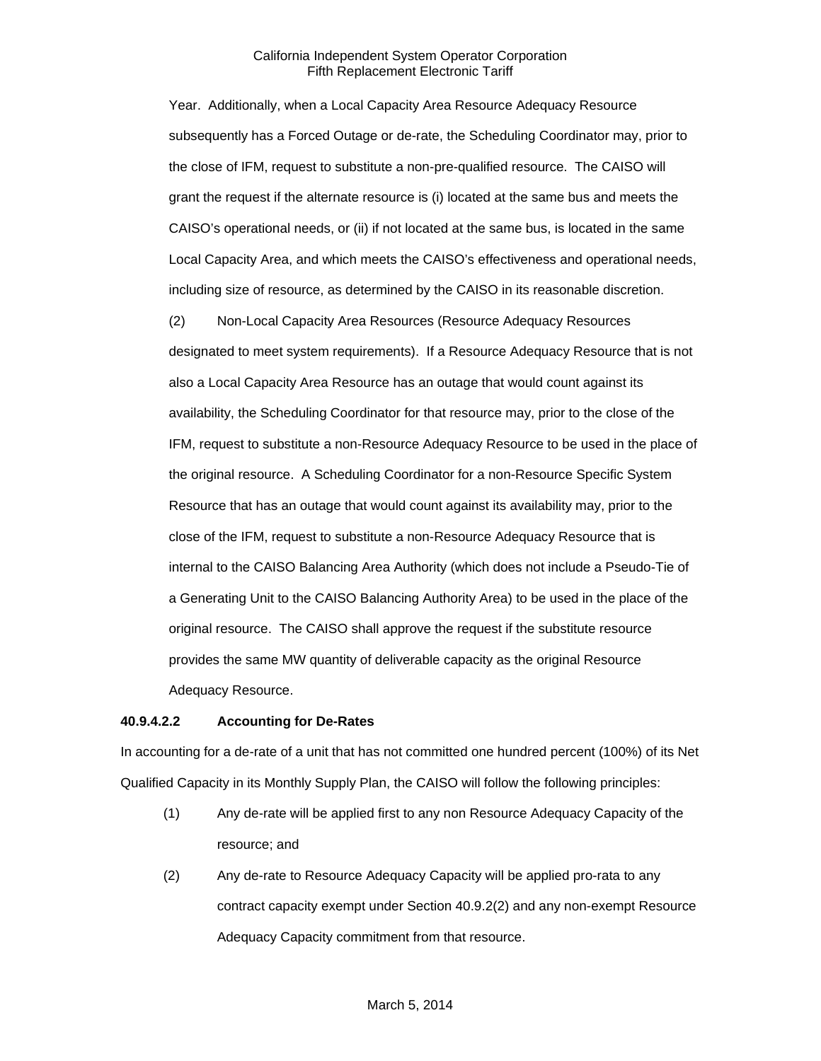Year. Additionally, when a Local Capacity Area Resource Adequacy Resource subsequently has a Forced Outage or de-rate, the Scheduling Coordinator may, prior to the close of IFM, request to substitute a non-pre-qualified resource. The CAISO will grant the request if the alternate resource is (i) located at the same bus and meets the CAISO's operational needs, or (ii) if not located at the same bus, is located in the same Local Capacity Area, and which meets the CAISO's effectiveness and operational needs, including size of resource, as determined by the CAISO in its reasonable discretion.

(2) Non-Local Capacity Area Resources (Resource Adequacy Resources designated to meet system requirements). If a Resource Adequacy Resource that is not also a Local Capacity Area Resource has an outage that would count against its availability, the Scheduling Coordinator for that resource may, prior to the close of the IFM, request to substitute a non-Resource Adequacy Resource to be used in the place of the original resource. A Scheduling Coordinator for a non-Resource Specific System Resource that has an outage that would count against its availability may, prior to the close of the IFM, request to substitute a non-Resource Adequacy Resource that is internal to the CAISO Balancing Area Authority (which does not include a Pseudo-Tie of a Generating Unit to the CAISO Balancing Authority Area) to be used in the place of the original resource. The CAISO shall approve the request if the substitute resource provides the same MW quantity of deliverable capacity as the original Resource Adequacy Resource.

**40.9.4.2.2 Accounting for De-Rates**

In accounting for a de-rate of a unit that has not committed one hundred percent (100%) of its Net Qualified Capacity in its Monthly Supply Plan, the CAISO will follow the following principles:

(1) Any de-rate will be applied first to any non Resource Adequacy Capacity of the resource; and

(2) Any de-rate to Resource Adequacy Capacity will be applied pro-rata to any contract capacity exempt under Section 40.9.2(2) and any non-exempt Resource Adequacy Capacity commitment from that resource.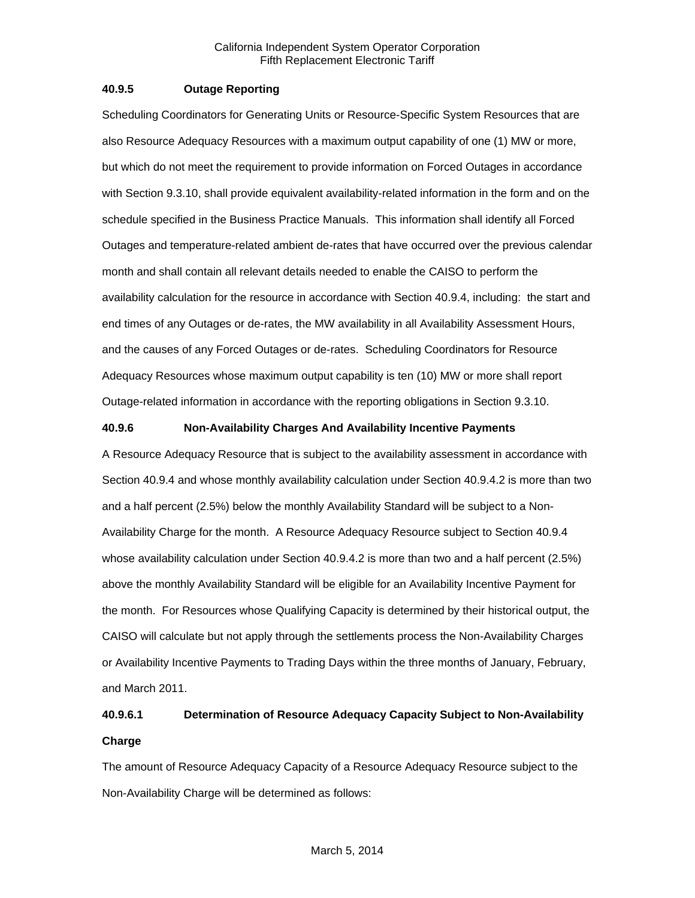### 40.9.5 Outage Reporting

Scheduling Coordinators for Generating Units or Resource-Specific System Resources that are also Resource Adequacy Resources with a maximum output capability of one (1) MW or more, but which do not meet the requirement to provide information on Forced Outages in accordance with Section 9.3.10, shall provide equivalent availability-related information in the form and on the schedule specified in the Business Practice Manuals. This information shall identify all Forced Outages and temperature-related ambient de-rates that have occurred over the previous calendar month and shall contain all relevant details needed to enable the CAISO to perform the availability calculation for the resource in accordance with Section 40.9.4, including: the start and end times of any Outages or de-rates, the MW availability in all Availability Assessment Hours, and the causes of any Forced Outages or de-rates. Scheduling Coordinators for Resource Adequacy Resources whose maximum output capability is ten (10) MW or more shall report Outage-related information in accordance with the reporting obligations in Section 9.3.10.

### 40.9.6 Non-Availability Charges And Availability Incentive Payments

A Resource Adequacy Resource that is subject to the availability assessment in accordance with Section 40.9.4 and whose monthly availability calculation under Section 40.9.4.2 is more than two and a half percent (2.5%) below the monthly Availability Standard will be subject to a Non-Availability Charge for the month. A Resource Adequacy Resource subject to Section 40.9.4 whose availability calculation under Section 40.9.4.2 is more than two and a half percent (2.5%) above the monthly Availability Standard will be eligible for an Availability Incentive Payment for the month. For Resources whose Qualifying Capacity is determined by their historical output, the CAISO will calculate but not apply through the settlements process the Non-Availability Charges or Availability Incentive Payments to Trading Days within the three months of January, February, and March 2011.

#### 40.9.6.1 Determination of Resource Adequacy Capacity Subject to Non-Availability Charge

The amount of Resource Adequacy Capacity of a Resource Adequacy Resource subject to the Non-Availability Charge will be determined as follows: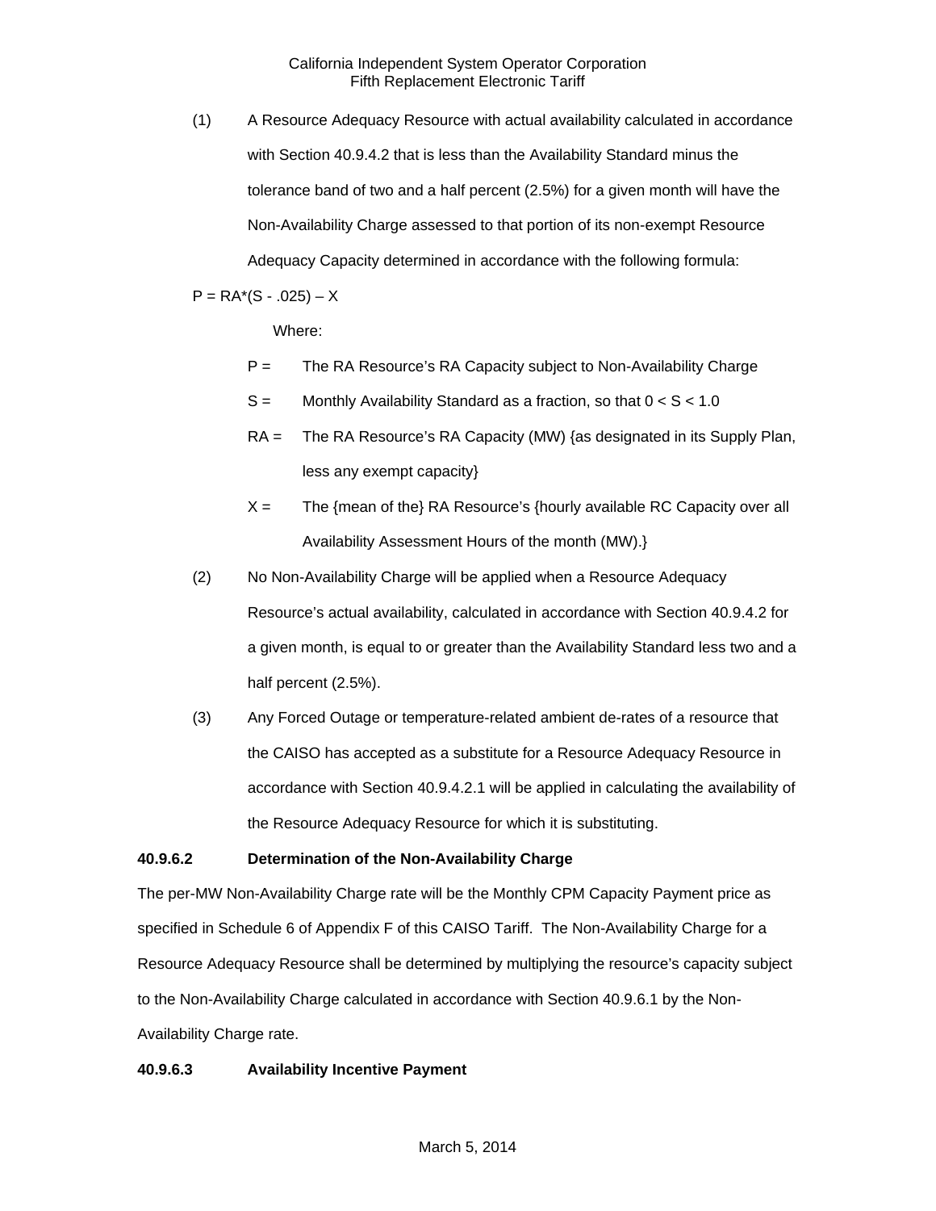(1) A Resource Adequacy Resource with actual availability calculated in accordance with Section 40.9.4.2 that is less than the Availability Standard minus the tolerance band of two and a half percent (2.5%) for a given month will have the Non-Availability Charge assessed to that portion of its non-exempt Resource Adequacy Capacity determined in accordance with the following formula:

$$P = RA*(S - .025) - X$$

Where:

$P$ = The RA Resource's RA Capacity subject to Non-Availability Charge

$S$ = Monthly Availability Standard as a fraction, so that $0 < S < 1.0$

$RA$ = The RA Resource's RA Capacity (MW) {as designated in its Supply Plan, less any exempt capacity}

$X$ = The {mean of the} RA Resource's {hourly available RC Capacity over all Availability Assessment Hours of the month (MW).}

(2) No Non-Availability Charge will be applied when a Resource Adequacy Resource's actual availability, calculated in accordance with Section 40.9.4.2 for a given month, is equal to or greater than the Availability Standard less two and a half percent (2.5%).

(3) Any Forced Outage or temperature-related ambient de-rates of a resource that the CAISO has accepted as a substitute for a Resource Adequacy Resource in accordance with Section 40.9.4.2.1 will be applied in calculating the availability of the Resource Adequacy Resource for which it is substituting.

### 40.9.6.2 Determination of the Non-Availability Charge

The per-MW Non-Availability Charge rate will be the Monthly CPM Capacity Payment price as specified in Schedule 6 of Appendix F of this CAISO Tariff. The Non-Availability Charge for a Resource Adequacy Resource shall be determined by multiplying the resource's capacity subject to the Non-Availability Charge calculated in accordance with Section 40.9.6.1 by the Non-Availability Charge rate.

### 40.9.6.3 Availability Incentive Payment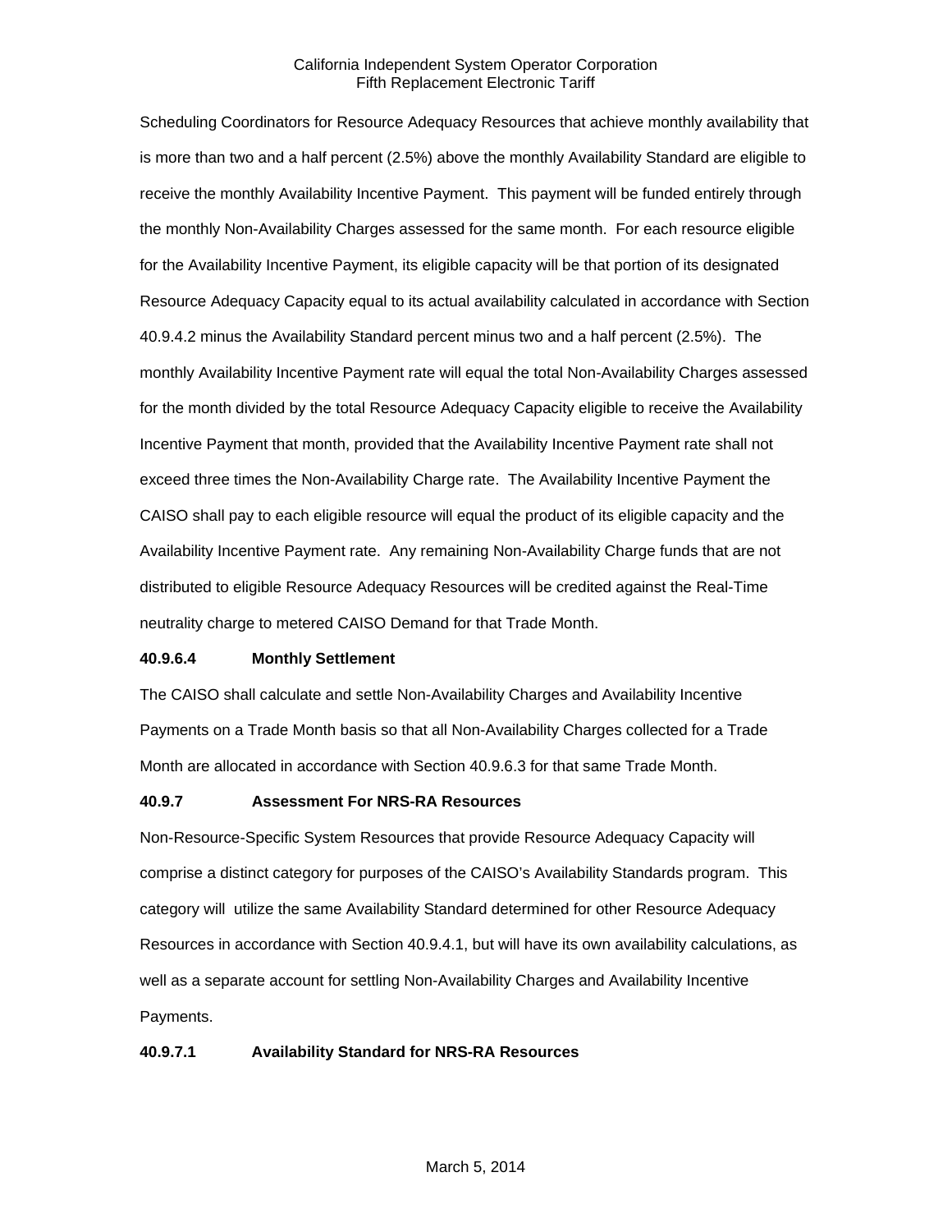Scheduling Coordinators for Resource Adequacy Resources that achieve monthly availability that is more than two and a half percent (2.5%) above the monthly Availability Standard are eligible to receive the monthly Availability Incentive Payment. This payment will be funded entirely through the monthly Non-Availability Charges assessed for the same month. For each resource eligible for the Availability Incentive Payment, its eligible capacity will be that portion of its designated Resource Adequacy Capacity equal to its actual availability calculated in accordance with Section 40.9.4.2 minus the Availability Standard percent minus two and a half percent (2.5%). The monthly Availability Incentive Payment rate will equal the total Non-Availability Charges assessed for the month divided by the total Resource Adequacy Capacity eligible to receive the Availability Incentive Payment that month, provided that the Availability Incentive Payment rate shall not exceed three times the Non-Availability Charge rate. The Availability Incentive Payment the CAISO shall pay to each eligible resource will equal the product of its eligible capacity and the Availability Incentive Payment rate. Any remaining Non-Availability Charge funds that are not distributed to eligible Resource Adequacy Resources will be credited against the Real-Time neutrality charge to metered CAISO Demand for that Trade Month.

**40.9.6.4 Monthly Settlement**

The CAISO shall calculate and settle Non-Availability Charges and Availability Incentive Payments on a Trade Month basis so that all Non-Availability Charges collected for a Trade Month are allocated in accordance with Section 40.9.6.3 for that same Trade Month.

**40.9.7 Assessment For NRS-RA Resources**

Non-Resource-Specific System Resources that provide Resource Adequacy Capacity will comprise a distinct category for purposes of the CAISO's Availability Standards program. This category will utilize the same Availability Standard determined for other Resource Adequacy Resources in accordance with Section 40.9.4.1, but will have its own availability calculations, as well as a separate account for settling Non-Availability Charges and Availability Incentive Payments.

**40.9.7.1 Availability Standard for NRS-RA Resources**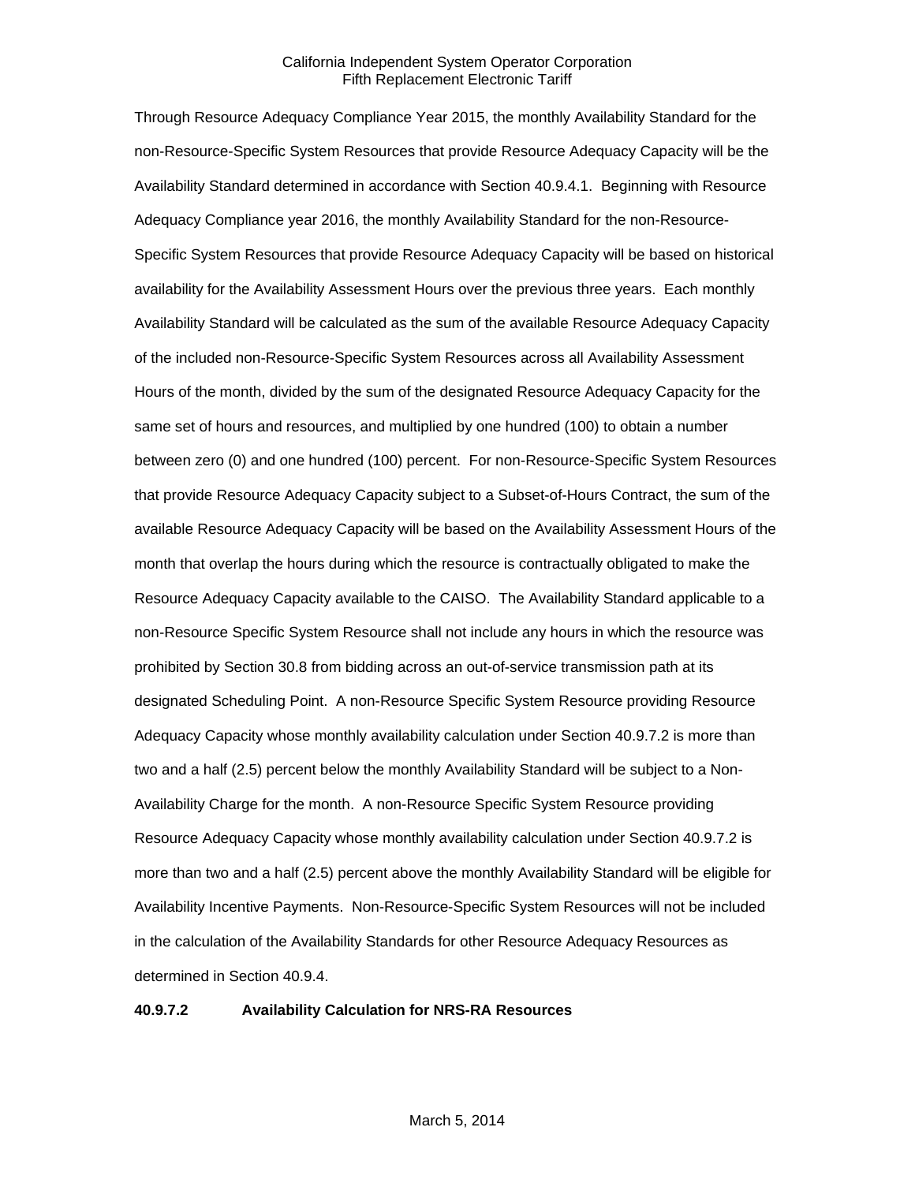Through Resource Adequacy Compliance Year 2015, the monthly Availability Standard for the non-Resource-Specific System Resources that provide Resource Adequacy Capacity will be the Availability Standard determined in accordance with Section 40.9.4.1. Beginning with Resource Adequacy Compliance year 2016, the monthly Availability Standard for the non-Resource-Specific System Resources that provide Resource Adequacy Capacity will be based on historical availability for the Availability Assessment Hours over the previous three years. Each monthly Availability Standard will be calculated as the sum of the available Resource Adequacy Capacity of the included non-Resource-Specific System Resources across all Availability Assessment Hours of the month, divided by the sum of the designated Resource Adequacy Capacity for the same set of hours and resources, and multiplied by one hundred (100) to obtain a number between zero (0) and one hundred (100) percent. For non-Resource-Specific System Resources that provide Resource Adequacy Capacity subject to a Subset-of-Hours Contract, the sum of the available Resource Adequacy Capacity will be based on the Availability Assessment Hours of the month that overlap the hours during which the resource is contractually obligated to make the Resource Adequacy Capacity available to the CAISO. The Availability Standard applicable to a non-Resource Specific System Resource shall not include any hours in which the resource was prohibited by Section 30.8 from bidding across an out-of-service transmission path at its designated Scheduling Point. A non-Resource Specific System Resource providing Resource Adequacy Capacity whose monthly availability calculation under Section 40.9.7.2 is more than two and a half (2.5) percent below the monthly Availability Standard will be subject to a Non-Availability Charge for the month. A non-Resource Specific System Resource providing Resource Adequacy Capacity whose monthly availability calculation under Section 40.9.7.2 is more than two and a half (2.5) percent above the monthly Availability Standard will be eligible for Availability Incentive Payments. Non-Resource-Specific System Resources will not be included in the calculation of the Availability Standards for other Resource Adequacy Resources as determined in Section 40.9.4.

**40.9.7.2 Availability Calculation for NRS-RA Resources**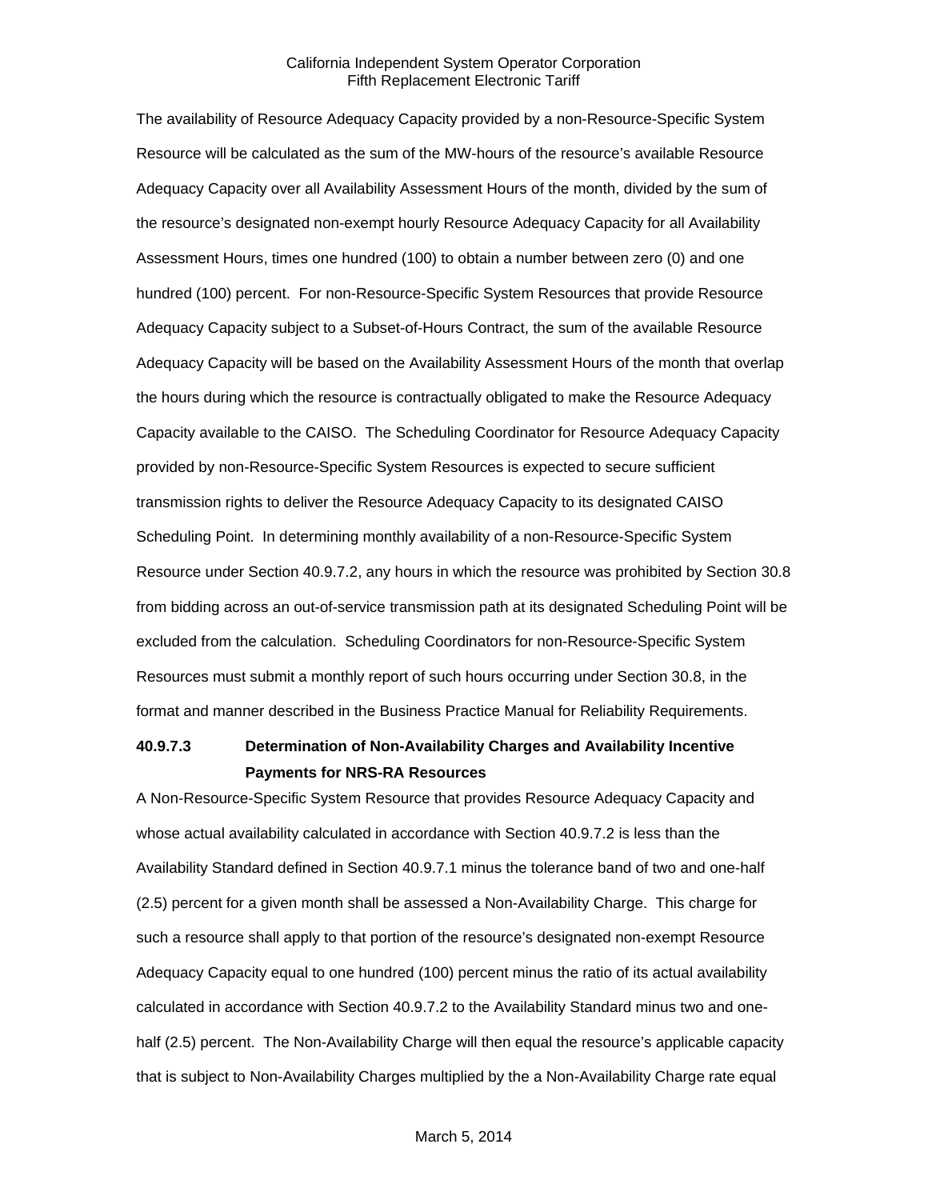The availability of Resource Adequacy Capacity provided by a non-Resource-Specific System Resource will be calculated as the sum of the MW-hours of the resource's available Resource Adequacy Capacity over all Availability Assessment Hours of the month, divided by the sum of the resource's designated non-exempt hourly Resource Adequacy Capacity for all Availability Assessment Hours, times one hundred (100) to obtain a number between zero (0) and one hundred (100) percent. For non-Resource-Specific System Resources that provide Resource Adequacy Capacity subject to a Subset-of-Hours Contract, the sum of the available Resource Adequacy Capacity will be based on the Availability Assessment Hours of the month that overlap the hours during which the resource is contractually obligated to make the Resource Adequacy Capacity available to the CAISO. The Scheduling Coordinator for Resource Adequacy Capacity provided by non-Resource-Specific System Resources is expected to secure sufficient transmission rights to deliver the Resource Adequacy Capacity to its designated CAISO Scheduling Point. In determining monthly availability of a non-Resource-Specific System Resource under Section 40.9.7.2, any hours in which the resource was prohibited by Section 30.8 from bidding across an out-of-service transmission path at its designated Scheduling Point will be excluded from the calculation. Scheduling Coordinators for non-Resource-Specific System Resources must submit a monthly report of such hours occurring under Section 30.8, in the format and manner described in the Business Practice Manual for Reliability Requirements.

**40.9.7.3 Determination of Non-Availability Charges and Availability Incentive Payments for NRS-RA Resources**

A Non-Resource-Specific System Resource that provides Resource Adequacy Capacity and whose actual availability calculated in accordance with Section 40.9.7.2 is less than the Availability Standard defined in Section 40.9.7.1 minus the tolerance band of two and one-half (2.5) percent for a given month shall be assessed a Non-Availability Charge. This charge for such a resource shall apply to that portion of the resource's designated non-exempt Resource Adequacy Capacity equal to one hundred (100) percent minus the ratio of its actual availability calculated in accordance with Section 40.9.7.2 to the Availability Standard minus two and one-half (2.5) percent. The Non-Availability Charge will then equal the resource's applicable capacity that is subject to Non-Availability Charges multiplied by the a Non-Availability Charge rate equal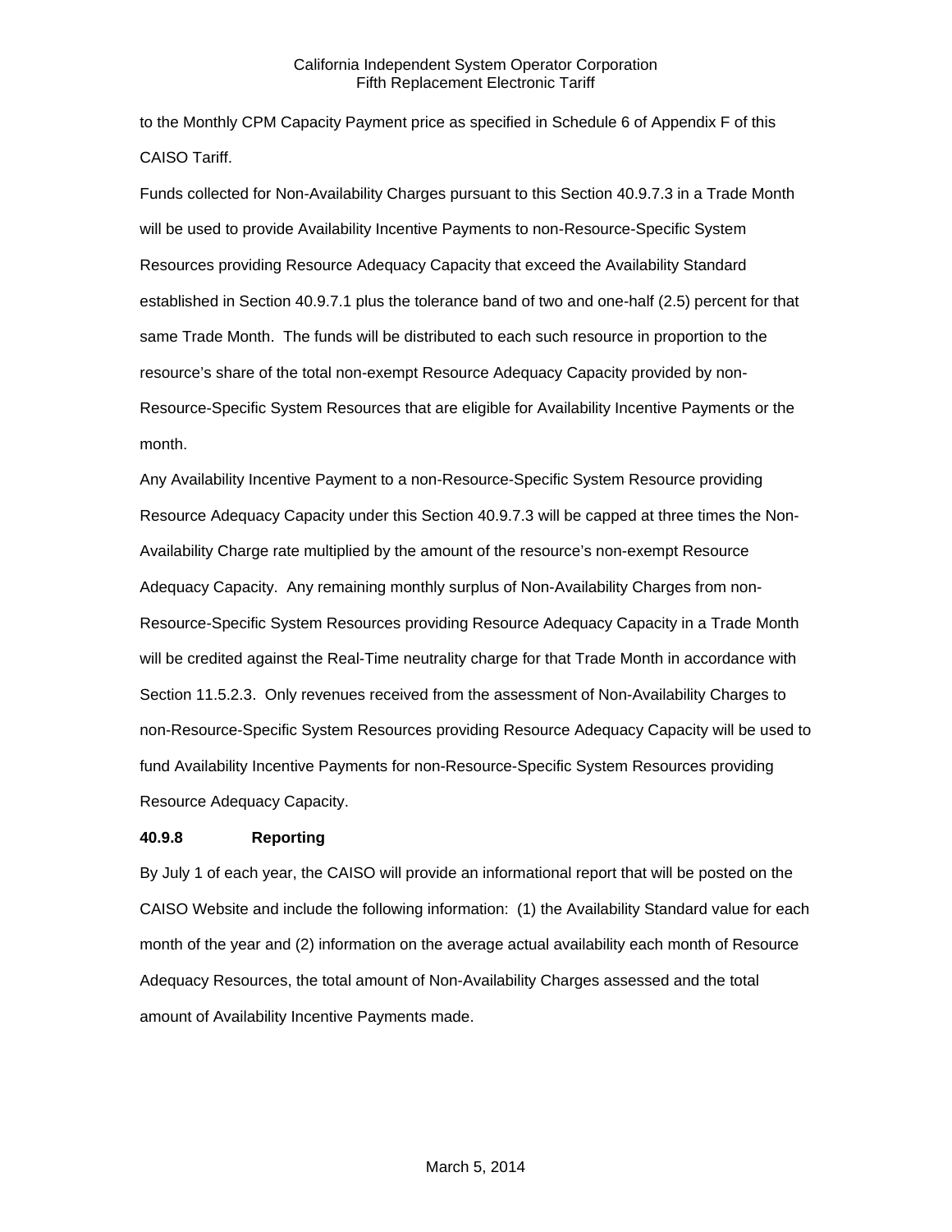to the Monthly CPM Capacity Payment price as specified in Schedule 6 of Appendix F of this CAISO Tariff.

Funds collected for Non-Availability Charges pursuant to this Section 40.9.7.3 in a Trade Month will be used to provide Availability Incentive Payments to non-Resource-Specific System Resources providing Resource Adequacy Capacity that exceed the Availability Standard established in Section 40.9.7.1 plus the tolerance band of two and one-half (2.5) percent for that same Trade Month. The funds will be distributed to each such resource in proportion to the resource's share of the total non-exempt Resource Adequacy Capacity provided by non-Resource-Specific System Resources that are eligible for Availability Incentive Payments or the month.

Any Availability Incentive Payment to a non-Resource-Specific System Resource providing Resource Adequacy Capacity under this Section 40.9.7.3 will be capped at three times the Non-Availability Charge rate multiplied by the amount of the resource's non-exempt Resource Adequacy Capacity. Any remaining monthly surplus of Non-Availability Charges from non-Resource-Specific System Resources providing Resource Adequacy Capacity in a Trade Month will be credited against the Real-Time neutrality charge for that Trade Month in accordance with Section 11.5.2.3. Only revenues received from the assessment of Non-Availability Charges to non-Resource-Specific System Resources providing Resource Adequacy Capacity will be used to fund Availability Incentive Payments for non-Resource-Specific System Resources providing Resource Adequacy Capacity.

**40.9.8 Reporting**

By July 1 of each year, the CAISO will provide an informational report that will be posted on the CAISO Website and include the following information: (1) the Availability Standard value for each month of the year and (2) information on the average actual availability each month of Resource Adequacy Resources, the total amount of Non-Availability Charges assessed and the total amount of Availability Incentive Payments made.